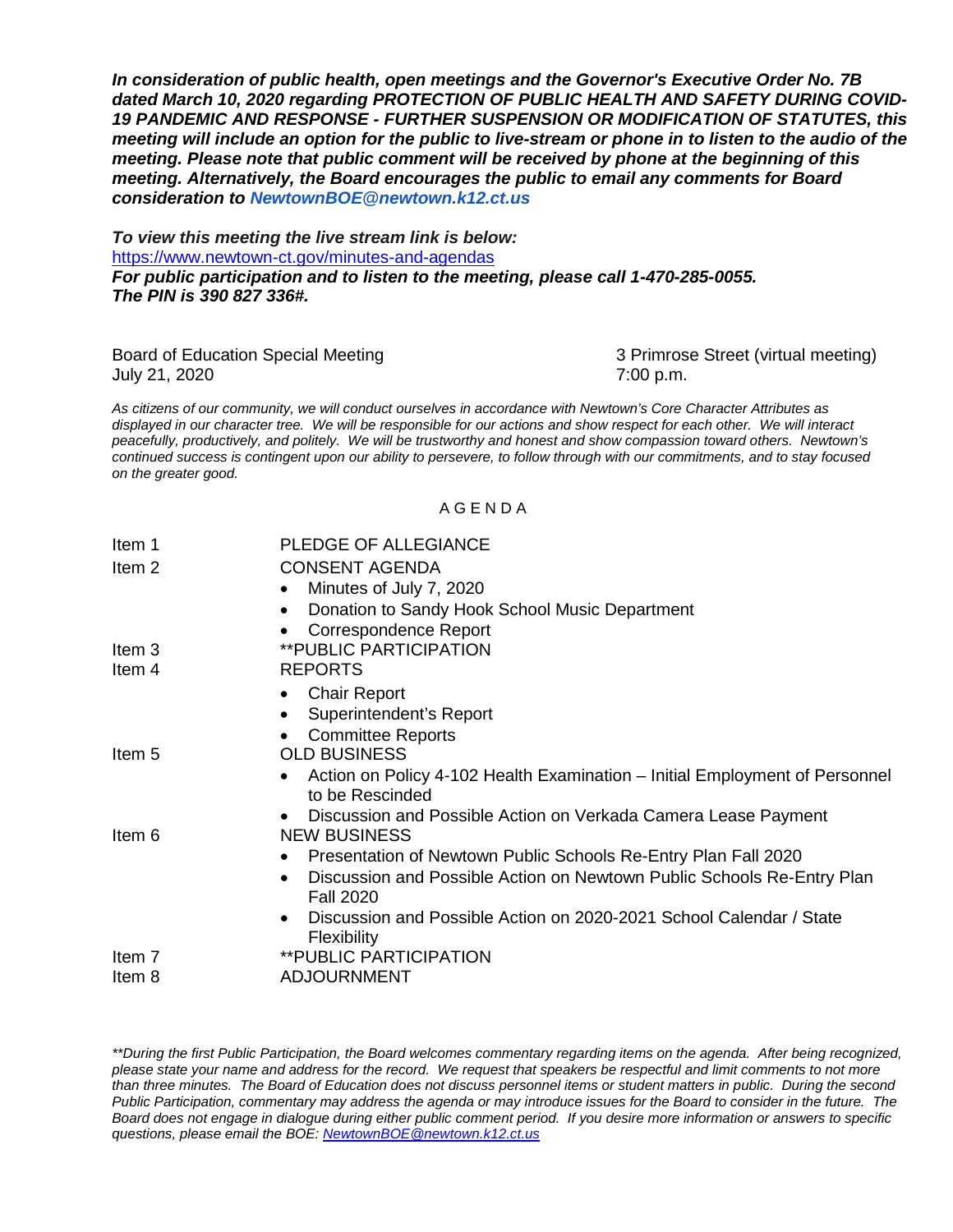***In consideration of public health, open meetings and the Governor's Executive Order No. 7B dated March 10, 2020 regarding PROTECTION OF PUBLIC HEALTH AND SAFETY DURING COVID-19 PANDEMIC AND RESPONSE - FURTHER SUSPENSION OR MODIFICATION OF STATUTES, this meeting will include an option for the public to live-stream or phone in to listen to the audio of the meeting. Please note that public comment will be received by phone at the beginning of this meeting. Alternatively, the Board encourages the public to email any comments for Board consideration to NewtownBOE@newtown.k12.ct.us***

***To view this meeting the live stream link is below:***
https://www.newtown-ct.gov/minutes-and-agendas
***For public participation and to listen to the meeting, please call 1-470-285-0055. The PIN is 390 827 336#.***

Board of Education Special Meeting
July 21, 2020

3 Primrose Street (virtual meeting)
7:00 p.m.

*As citizens of our community, we will conduct ourselves in accordance with Newtown's Core Character Attributes as displayed in our character tree. We will be responsible for our actions and show respect for each other. We will interact peacefully, productively, and politely. We will be trustworthy and honest and show compassion toward others. Newtown's continued success is contingent upon our ability to persevere, to follow through with our commitments, and to stay focused on the greater good.*

A G E N D A

Item 1 PLEDGE OF ALLEGIANCE

Item 2 CONSENT AGENDA
- Minutes of July 7, 2020
- Donation to Sandy Hook School Music Department
- Correspondence Report

Item 3 **PUBLIC PARTICIPATION

Item 4 REPORTS
- Chair Report
- Superintendent's Report
- Committee Reports

Item 5 OLD BUSINESS
- Action on Policy 4-102 Health Examination – Initial Employment of Personnel to be Rescinded
- Discussion and Possible Action on Verkada Camera Lease Payment

Item 6 NEW BUSINESS
- Presentation of Newtown Public Schools Re-Entry Plan Fall 2020
- Discussion and Possible Action on Newtown Public Schools Re-Entry Plan Fall 2020
- Discussion and Possible Action on 2020-2021 School Calendar / State Flexibility

Item 7 **PUBLIC PARTICIPATION

Item 8 ADJOURNMENT

*\*\*During the first Public Participation, the Board welcomes commentary regarding items on the agenda. After being recognized, please state your name and address for the record. We request that speakers be respectful and limit comments to not more than three minutes. The Board of Education does not discuss personnel items or student matters in public. During the second Public Participation, commentary may address the agenda or may introduce issues for the Board to consider in the future. The Board does not engage in dialogue during either public comment period. If you desire more information or answers to specific questions, please email the BOE: NewtownBOE@newtown.k12.ct.us*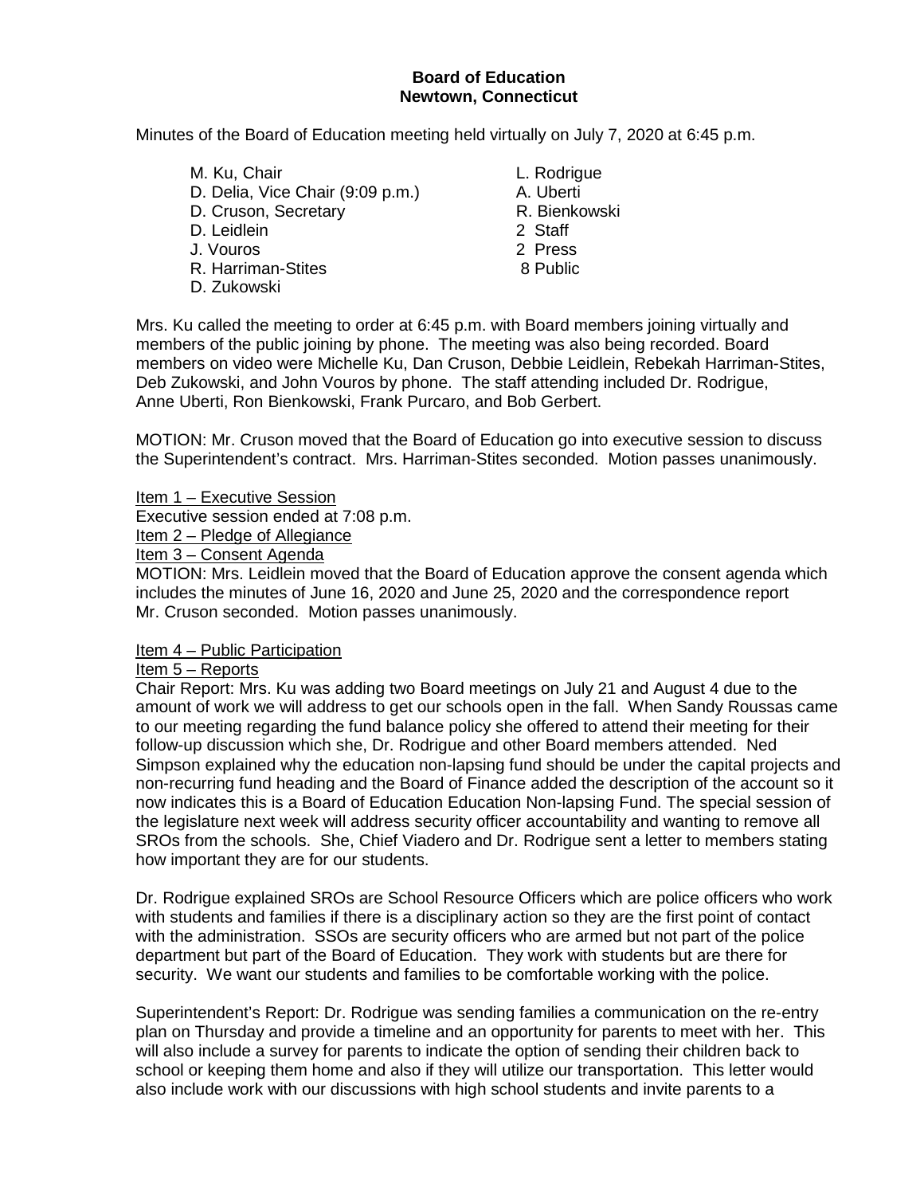**Board of Education**
**Newtown, Connecticut**

Minutes of the Board of Education meeting held virtually on July 7, 2020 at 6:45 p.m.

| | |
|---|---|
| M. Ku, Chair | L. Rodrigue |
| D. Delia, Vice Chair (9:09 p.m.) | A. Uberti |
| D. Cruson, Secretary | R. Bienkowski |
| D. Leidlein | 2 Staff |
| J. Vouros | 2 Press |
| R. Harriman-Stites | 8 Public |
| D. Zukowski | |

Mrs. Ku called the meeting to order at 6:45 p.m. with Board members joining virtually and members of the public joining by phone. The meeting was also being recorded. Board members on video were Michelle Ku, Dan Cruson, Debbie Leidlein, Rebekah Harriman-Stites, Deb Zukowski, and John Vouros by phone. The staff attending included Dr. Rodrigue, Anne Uberti, Ron Bienkowski, Frank Purcaro, and Bob Gerbert.

MOTION: Mr. Cruson moved that the Board of Education go into executive session to discuss the Superintendent's contract. Mrs. Harriman-Stites seconded. Motion passes unanimously.

Item 1 – Executive Session
Executive session ended at 7:08 p.m.
Item 2 – Pledge of Allegiance
Item 3 – Consent Agenda
MOTION: Mrs. Leidlein moved that the Board of Education approve the consent agenda which includes the minutes of June 16, 2020 and June 25, 2020 and the correspondence report Mr. Cruson seconded. Motion passes unanimously.

Item 4 – Public Participation
Item 5 – Reports
Chair Report: Mrs. Ku was adding two Board meetings on July 21 and August 4 due to the amount of work we will address to get our schools open in the fall. When Sandy Roussas came to our meeting regarding the fund balance policy she offered to attend their meeting for their follow-up discussion which she, Dr. Rodrigue and other Board members attended. Ned Simpson explained why the education non-lapsing fund should be under the capital projects and non-recurring fund heading and the Board of Finance added the description of the account so it now indicates this is a Board of Education Education Non-lapsing Fund. The special session of the legislature next week will address security officer accountability and wanting to remove all SROs from the schools. She, Chief Viadero and Dr. Rodrigue sent a letter to members stating how important they are for our students.

Dr. Rodrigue explained SROs are School Resource Officers which are police officers who work with students and families if there is a disciplinary action so they are the first point of contact with the administration. SSOs are security officers who are armed but not part of the police department but part of the Board of Education. They work with students but are there for security. We want our students and families to be comfortable working with the police.

Superintendent's Report: Dr. Rodrigue was sending families a communication on the re-entry plan on Thursday and provide a timeline and an opportunity for parents to meet with her. This will also include a survey for parents to indicate the option of sending their children back to school or keeping them home and also if they will utilize our transportation. This letter would also include work with our discussions with high school students and invite parents to a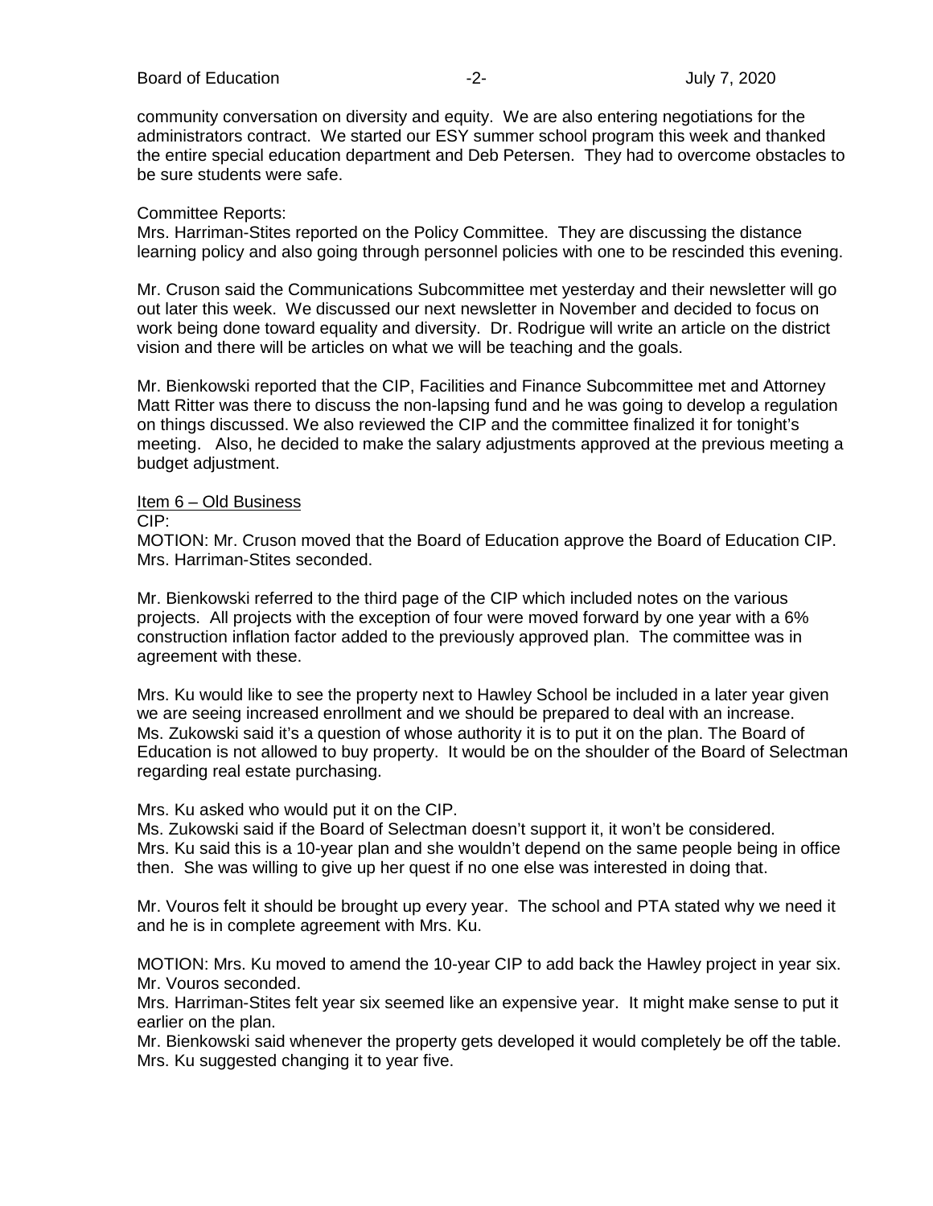community conversation on diversity and equity. We are also entering negotiations for the administrators contract. We started our ESY summer school program this week and thanked the entire special education department and Deb Petersen. They had to overcome obstacles to be sure students were safe.

Committee Reports:
Mrs. Harriman-Stites reported on the Policy Committee. They are discussing the distance learning policy and also going through personnel policies with one to be rescinded this evening.

Mr. Cruson said the Communications Subcommittee met yesterday and their newsletter will go out later this week. We discussed our next newsletter in November and decided to focus on work being done toward equality and diversity. Dr. Rodrigue will write an article on the district vision and there will be articles on what we will be teaching and the goals.

Mr. Bienkowski reported that the CIP, Facilities and Finance Subcommittee met and Attorney Matt Ritter was there to discuss the non-lapsing fund and he was going to develop a regulation on things discussed. We also reviewed the CIP and the committee finalized it for tonight's meeting. Also, he decided to make the salary adjustments approved at the previous meeting a budget adjustment.

<u>Item 6 – Old Business</u>
CIP:
MOTION: Mr. Cruson moved that the Board of Education approve the Board of Education CIP. Mrs. Harriman-Stites seconded.

Mr. Bienkowski referred to the third page of the CIP which included notes on the various projects. All projects with the exception of four were moved forward by one year with a 6% construction inflation factor added to the previously approved plan. The committee was in agreement with these.

Mrs. Ku would like to see the property next to Hawley School be included in a later year given we are seeing increased enrollment and we should be prepared to deal with an increase. Ms. Zukowski said it's a question of whose authority it is to put it on the plan. The Board of Education is not allowed to buy property. It would be on the shoulder of the Board of Selectman regarding real estate purchasing.

Mrs. Ku asked who would put it on the CIP.
Ms. Zukowski said if the Board of Selectman doesn't support it, it won't be considered.
Mrs. Ku said this is a 10-year plan and she wouldn't depend on the same people being in office then. She was willing to give up her quest if no one else was interested in doing that.

Mr. Vouros felt it should be brought up every year. The school and PTA stated why we need it and he is in complete agreement with Mrs. Ku.

MOTION: Mrs. Ku moved to amend the 10-year CIP to add back the Hawley project in year six. Mr. Vouros seconded.
Mrs. Harriman-Stites felt year six seemed like an expensive year. It might make sense to put it earlier on the plan.
Mr. Bienkowski said whenever the property gets developed it would completely be off the table.
Mrs. Ku suggested changing it to year five.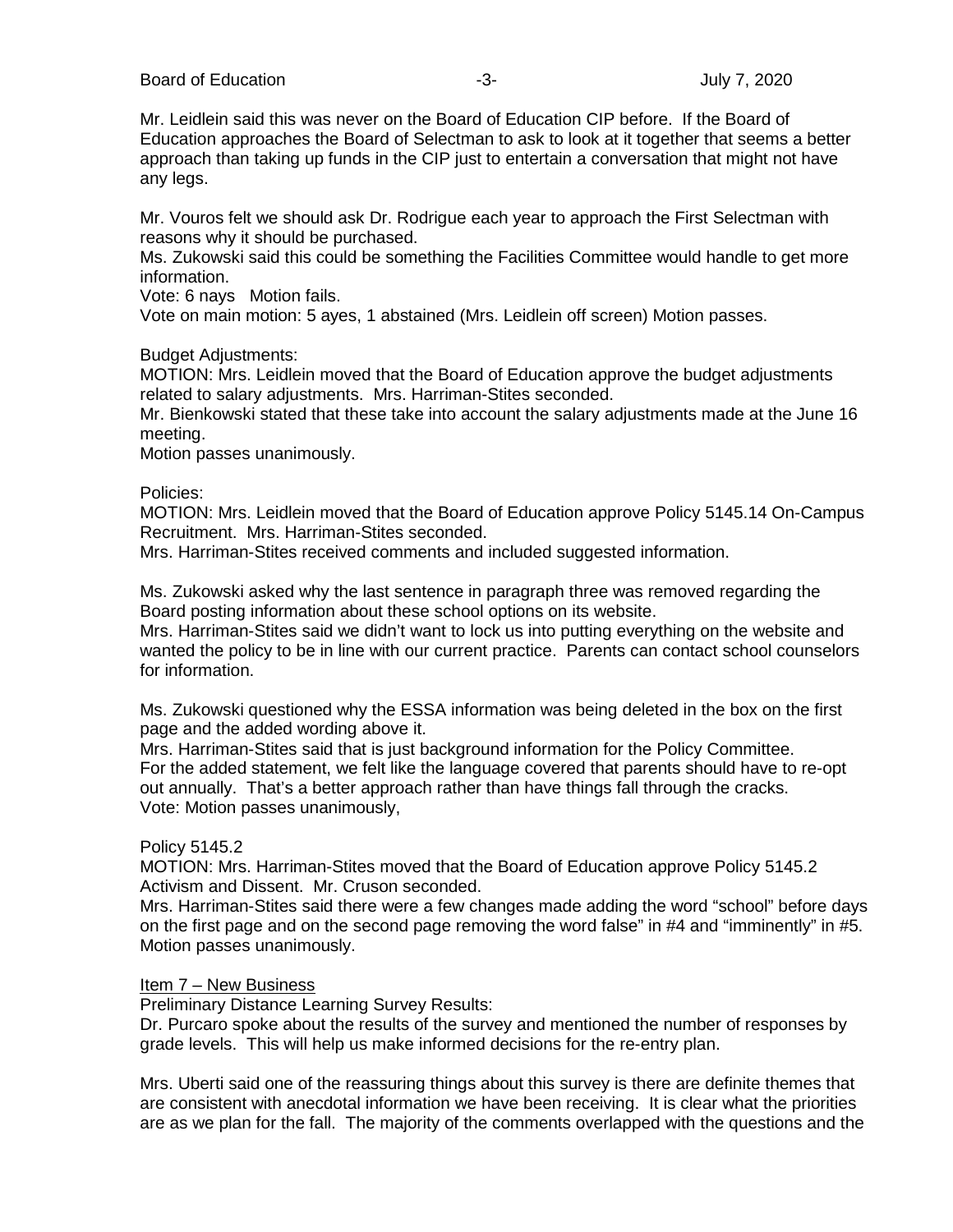Mr. Leidlein said this was never on the Board of Education CIP before. If the Board of Education approaches the Board of Selectman to ask to look at it together that seems a better approach than taking up funds in the CIP just to entertain a conversation that might not have any legs.

Mr. Vouros felt we should ask Dr. Rodrigue each year to approach the First Selectman with reasons why it should be purchased.
Ms. Zukowski said this could be something the Facilities Committee would handle to get more information.
Vote: 6 nays Motion fails.
Vote on main motion: 5 ayes, 1 abstained (Mrs. Leidlein off screen) Motion passes.

Budget Adjustments:
MOTION: Mrs. Leidlein moved that the Board of Education approve the budget adjustments related to salary adjustments. Mrs. Harriman-Stites seconded.
Mr. Bienkowski stated that these take into account the salary adjustments made at the June 16 meeting.
Motion passes unanimously.

Policies:
MOTION: Mrs. Leidlein moved that the Board of Education approve Policy 5145.14 On-Campus Recruitment. Mrs. Harriman-Stites seconded.
Mrs. Harriman-Stites received comments and included suggested information.

Ms. Zukowski asked why the last sentence in paragraph three was removed regarding the Board posting information about these school options on its website.
Mrs. Harriman-Stites said we didn't want to lock us into putting everything on the website and wanted the policy to be in line with our current practice. Parents can contact school counselors for information.

Ms. Zukowski questioned why the ESSA information was being deleted in the box on the first page and the added wording above it.
Mrs. Harriman-Stites said that is just background information for the Policy Committee.
For the added statement, we felt like the language covered that parents should have to re-opt out annually. That's a better approach rather than have things fall through the cracks.
Vote: Motion passes unanimously,

Policy 5145.2
MOTION: Mrs. Harriman-Stites moved that the Board of Education approve Policy 5145.2 Activism and Dissent. Mr. Cruson seconded.
Mrs. Harriman-Stites said there were a few changes made adding the word "school" before days on the first page and on the second page removing the word false" in #4 and "imminently" in #5.
Motion passes unanimously.

Item 7 – New Business
Preliminary Distance Learning Survey Results:
Dr. Purcaro spoke about the results of the survey and mentioned the number of responses by grade levels. This will help us make informed decisions for the re-entry plan.

Mrs. Uberti said one of the reassuring things about this survey is there are definite themes that are consistent with anecdotal information we have been receiving. It is clear what the priorities are as we plan for the fall. The majority of the comments overlapped with the questions and the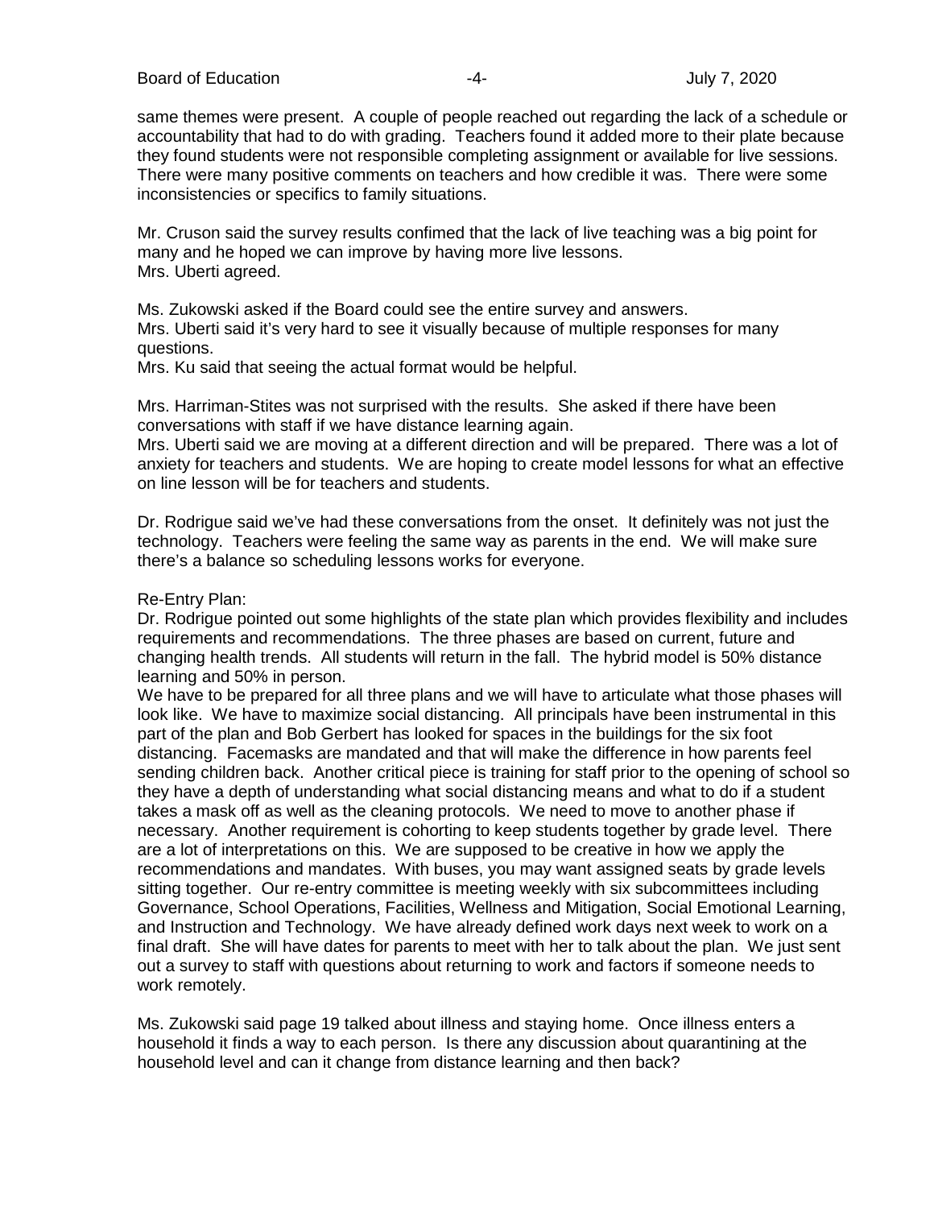same themes were present. A couple of people reached out regarding the lack of a schedule or accountability that had to do with grading. Teachers found it added more to their plate because they found students were not responsible completing assignment or available for live sessions. There were many positive comments on teachers and how credible it was. There were some inconsistencies or specifics to family situations.

Mr. Cruson said the survey results confimed that the lack of live teaching was a big point for many and he hoped we can improve by having more live lessons.
Mrs. Uberti agreed.

Ms. Zukowski asked if the Board could see the entire survey and answers.
Mrs. Uberti said it's very hard to see it visually because of multiple responses for many questions.
Mrs. Ku said that seeing the actual format would be helpful.

Mrs. Harriman-Stites was not surprised with the results. She asked if there have been conversations with staff if we have distance learning again.
Mrs. Uberti said we are moving at a different direction and will be prepared. There was a lot of anxiety for teachers and students. We are hoping to create model lessons for what an effective on line lesson will be for teachers and students.

Dr. Rodrigue said we've had these conversations from the onset. It definitely was not just the technology. Teachers were feeling the same way as parents in the end. We will make sure there's a balance so scheduling lessons works for everyone.

Re-Entry Plan:
Dr. Rodrigue pointed out some highlights of the state plan which provides flexibility and includes requirements and recommendations. The three phases are based on current, future and changing health trends. All students will return in the fall. The hybrid model is 50% distance learning and 50% in person.
We have to be prepared for all three plans and we will have to articulate what those phases will look like. We have to maximize social distancing. All principals have been instrumental in this part of the plan and Bob Gerbert has looked for spaces in the buildings for the six foot distancing. Facemasks are mandated and that will make the difference in how parents feel sending children back. Another critical piece is training for staff prior to the opening of school so they have a depth of understanding what social distancing means and what to do if a student takes a mask off as well as the cleaning protocols. We need to move to another phase if necessary. Another requirement is cohorting to keep students together by grade level. There are a lot of interpretations on this. We are supposed to be creative in how we apply the recommendations and mandates. With buses, you may want assigned seats by grade levels sitting together. Our re-entry committee is meeting weekly with six subcommittees including Governance, School Operations, Facilities, Wellness and Mitigation, Social Emotional Learning, and Instruction and Technology. We have already defined work days next week to work on a final draft. She will have dates for parents to meet with her to talk about the plan. We just sent out a survey to staff with questions about returning to work and factors if someone needs to work remotely.

Ms. Zukowski said page 19 talked about illness and staying home. Once illness enters a household it finds a way to each person. Is there any discussion about quarantining at the household level and can it change from distance learning and then back?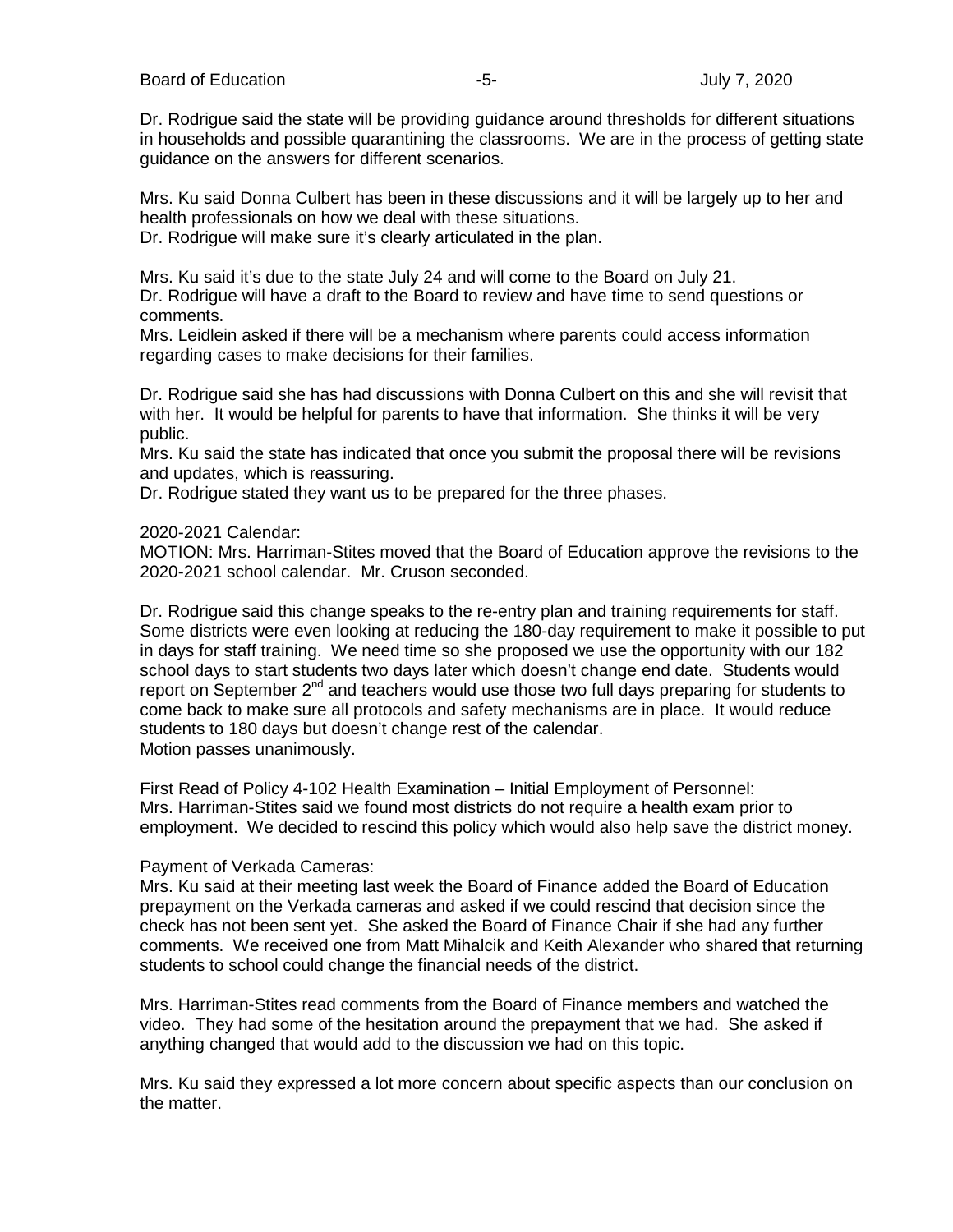Dr. Rodrigue said the state will be providing guidance around thresholds for different situations in households and possible quarantining the classrooms. We are in the process of getting state guidance on the answers for different scenarios.

Mrs. Ku said Donna Culbert has been in these discussions and it will be largely up to her and health professionals on how we deal with these situations.
Dr. Rodrigue will make sure it's clearly articulated in the plan.

Mrs. Ku said it's due to the state July 24 and will come to the Board on July 21.
Dr. Rodrigue will have a draft to the Board to review and have time to send questions or comments.
Mrs. Leidlein asked if there will be a mechanism where parents could access information regarding cases to make decisions for their families.

Dr. Rodrigue said she has had discussions with Donna Culbert on this and she will revisit that with her. It would be helpful for parents to have that information. She thinks it will be very public.
Mrs. Ku said the state has indicated that once you submit the proposal there will be revisions and updates, which is reassuring.
Dr. Rodrigue stated they want us to be prepared for the three phases.

2020-2021 Calendar:
MOTION: Mrs. Harriman-Stites moved that the Board of Education approve the revisions to the 2020-2021 school calendar. Mr. Cruson seconded.

Dr. Rodrigue said this change speaks to the re-entry plan and training requirements for staff. Some districts were even looking at reducing the 180-day requirement to make it possible to put in days for staff training. We need time so she proposed we use the opportunity with our 182 school days to start students two days later which doesn't change end date. Students would report on September 2nd and teachers would use those two full days preparing for students to come back to make sure all protocols and safety mechanisms are in place. It would reduce students to 180 days but doesn't change rest of the calendar.
Motion passes unanimously.

First Read of Policy 4-102 Health Examination – Initial Employment of Personnel:
Mrs. Harriman-Stites said we found most districts do not require a health exam prior to employment. We decided to rescind this policy which would also help save the district money.

Payment of Verkada Cameras:
Mrs. Ku said at their meeting last week the Board of Finance added the Board of Education prepayment on the Verkada cameras and asked if we could rescind that decision since the check has not been sent yet. She asked the Board of Finance Chair if she had any further comments. We received one from Matt Mihalcik and Keith Alexander who shared that returning students to school could change the financial needs of the district.

Mrs. Harriman-Stites read comments from the Board of Finance members and watched the video. They had some of the hesitation around the prepayment that we had. She asked if anything changed that would add to the discussion we had on this topic.

Mrs. Ku said they expressed a lot more concern about specific aspects than our conclusion on the matter.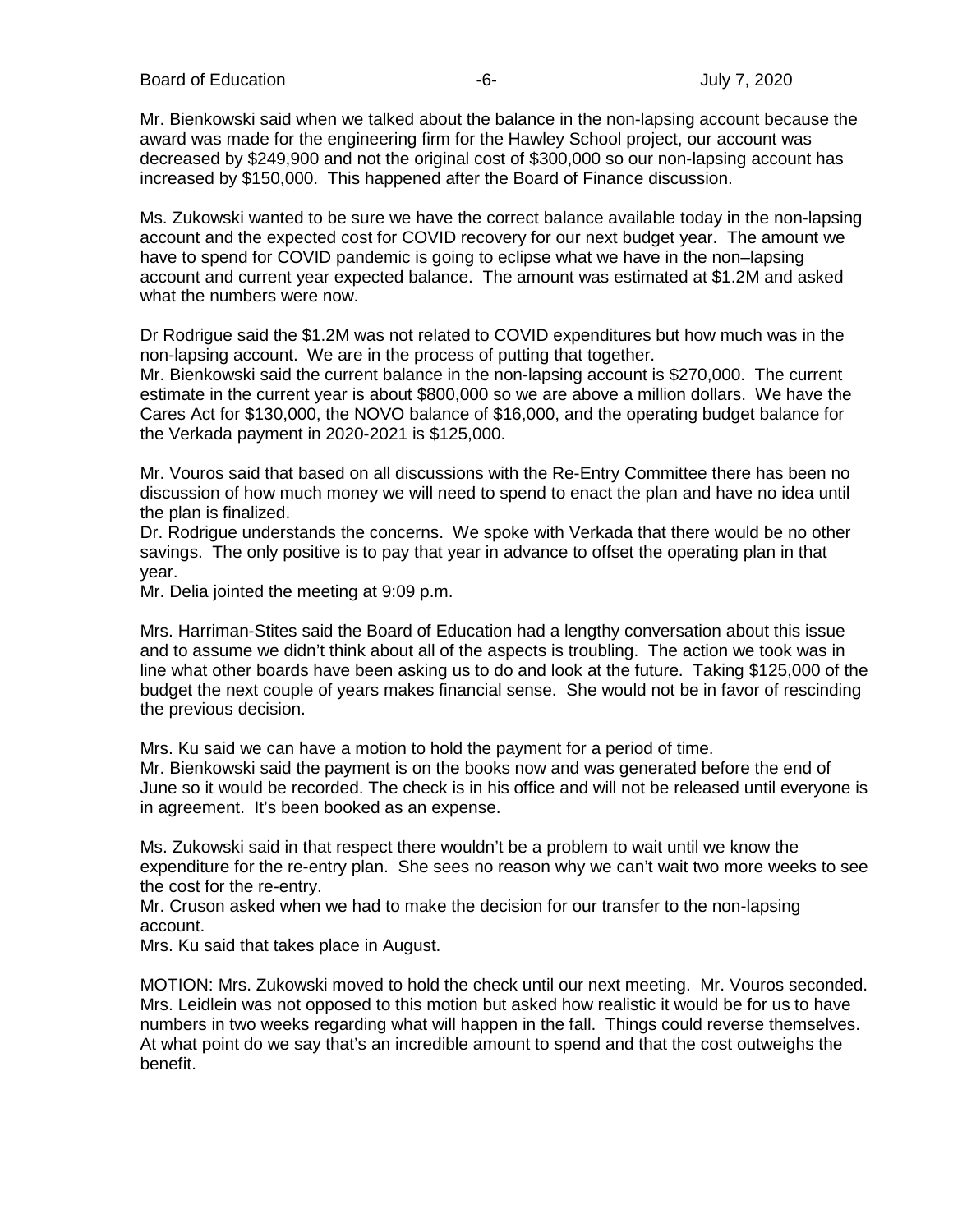Mr. Bienkowski said when we talked about the balance in the non-lapsing account because the award was made for the engineering firm for the Hawley School project, our account was decreased by $249,900 and not the original cost of $300,000 so our non-lapsing account has increased by $150,000. This happened after the Board of Finance discussion.

Ms. Zukowski wanted to be sure we have the correct balance available today in the non-lapsing account and the expected cost for COVID recovery for our next budget year. The amount we have to spend for COVID pandemic is going to eclipse what we have in the non–lapsing account and current year expected balance. The amount was estimated at $1.2M and asked what the numbers were now.

Dr Rodrigue said the $1.2M was not related to COVID expenditures but how much was in the non-lapsing account. We are in the process of putting that together.
Mr. Bienkowski said the current balance in the non-lapsing account is $270,000. The current estimate in the current year is about $800,000 so we are above a million dollars. We have the Cares Act for $130,000, the NOVO balance of $16,000, and the operating budget balance for the Verkada payment in 2020-2021 is $125,000.

Mr. Vouros said that based on all discussions with the Re-Entry Committee there has been no discussion of how much money we will need to spend to enact the plan and have no idea until the plan is finalized.
Dr. Rodrigue understands the concerns. We spoke with Verkada that there would be no other savings. The only positive is to pay that year in advance to offset the operating plan in that year.
Mr. Delia jointed the meeting at 9:09 p.m.

Mrs. Harriman-Stites said the Board of Education had a lengthy conversation about this issue and to assume we didn't think about all of the aspects is troubling. The action we took was in line what other boards have been asking us to do and look at the future. Taking $125,000 of the budget the next couple of years makes financial sense. She would not be in favor of rescinding the previous decision.

Mrs. Ku said we can have a motion to hold the payment for a period of time.
Mr. Bienkowski said the payment is on the books now and was generated before the end of June so it would be recorded. The check is in his office and will not be released until everyone is in agreement. It's been booked as an expense.

Ms. Zukowski said in that respect there wouldn't be a problem to wait until we know the expenditure for the re-entry plan. She sees no reason why we can't wait two more weeks to see the cost for the re-entry.
Mr. Cruson asked when we had to make the decision for our transfer to the non-lapsing account.
Mrs. Ku said that takes place in August.

MOTION: Mrs. Zukowski moved to hold the check until our next meeting. Mr. Vouros seconded. Mrs. Leidlein was not opposed to this motion but asked how realistic it would be for us to have numbers in two weeks regarding what will happen in the fall. Things could reverse themselves. At what point do we say that's an incredible amount to spend and that the cost outweighs the benefit.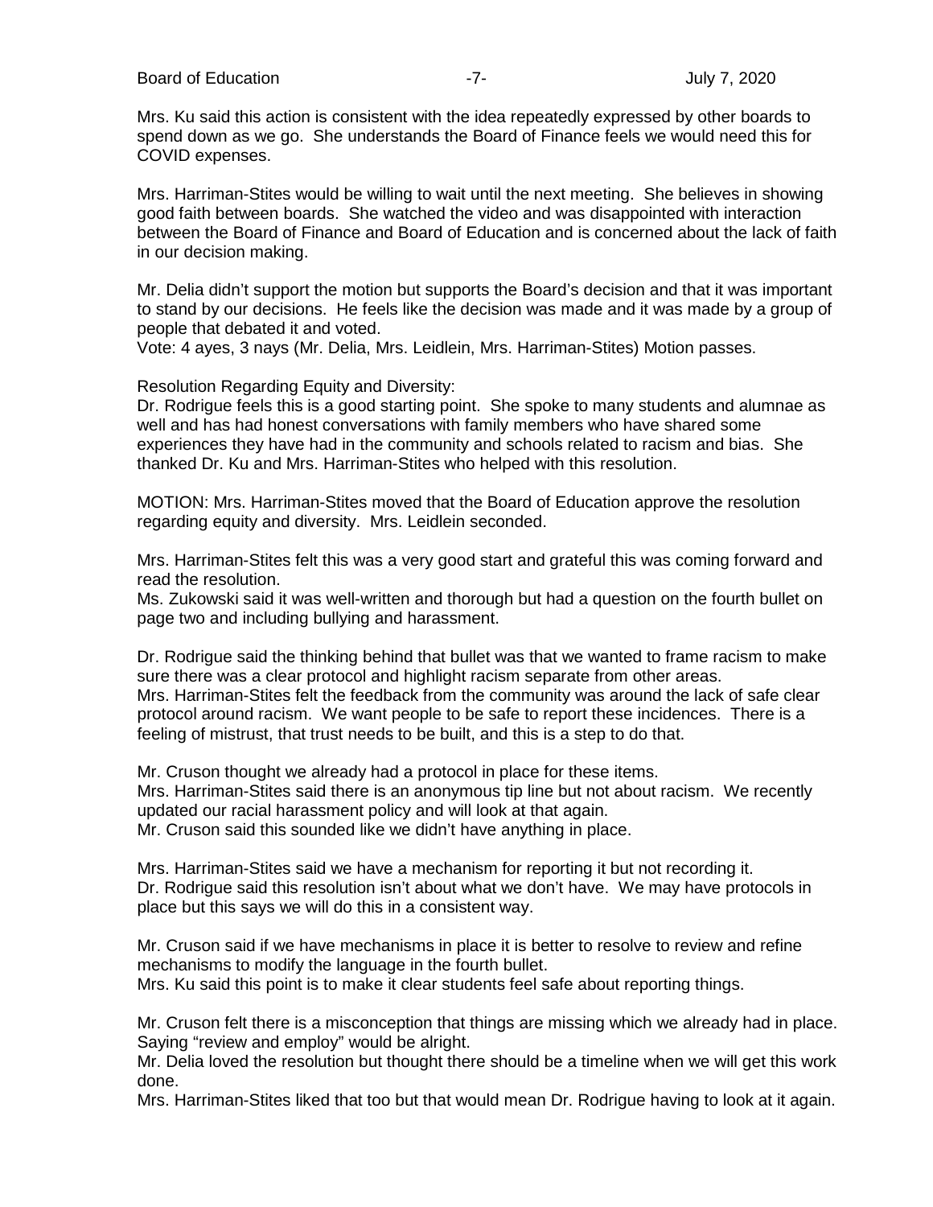Mrs. Ku said this action is consistent with the idea repeatedly expressed by other boards to spend down as we go. She understands the Board of Finance feels we would need this for COVID expenses.

Mrs. Harriman-Stites would be willing to wait until the next meeting. She believes in showing good faith between boards. She watched the video and was disappointed with interaction between the Board of Finance and Board of Education and is concerned about the lack of faith in our decision making.

Mr. Delia didn't support the motion but supports the Board's decision and that it was important to stand by our decisions. He feels like the decision was made and it was made by a group of people that debated it and voted.
Vote: 4 ayes, 3 nays (Mr. Delia, Mrs. Leidlein, Mrs. Harriman-Stites) Motion passes.

Resolution Regarding Equity and Diversity:
Dr. Rodrigue feels this is a good starting point. She spoke to many students and alumnae as well and has had honest conversations with family members who have shared some experiences they have had in the community and schools related to racism and bias. She thanked Dr. Ku and Mrs. Harriman-Stites who helped with this resolution.

MOTION: Mrs. Harriman-Stites moved that the Board of Education approve the resolution regarding equity and diversity. Mrs. Leidlein seconded.

Mrs. Harriman-Stites felt this was a very good start and grateful this was coming forward and read the resolution.
Ms. Zukowski said it was well-written and thorough but had a question on the fourth bullet on page two and including bullying and harassment.

Dr. Rodrigue said the thinking behind that bullet was that we wanted to frame racism to make sure there was a clear protocol and highlight racism separate from other areas.
Mrs. Harriman-Stites felt the feedback from the community was around the lack of safe clear protocol around racism. We want people to be safe to report these incidences. There is a feeling of mistrust, that trust needs to be built, and this is a step to do that.

Mr. Cruson thought we already had a protocol in place for these items.
Mrs. Harriman-Stites said there is an anonymous tip line but not about racism. We recently updated our racial harassment policy and will look at that again.
Mr. Cruson said this sounded like we didn't have anything in place.

Mrs. Harriman-Stites said we have a mechanism for reporting it but not recording it.
Dr. Rodrigue said this resolution isn't about what we don't have. We may have protocols in place but this says we will do this in a consistent way.

Mr. Cruson said if we have mechanisms in place it is better to resolve to review and refine mechanisms to modify the language in the fourth bullet.
Mrs. Ku said this point is to make it clear students feel safe about reporting things.

Mr. Cruson felt there is a misconception that things are missing which we already had in place. Saying "review and employ" would be alright.
Mr. Delia loved the resolution but thought there should be a timeline when we will get this work done.
Mrs. Harriman-Stites liked that too but that would mean Dr. Rodrigue having to look at it again.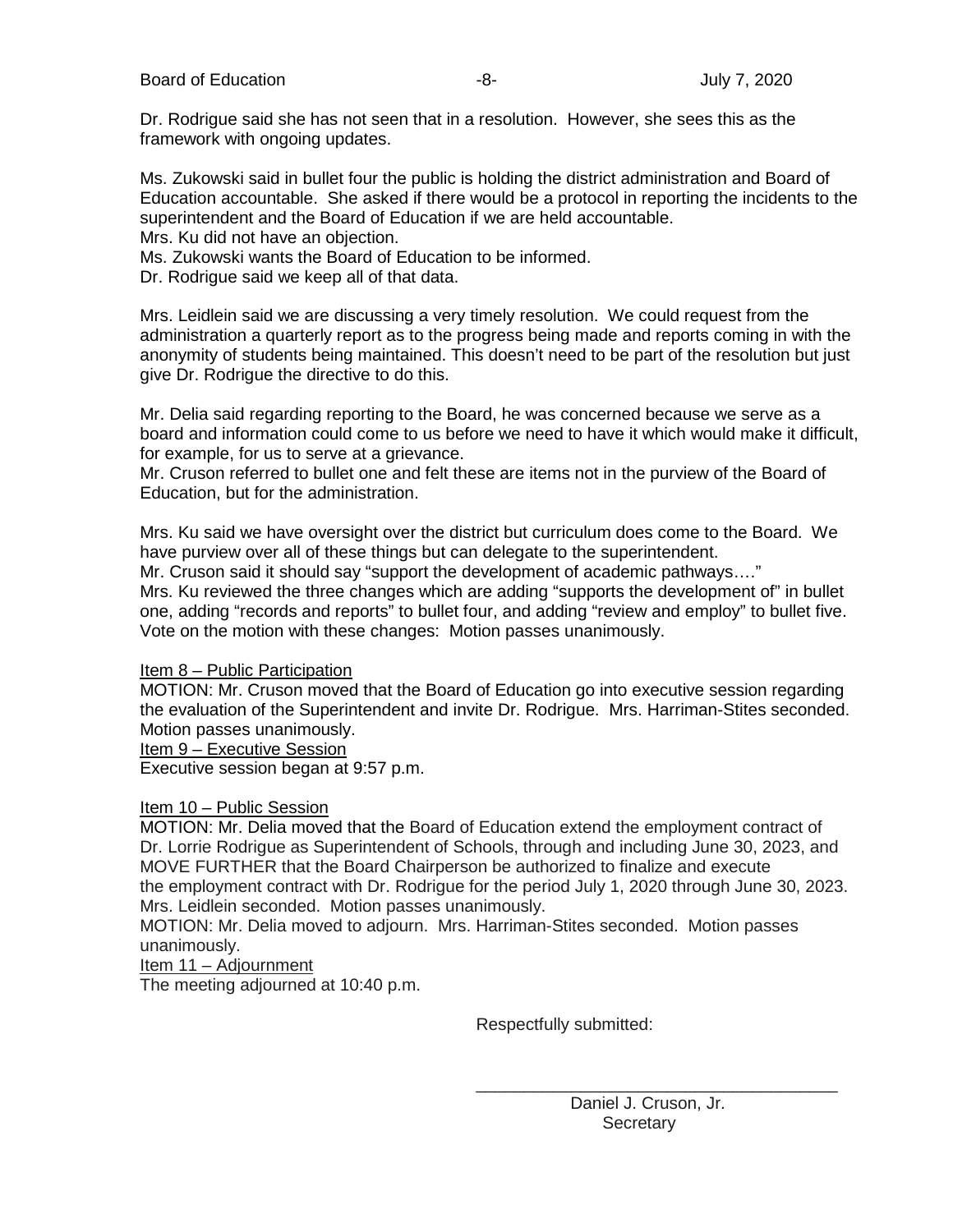Dr. Rodrigue said she has not seen that in a resolution. However, she sees this as the framework with ongoing updates.

Ms. Zukowski said in bullet four the public is holding the district administration and Board of Education accountable. She asked if there would be a protocol in reporting the incidents to the superintendent and the Board of Education if we are held accountable.
Mrs. Ku did not have an objection.
Ms. Zukowski wants the Board of Education to be informed.
Dr. Rodrigue said we keep all of that data.

Mrs. Leidlein said we are discussing a very timely resolution. We could request from the administration a quarterly report as to the progress being made and reports coming in with the anonymity of students being maintained. This doesn't need to be part of the resolution but just give Dr. Rodrigue the directive to do this.

Mr. Delia said regarding reporting to the Board, he was concerned because we serve as a board and information could come to us before we need to have it which would make it difficult, for example, for us to serve at a grievance.
Mr. Cruson referred to bullet one and felt these are items not in the purview of the Board of Education, but for the administration.

Mrs. Ku said we have oversight over the district but curriculum does come to the Board. We have purview over all of these things but can delegate to the superintendent.
Mr. Cruson said it should say "support the development of academic pathways…."
Mrs. Ku reviewed the three changes which are adding "supports the development of" in bullet one, adding "records and reports" to bullet four, and adding "review and employ" to bullet five.
Vote on the motion with these changes: Motion passes unanimously.

<u>Item 8 – Public Participation</u>
MOTION: Mr. Cruson moved that the Board of Education go into executive session regarding the evaluation of the Superintendent and invite Dr. Rodrigue. Mrs. Harriman-Stites seconded.
Motion passes unanimously.
<u>Item 9 – Executive Session</u>
Executive session began at 9:57 p.m.

<u>Item 10 – Public Session</u>
MOTION: Mr. Delia moved that the Board of Education extend the employment contract of Dr. Lorrie Rodrigue as Superintendent of Schools, through and including June 30, 2023, and MOVE FURTHER that the Board Chairperson be authorized to finalize and execute the employment contract with Dr. Rodrigue for the period July 1, 2020 through June 30, 2023.
Mrs. Leidlein seconded. Motion passes unanimously.
MOTION: Mr. Delia moved to adjourn. Mrs. Harriman-Stites seconded. Motion passes unanimously.
<u>Item 11 – Adjournment</u>
The meeting adjourned at 10:40 p.m.

Respectfully submitted:

\_\_\_\_\_\_\_\_\_\_\_\_\_\_\_\_\_\_\_\_\_\_\_\_\_\_\_\_\_\_\_\_\_\_\_\_\_\_\_\_

Daniel J. Cruson, Jr.
Secretary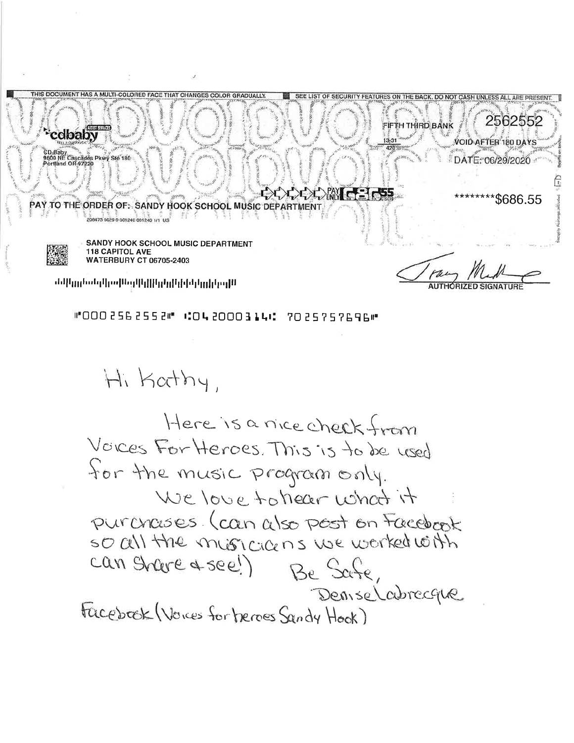THIS DOCUMENT HAS A MULTI-COLORED FACE THAT CHANGES COLOR GRADUALLY. SEE LIST OF SECURITY FEATURES ON THE BACK. DO NOT CASH UNLESS ALL ARE PRESENT.

VOID VOID VOID VOID

cdbaby

CD Baby
9600 NE Cascades Pkwy Ste 180
Portland OR 97220

FIFTH THIRD BANK

13-31
420

2562552

VOID AFTER 180 DAYS

DATE: 06/29/2020

PAY ONLY 686 55 CENTS

PAY TO THE ORDER OF: SANDY HOOK SCHOOL MUSIC DEPARTMENT

********$686.55

208473 0029 0 001240 001240 1/1 US

SANDY HOOK SCHOOL MUSIC DEPARTMENT
118 CAPITOL AVE
WATERBURY CT 06705-2403

AUTHORIZED SIGNATURE

⑈0002562552⑈ ⑆042000314⑆ 7025757696⑈

Hi Kathy,

Here is a nice check from Voices For Heroes. This is to be used for the music program only.

We love to hear what it purchases. (can also post on Facebook so all the musicians we worked with can share & see!)

Be Safe,

Denise Labrecque

Facebook (Voices for heroes Sandy Hook)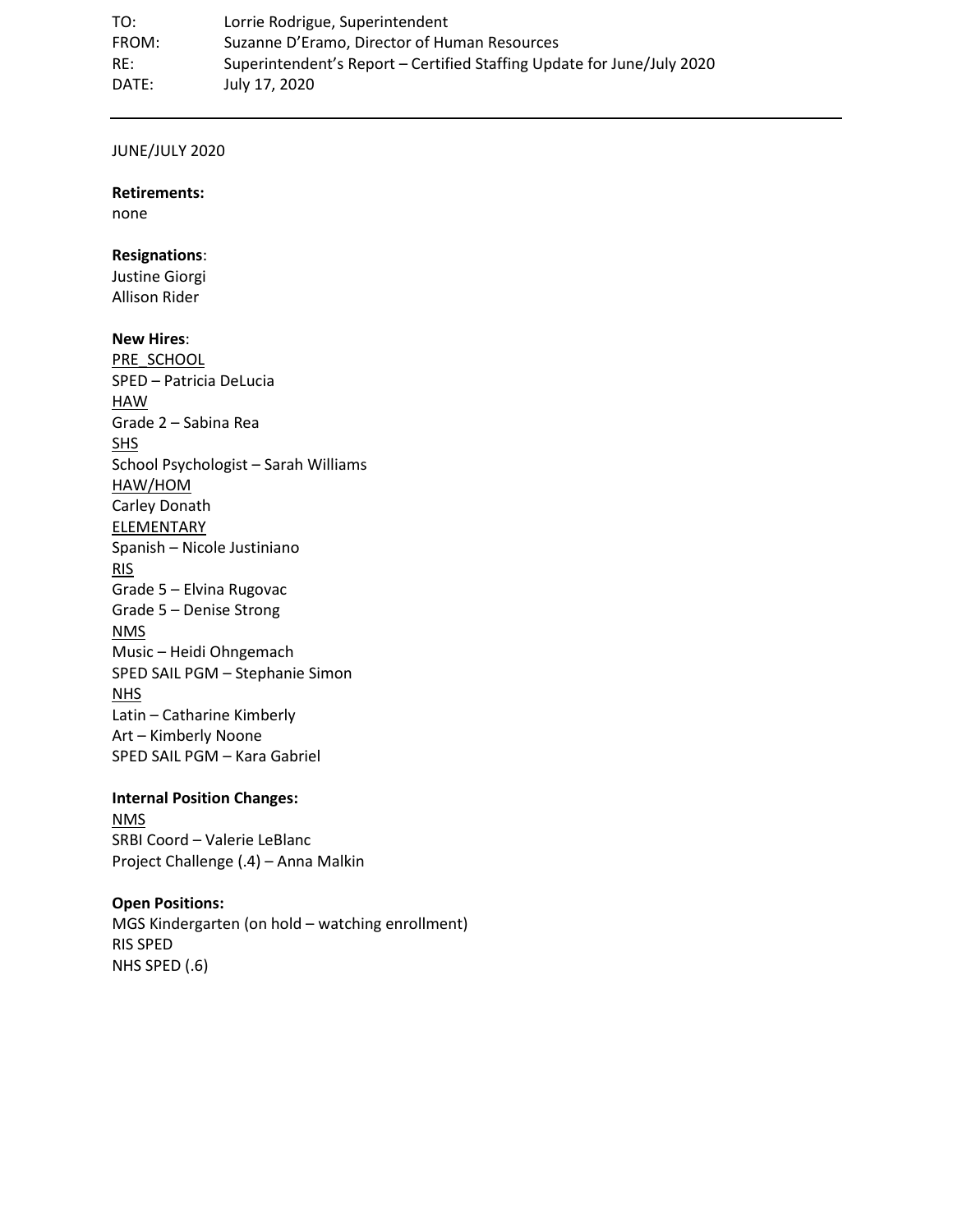TO: Lorrie Rodrigue, Superintendent
FROM: Suzanne D'Eramo, Director of Human Resources
RE: Superintendent's Report – Certified Staffing Update for June/July 2020
DATE: July 17, 2020

---

JUNE/JULY 2020

**Retirements:**
none

**Resignations**:
Justine Giorgi
Allison Rider

**New Hires**:
<u>PRE_SCHOOL</u>
SPED – Patricia DeLucia
<u>HAW</u>
Grade 2 – Sabina Rea
<u>SHS</u>
School Psychologist – Sarah Williams
<u>HAW/HOM</u>
Carley Donath
<u>ELEMENTARY</u>
Spanish – Nicole Justiniano
<u>RIS</u>
Grade 5 – Elvina Rugovac
Grade 5 – Denise Strong
<u>NMS</u>
Music – Heidi Ohngemach
SPED SAIL PGM – Stephanie Simon
<u>NHS</u>
Latin – Catharine Kimberly
Art – Kimberly Noone
SPED SAIL PGM – Kara Gabriel

**Internal Position Changes:**
<u>NMS</u>
SRBI Coord – Valerie LeBlanc
Project Challenge (.4) – Anna Malkin

**Open Positions:**
MGS Kindergarten (on hold – watching enrollment)
RIS SPED
NHS SPED (.6)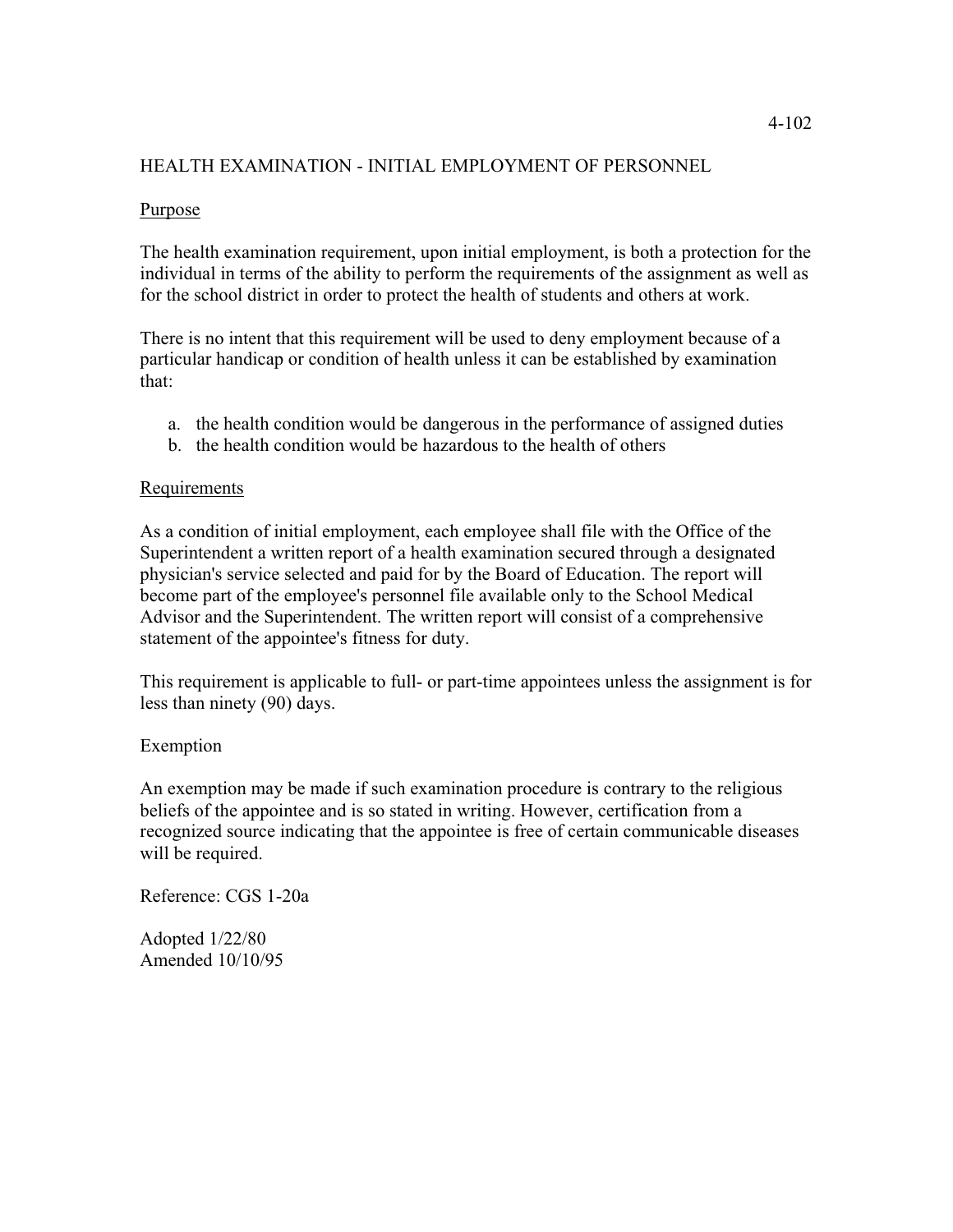4-102

# HEALTH EXAMINATION - INITIAL EMPLOYMENT OF PERSONNEL

## Purpose

The health examination requirement, upon initial employment, is both a protection for the individual in terms of the ability to perform the requirements of the assignment as well as for the school district in order to protect the health of students and others at work.

There is no intent that this requirement will be used to deny employment because of a particular handicap or condition of health unless it can be established by examination that:

a. the health condition would be dangerous in the performance of assigned duties
b. the health condition would be hazardous to the health of others

## Requirements

As a condition of initial employment, each employee shall file with the Office of the Superintendent a written report of a health examination secured through a designated physician's service selected and paid for by the Board of Education. The report will become part of the employee's personnel file available only to the School Medical Advisor and the Superintendent. The written report will consist of a comprehensive statement of the appointee's fitness for duty.

This requirement is applicable to full- or part-time appointees unless the assignment is for less than ninety (90) days.

## Exemption

An exemption may be made if such examination procedure is contrary to the religious beliefs of the appointee and is so stated in writing. However, certification from a recognized source indicating that the appointee is free of certain communicable diseases will be required.

Reference: CGS 1-20a

Adopted 1/22/80
Amended 10/10/95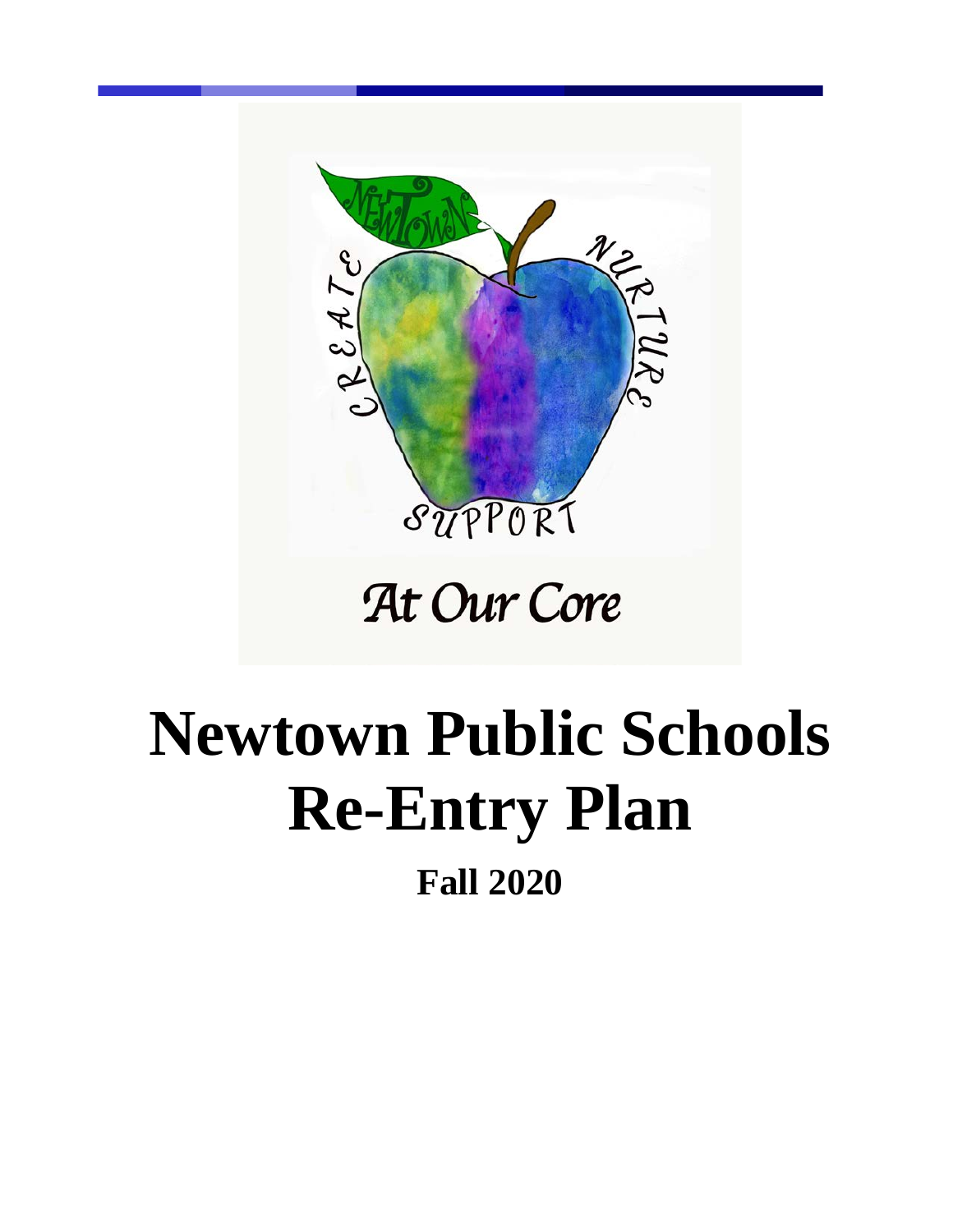# Newtown Public Schools Re-Entry Plan

## Fall 2020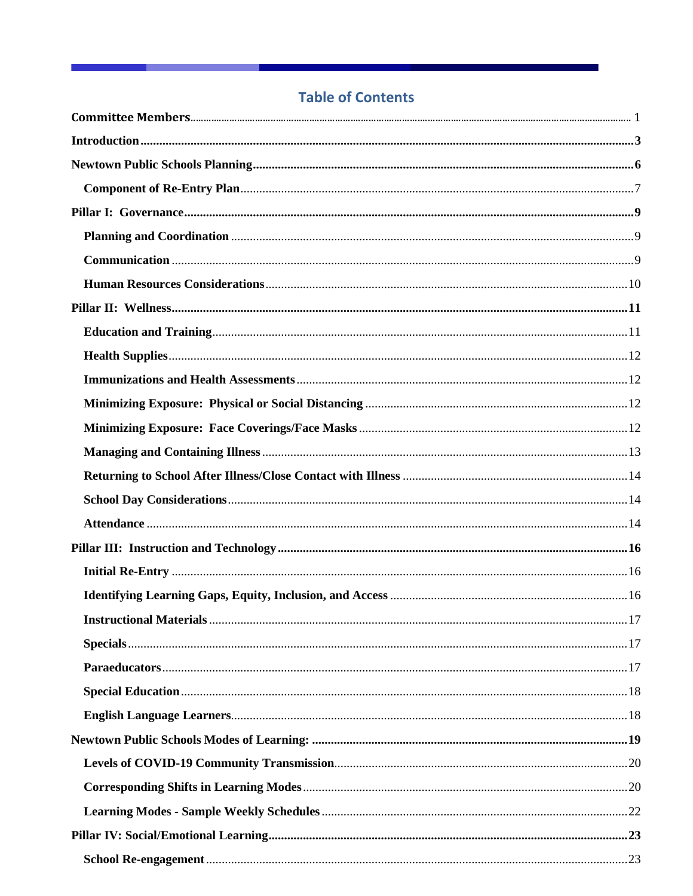## Table of Contents

**Committee Members** ... 1

**Introduction** ... 3

**Newtown Public Schools Planning** ... 6

- **Component of Re-Entry Plan** ... 7

**Pillar I: Governance** ... 9

- **Planning and Coordination** ... 9
- **Communication** ... 9
- **Human Resources Considerations** ... 10

**Pillar II: Wellness** ... 11

- **Education and Training** ... 11
- **Health Supplies** ... 12
- **Immunizations and Health Assessments** ... 12
- **Minimizing Exposure: Physical or Social Distancing** ... 12
- **Minimizing Exposure: Face Coverings/Face Masks** ... 12
- **Managing and Containing Illness** ... 13
- **Returning to School After Illness/Close Contact with Illness** ... 14
- **School Day Considerations** ... 14
- **Attendance** ... 14

**Pillar III: Instruction and Technology** ... 16

- **Initial Re-Entry** ... 16
- **Identifying Learning Gaps, Equity, Inclusion, and Access** ... 16
- **Instructional Materials** ... 17
- **Specials** ... 17
- **Paraeducators** ... 17
- **Special Education** ... 18
- **English Language Learners** ... 18

**Newtown Public Schools Modes of Learning:** ... 19

- **Levels of COVID-19 Community Transmission** ... 20
- **Corresponding Shifts in Learning Modes** ... 20
- **Learning Modes - Sample Weekly Schedules** ... 22

**Pillar IV: Social/Emotional Learning** ... 23

- **School Re-engagement** ... 23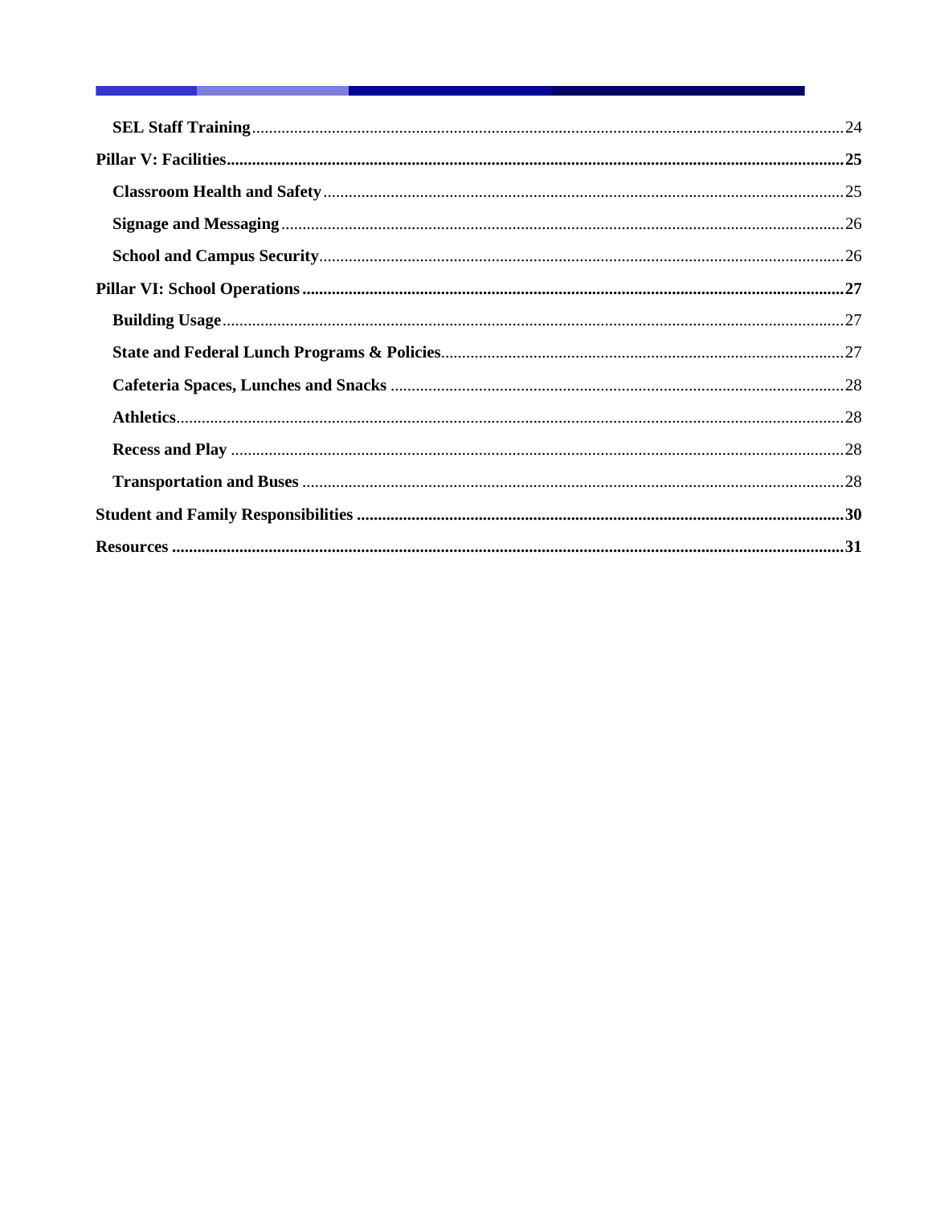- **SEL Staff Training** .......... 24

**Pillar V: Facilities** .......... **25**

- **Classroom Health and Safety** .......... 25
- **Signage and Messaging** .......... 26
- **School and Campus Security** .......... 26

**Pillar VI: School Operations** .......... **27**

- **Building Usage** .......... 27
- **State and Federal Lunch Programs & Policies** .......... 27
- **Cafeteria Spaces, Lunches and Snacks** .......... 28
- **Athletics** .......... 28
- **Recess and Play** .......... 28
- **Transportation and Buses** .......... 28

**Student and Family Responsibilities** .......... **30**

**Resources** .......... **31**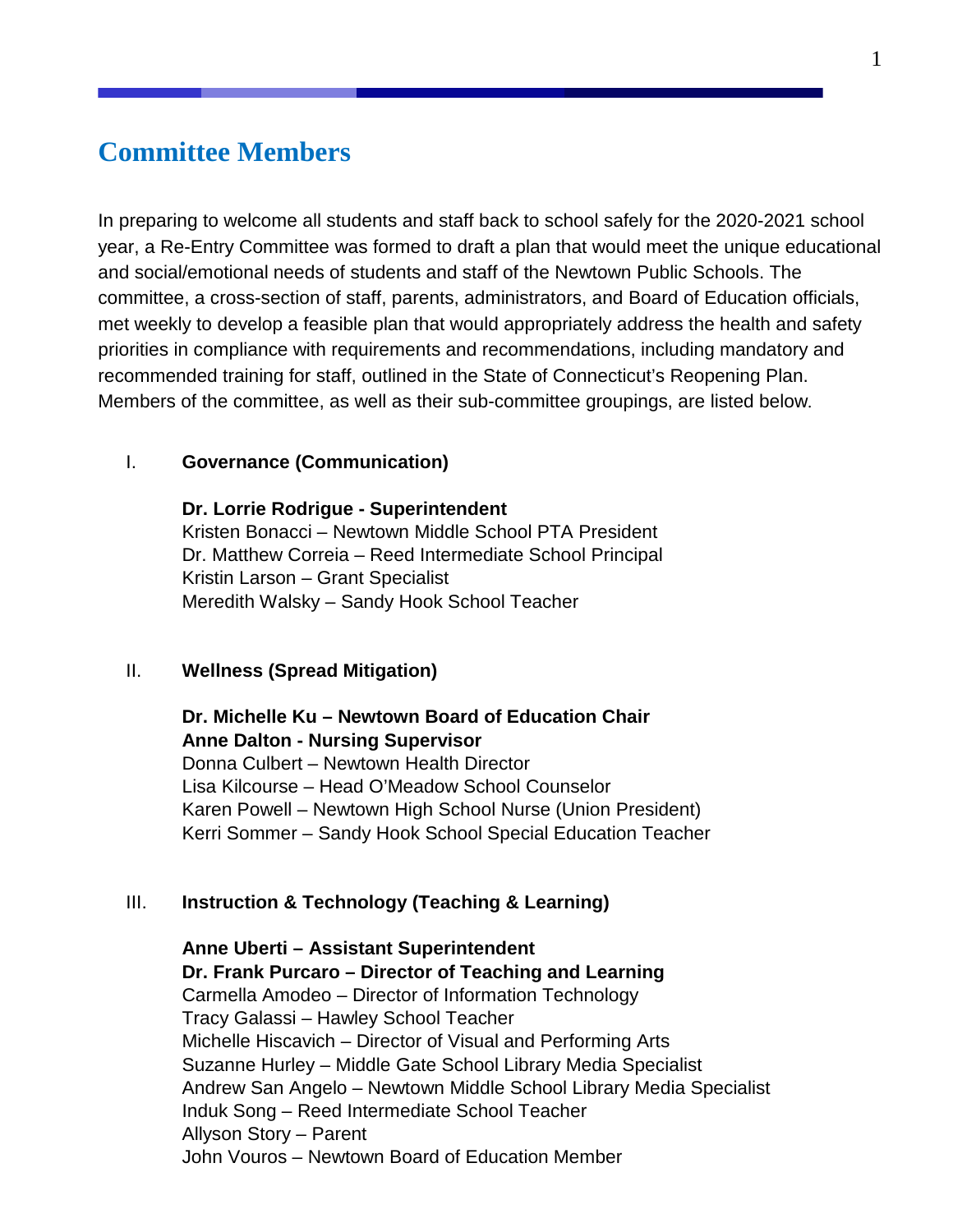## Committee Members

In preparing to welcome all students and staff back to school safely for the 2020-2021 school year, a Re-Entry Committee was formed to draft a plan that would meet the unique educational and social/emotional needs of students and staff of the Newtown Public Schools. The committee, a cross-section of staff, parents, administrators, and Board of Education officials, met weekly to develop a feasible plan that would appropriately address the health and safety priorities in compliance with requirements and recommendations, including mandatory and recommended training for staff, outlined in the State of Connecticut's Reopening Plan. Members of the committee, as well as their sub-committee groupings, are listed below.

I. **Governance (Communication)**

**Dr. Lorrie Rodrigue - Superintendent**
Kristen Bonacci – Newtown Middle School PTA President
Dr. Matthew Correia – Reed Intermediate School Principal
Kristin Larson – Grant Specialist
Meredith Walsky – Sandy Hook School Teacher

II. **Wellness (Spread Mitigation)**

**Dr. Michelle Ku – Newtown Board of Education Chair**
**Anne Dalton - Nursing Supervisor**
Donna Culbert – Newtown Health Director
Lisa Kilcourse – Head O'Meadow School Counselor
Karen Powell – Newtown High School Nurse (Union President)
Kerri Sommer – Sandy Hook School Special Education Teacher

III. **Instruction & Technology (Teaching & Learning)**

**Anne Uberti – Assistant Superintendent**
**Dr. Frank Purcaro – Director of Teaching and Learning**
Carmella Amodeo – Director of Information Technology
Tracy Galassi – Hawley School Teacher
Michelle Hiscavich – Director of Visual and Performing Arts
Suzanne Hurley – Middle Gate School Library Media Specialist
Andrew San Angelo – Newtown Middle School Library Media Specialist
Induk Song – Reed Intermediate School Teacher
Allyson Story – Parent
John Vouros – Newtown Board of Education Member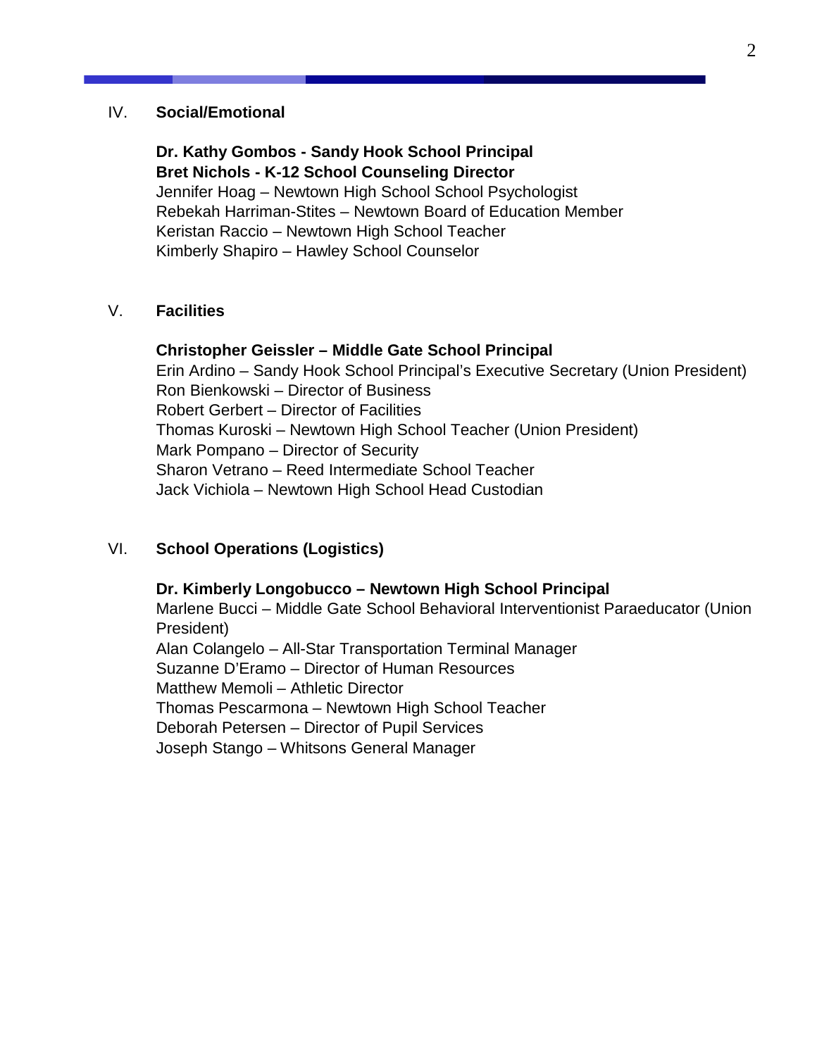## IV. Social/Emotional

**Dr. Kathy Gombos - Sandy Hook School Principal**
**Bret Nichols - K-12 School Counseling Director**
Jennifer Hoag – Newtown High School School Psychologist
Rebekah Harriman-Stites – Newtown Board of Education Member
Keristan Raccio – Newtown High School Teacher
Kimberly Shapiro – Hawley School Counselor

## V. Facilities

**Christopher Geissler – Middle Gate School Principal**
Erin Ardino – Sandy Hook School Principal's Executive Secretary (Union President)
Ron Bienkowski – Director of Business
Robert Gerbert – Director of Facilities
Thomas Kuroski – Newtown High School Teacher (Union President)
Mark Pompano – Director of Security
Sharon Vetrano – Reed Intermediate School Teacher
Jack Vichiola – Newtown High School Head Custodian

## VI. School Operations (Logistics)

**Dr. Kimberly Longobucco – Newtown High School Principal**
Marlene Bucci – Middle Gate School Behavioral Interventionist Paraeducator (Union President)
Alan Colangelo – All-Star Transportation Terminal Manager
Suzanne D'Eramo – Director of Human Resources
Matthew Memoli – Athletic Director
Thomas Pescarmona – Newtown High School Teacher
Deborah Petersen – Director of Pupil Services
Joseph Stango – Whitsons General Manager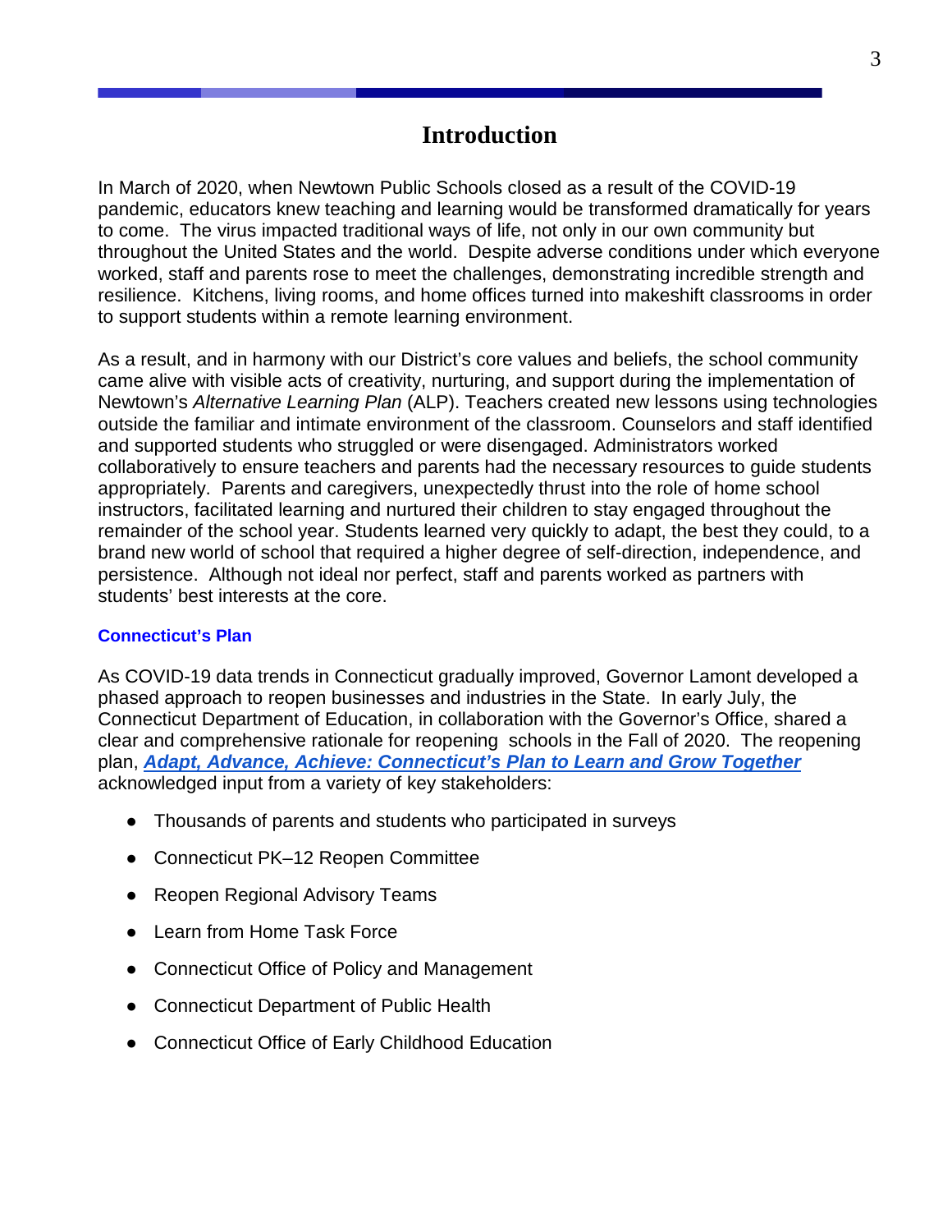# Introduction

In March of 2020, when Newtown Public Schools closed as a result of the COVID-19 pandemic, educators knew teaching and learning would be transformed dramatically for years to come. The virus impacted traditional ways of life, not only in our own community but throughout the United States and the world. Despite adverse conditions under which everyone worked, staff and parents rose to meet the challenges, demonstrating incredible strength and resilience. Kitchens, living rooms, and home offices turned into makeshift classrooms in order to support students within a remote learning environment.

As a result, and in harmony with our District's core values and beliefs, the school community came alive with visible acts of creativity, nurturing, and support during the implementation of Newtown's *Alternative Learning Plan* (ALP). Teachers created new lessons using technologies outside the familiar and intimate environment of the classroom. Counselors and staff identified and supported students who struggled or were disengaged. Administrators worked collaboratively to ensure teachers and parents had the necessary resources to guide students appropriately. Parents and caregivers, unexpectedly thrust into the role of home school instructors, facilitated learning and nurtured their children to stay engaged throughout the remainder of the school year. Students learned very quickly to adapt, the best they could, to a brand new world of school that required a higher degree of self-direction, independence, and persistence. Although not ideal nor perfect, staff and parents worked as partners with students' best interests at the core.

### Connecticut's Plan

As COVID-19 data trends in Connecticut gradually improved, Governor Lamont developed a phased approach to reopen businesses and industries in the State. In early July, the Connecticut Department of Education, in collaboration with the Governor's Office, shared a clear and comprehensive rationale for reopening schools in the Fall of 2020. The reopening plan, ***Adapt, Advance, Achieve: Connecticut's Plan to Learn and Grow Together*** acknowledged input from a variety of key stakeholders:

- Thousands of parents and students who participated in surveys
- Connecticut PK–12 Reopen Committee
- Reopen Regional Advisory Teams
- Learn from Home Task Force
- Connecticut Office of Policy and Management
- Connecticut Department of Public Health
- Connecticut Office of Early Childhood Education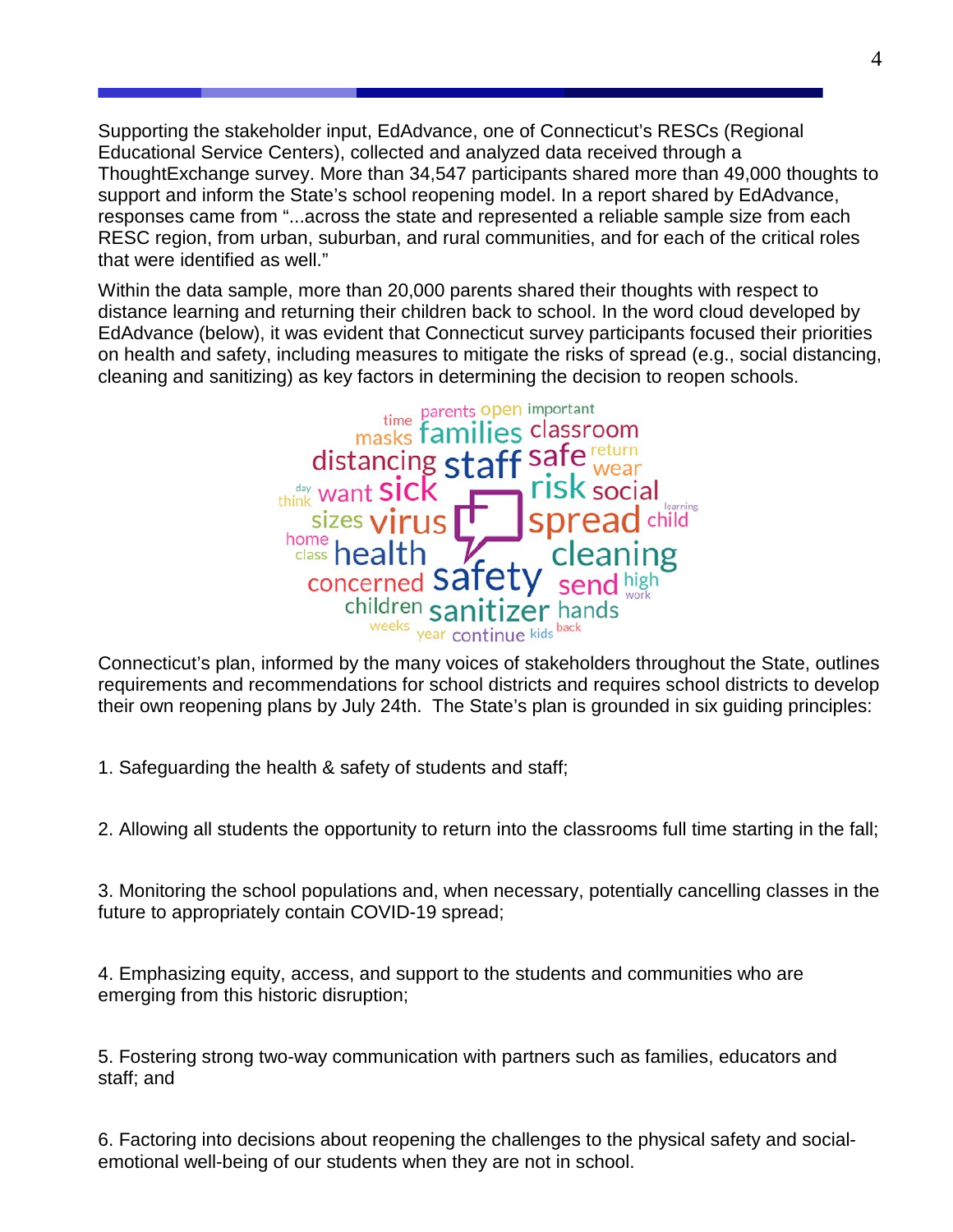Supporting the stakeholder input, EdAdvance, one of Connecticut's RESCs (Regional Educational Service Centers), collected and analyzed data received through a ThoughtExchange survey. More than 34,547 participants shared more than 49,000 thoughts to support and inform the State's school reopening model. In a report shared by EdAdvance, responses came from "...across the state and represented a reliable sample size from each RESC region, from urban, suburban, and rural communities, and for each of the critical roles that were identified as well."

Within the data sample, more than 20,000 parents shared their thoughts with respect to distance learning and returning their children back to school. In the word cloud developed by EdAdvance (below), it was evident that Connecticut survey participants focused their priorities on health and safety, including measures to mitigate the risks of spread (e.g., social distancing, cleaning and sanitizing) as key factors in determining the decision to reopen schools.

Connecticut's plan, informed by the many voices of stakeholders throughout the State, outlines requirements and recommendations for school districts and requires school districts to develop their own reopening plans by July 24th. The State's plan is grounded in six guiding principles:

1. Safeguarding the health & safety of students and staff;

2. Allowing all students the opportunity to return into the classrooms full time starting in the fall;

3. Monitoring the school populations and, when necessary, potentially cancelling classes in the future to appropriately contain COVID-19 spread;

4. Emphasizing equity, access, and support to the students and communities who are emerging from this historic disruption;

5. Fostering strong two-way communication with partners such as families, educators and staff; and

6. Factoring into decisions about reopening the challenges to the physical safety and social-emotional well-being of our students when they are not in school.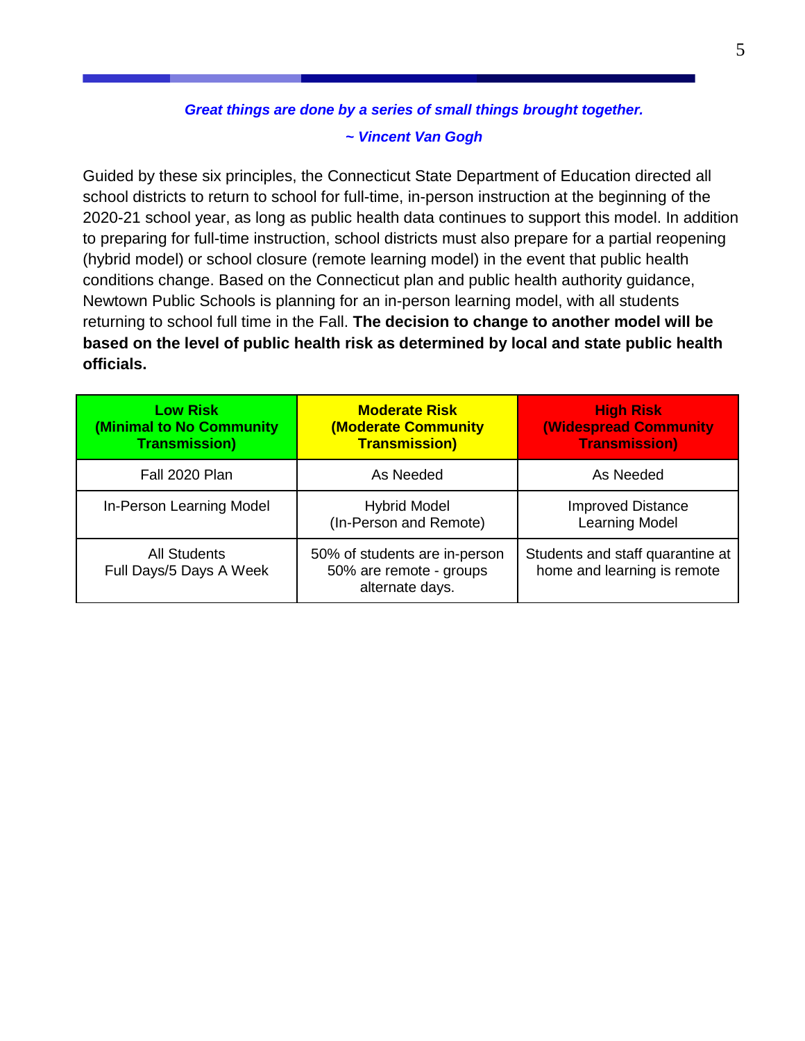***Great things are done by a series of small things brought together.***

***~ Vincent Van Gogh***

Guided by these six principles, the Connecticut State Department of Education directed all school districts to return to school for full-time, in-person instruction at the beginning of the 2020-21 school year, as long as public health data continues to support this model. In addition to preparing for full-time instruction, school districts must also prepare for a partial reopening (hybrid model) or school closure (remote learning model) in the event that public health conditions change. Based on the Connecticut plan and public health authority guidance, Newtown Public Schools is planning for an in-person learning model, with all students returning to school full time in the Fall. **The decision to change to another model will be based on the level of public health risk as determined by local and state public health officials.**

| **Low Risk (Minimal to No Community Transmission)** | **Moderate Risk (Moderate Community Transmission)** | **High Risk (Widespread Community Transmission)** |
|---|---|---|
| Fall 2020 Plan | As Needed | As Needed |
| In-Person Learning Model | Hybrid Model (In-Person and Remote) | Improved Distance Learning Model |
| All Students Full Days/5 Days A Week | 50% of students are in-person 50% are remote - groups alternate days. | Students and staff quarantine at home and learning is remote |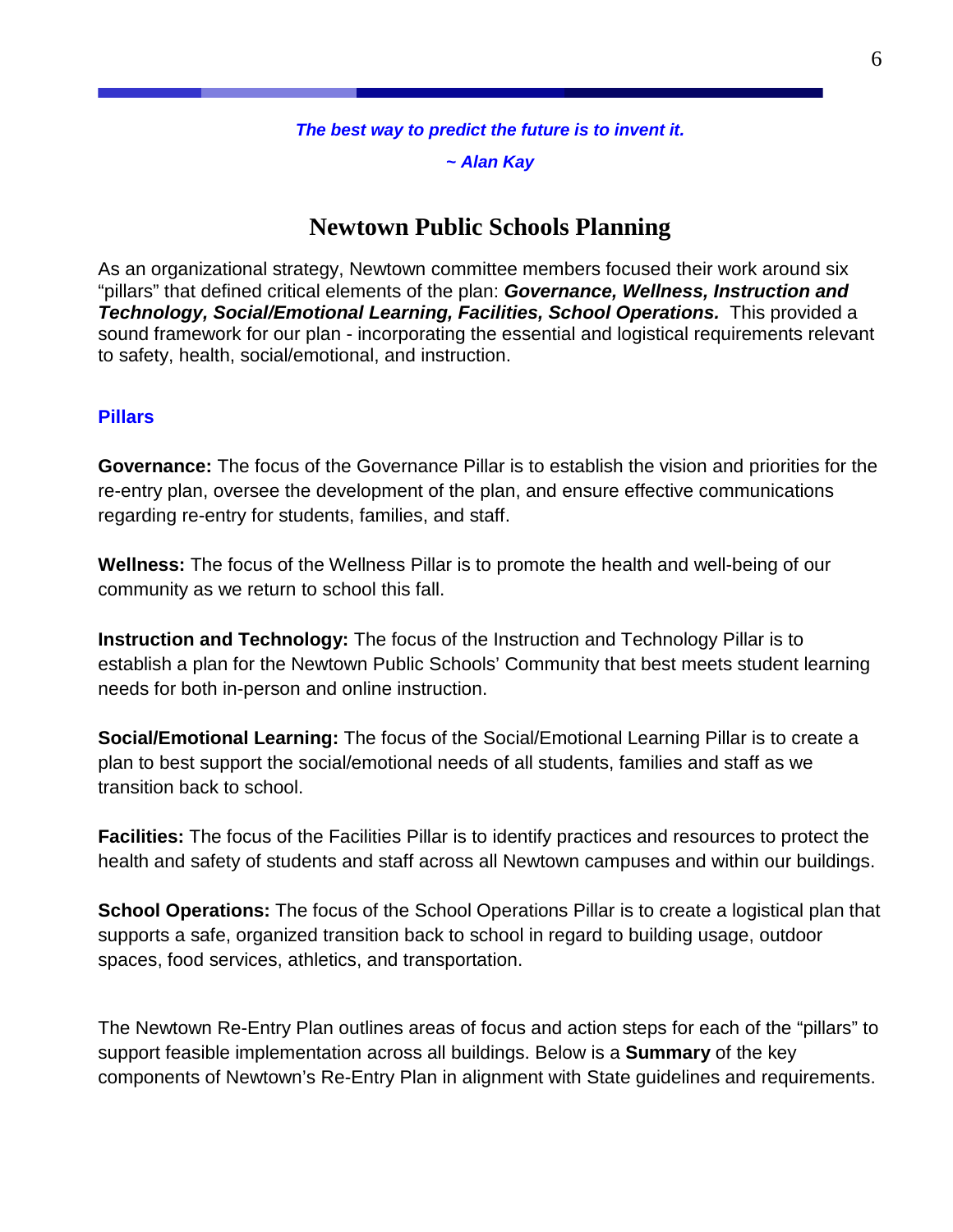***The best way to predict the future is to invent it.***

***~ Alan Kay***

# Newtown Public Schools Planning

As an organizational strategy, Newtown committee members focused their work around six "pillars" that defined critical elements of the plan: ***Governance, Wellness, Instruction and Technology, Social/Emotional Learning, Facilities, School Operations.*** This provided a sound framework for our plan - incorporating the essential and logistical requirements relevant to safety, health, social/emotional, and instruction.

## Pillars

**Governance:** The focus of the Governance Pillar is to establish the vision and priorities for the re-entry plan, oversee the development of the plan, and ensure effective communications regarding re-entry for students, families, and staff.

**Wellness:** The focus of the Wellness Pillar is to promote the health and well-being of our community as we return to school this fall.

**Instruction and Technology:** The focus of the Instruction and Technology Pillar is to establish a plan for the Newtown Public Schools' Community that best meets student learning needs for both in-person and online instruction.

**Social/Emotional Learning:** The focus of the Social/Emotional Learning Pillar is to create a plan to best support the social/emotional needs of all students, families and staff as we transition back to school.

**Facilities:** The focus of the Facilities Pillar is to identify practices and resources to protect the health and safety of students and staff across all Newtown campuses and within our buildings.

**School Operations:** The focus of the School Operations Pillar is to create a logistical plan that supports a safe, organized transition back to school in regard to building usage, outdoor spaces, food services, athletics, and transportation.

The Newtown Re-Entry Plan outlines areas of focus and action steps for each of the "pillars" to support feasible implementation across all buildings. Below is a **Summary** of the key components of Newtown's Re-Entry Plan in alignment with State guidelines and requirements.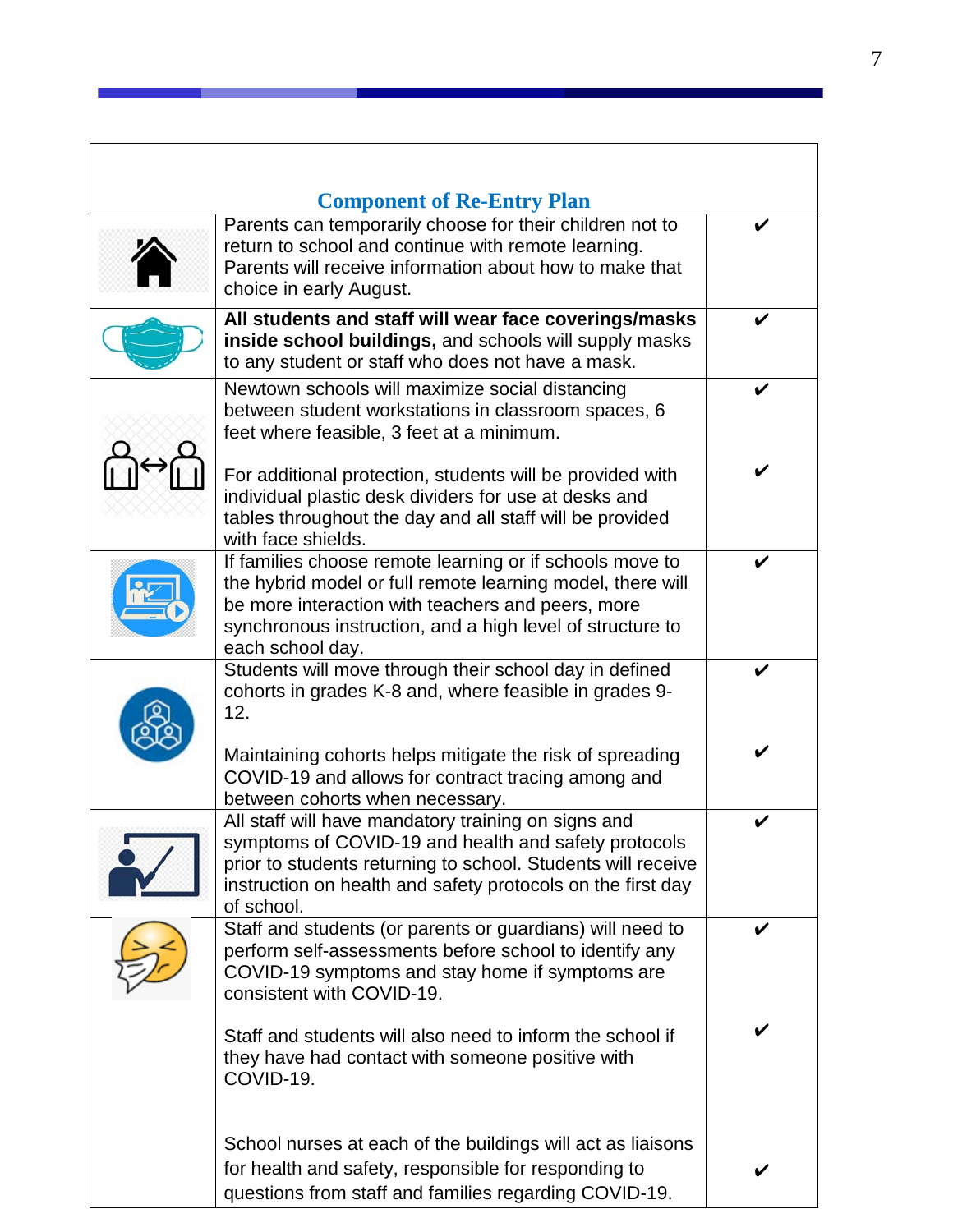| | Component of Re-Entry Plan | |
|---|---|---|
| | Parents can temporarily choose for their children not to return to school and continue with remote learning. Parents will receive information about how to make that choice in early August. | ✔ |
| | **All students and staff will wear face coverings/masks inside school buildings,** and schools will supply masks to any student or staff who does not have a mask. | ✔ |
| | Newtown schools will maximize social distancing between student workstations in classroom spaces, 6 feet where feasible, 3 feet at a minimum. | ✔ |
| | For additional protection, students will be provided with individual plastic desk dividers for use at desks and tables throughout the day and all staff will be provided with face shields. | ✔ |
| | If families choose remote learning or if schools move to the hybrid model or full remote learning model, there will be more interaction with teachers and peers, more synchronous instruction, and a high level of structure to each school day. | ✔ |
| | Students will move through their school day in defined cohorts in grades K-8 and, where feasible in grades 9-12. | ✔ |
| | Maintaining cohorts helps mitigate the risk of spreading COVID-19 and allows for contract tracing among and between cohorts when necessary. | ✔ |
| | All staff will have mandatory training on signs and symptoms of COVID-19 and health and safety protocols prior to students returning to school. Students will receive instruction on health and safety protocols on the first day of school. | ✔ |
| | Staff and students (or parents or guardians) will need to perform self-assessments before school to identify any COVID-19 symptoms and stay home if symptoms are consistent with COVID-19. | ✔ |
| | Staff and students will also need to inform the school if they have had contact with someone positive with COVID-19. | ✔ |
| | School nurses at each of the buildings will act as liaisons for health and safety, responsible for responding to questions from staff and families regarding COVID-19. | ✔ |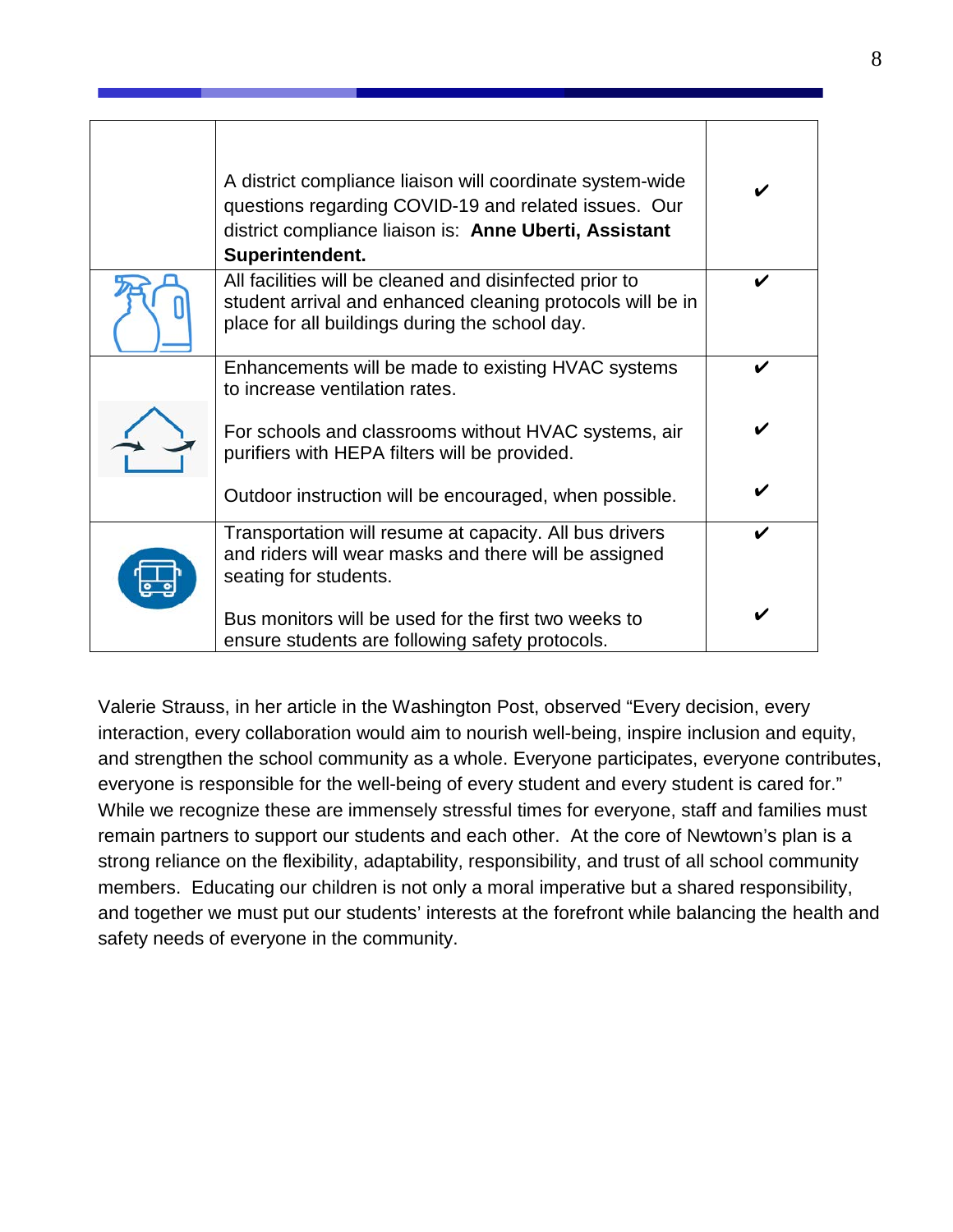| | | |
|---|---|---|
| | A district compliance liaison will coordinate system-wide questions regarding COVID-19 and related issues. Our district compliance liaison is: **Anne Uberti, Assistant Superintendent.** | ✔ |
| | All facilities will be cleaned and disinfected prior to student arrival and enhanced cleaning protocols will be in place for all buildings during the school day. | ✔ |
| | Enhancements will be made to existing HVAC systems to increase ventilation rates. | ✔ |
| | For schools and classrooms without HVAC systems, air purifiers with HEPA filters will be provided. | ✔ |
| | Outdoor instruction will be encouraged, when possible. | ✔ |
| | Transportation will resume at capacity. All bus drivers and riders will wear masks and there will be assigned seating for students. | ✔ |
| | Bus monitors will be used for the first two weeks to ensure students are following safety protocols. | ✔ |

Valerie Strauss, in her article in the Washington Post, observed "Every decision, every interaction, every collaboration would aim to nourish well-being, inspire inclusion and equity, and strengthen the school community as a whole. Everyone participates, everyone contributes, everyone is responsible for the well-being of every student and every student is cared for." While we recognize these are immensely stressful times for everyone, staff and families must remain partners to support our students and each other. At the core of Newtown's plan is a strong reliance on the flexibility, adaptability, responsibility, and trust of all school community members. Educating our children is not only a moral imperative but a shared responsibility, and together we must put our students' interests at the forefront while balancing the health and safety needs of everyone in the community.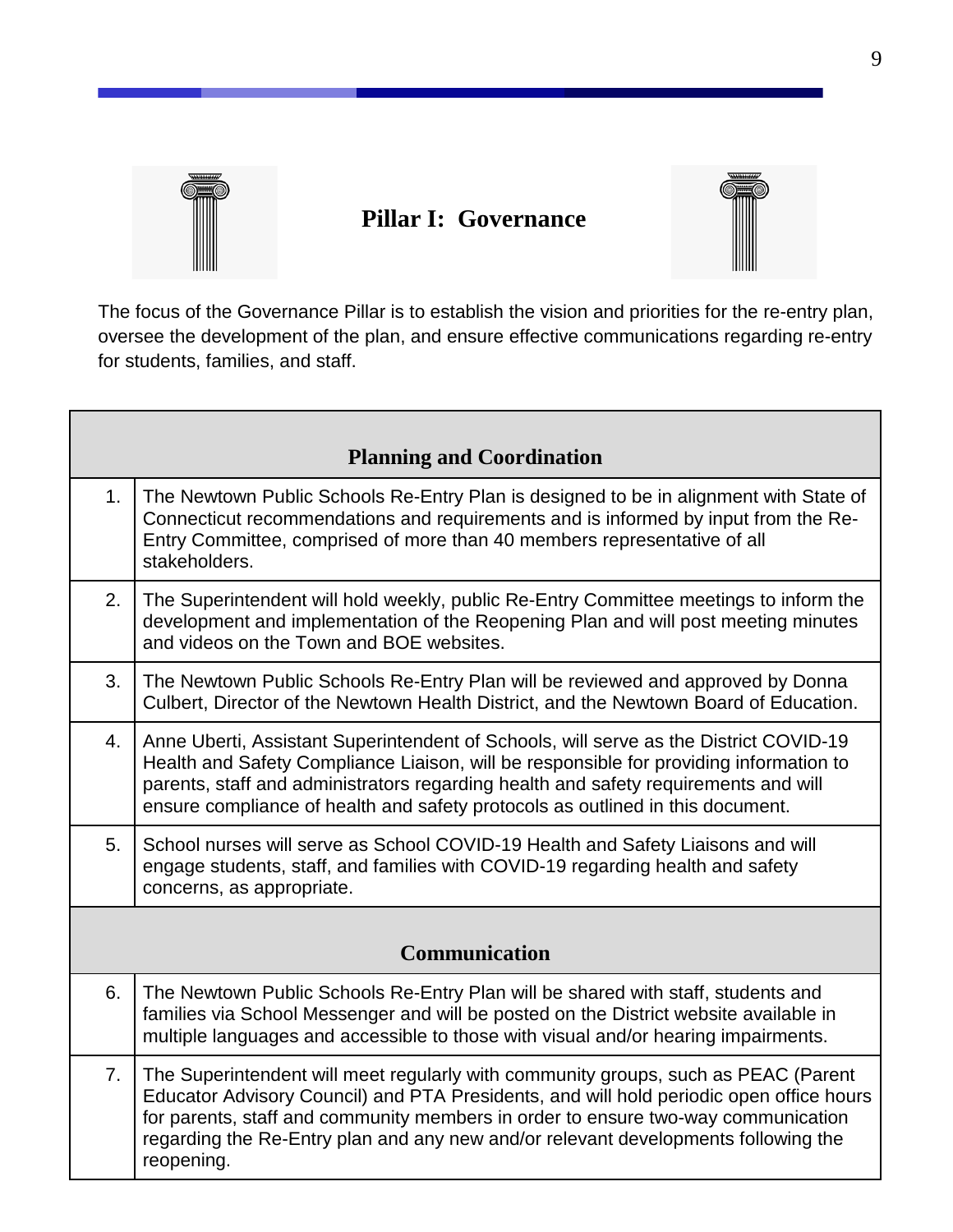# Pillar I: Governance

The focus of the Governance Pillar is to establish the vision and priorities for the re-entry plan, oversee the development of the plan, and ensure effective communications regarding re-entry for students, families, and staff.

| | **Planning and Coordination** |
|---|---|
| 1. | The Newtown Public Schools Re-Entry Plan is designed to be in alignment with State of Connecticut recommendations and requirements and is informed by input from the Re-Entry Committee, comprised of more than 40 members representative of all stakeholders. |
| 2. | The Superintendent will hold weekly, public Re-Entry Committee meetings to inform the development and implementation of the Reopening Plan and will post meeting minutes and videos on the Town and BOE websites. |
| 3. | The Newtown Public Schools Re-Entry Plan will be reviewed and approved by Donna Culbert, Director of the Newtown Health District, and the Newtown Board of Education. |
| 4. | Anne Uberti, Assistant Superintendent of Schools, will serve as the District COVID-19 Health and Safety Compliance Liaison, will be responsible for providing information to parents, staff and administrators regarding health and safety requirements and will ensure compliance of health and safety protocols as outlined in this document. |
| 5. | School nurses will serve as School COVID-19 Health and Safety Liaisons and will engage students, staff, and families with COVID-19 regarding health and safety concerns, as appropriate. |
| | **Communication** |
| 6. | The Newtown Public Schools Re-Entry Plan will be shared with staff, students and families via School Messenger and will be posted on the District website available in multiple languages and accessible to those with visual and/or hearing impairments. |
| 7. | The Superintendent will meet regularly with community groups, such as PEAC (Parent Educator Advisory Council) and PTA Presidents, and will hold periodic open office hours for parents, staff and community members in order to ensure two-way communication regarding the Re-Entry plan and any new and/or relevant developments following the reopening. |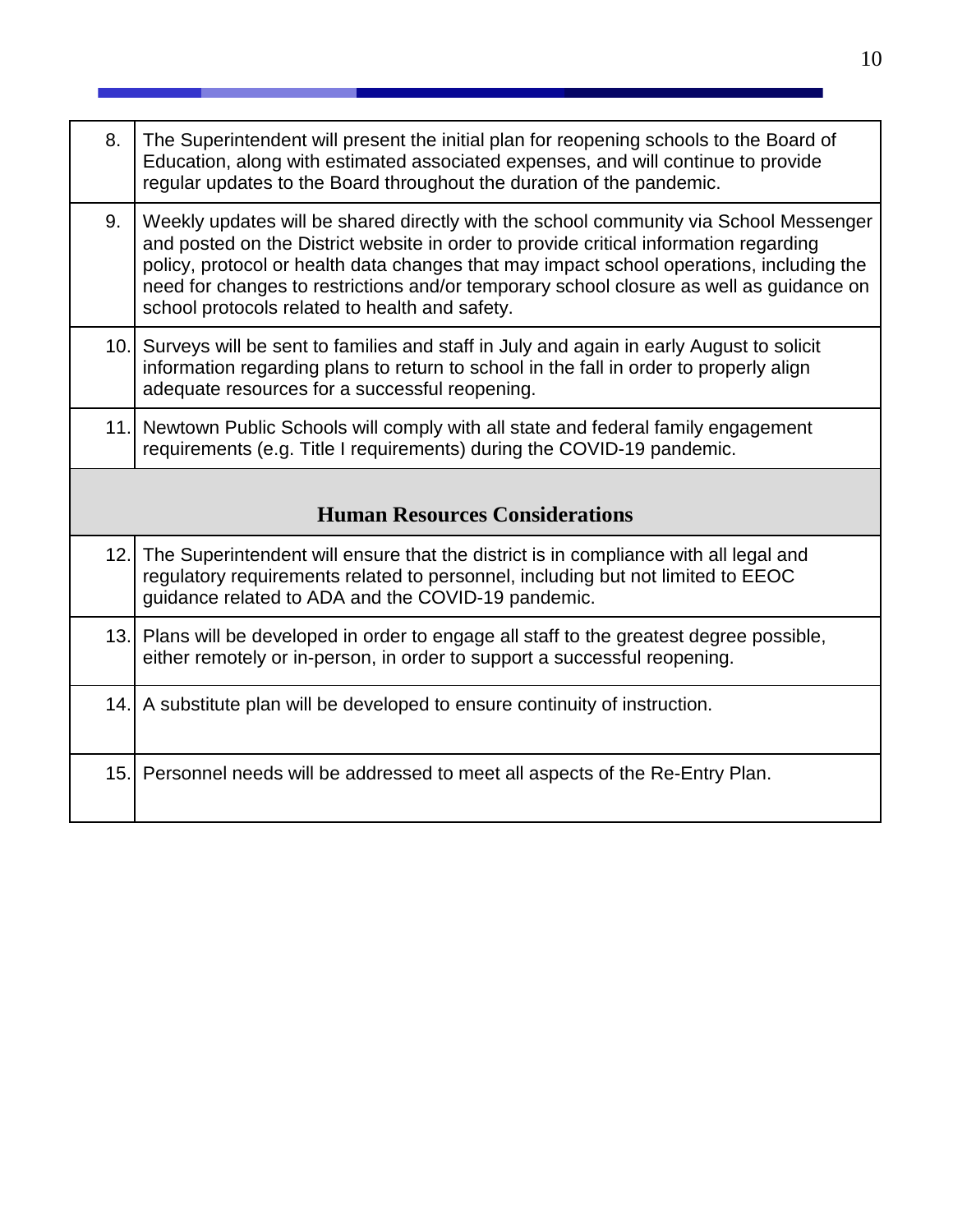| | |
|---|---|
| 8. | The Superintendent will present the initial plan for reopening schools to the Board of Education, along with estimated associated expenses, and will continue to provide regular updates to the Board throughout the duration of the pandemic. |
| 9. | Weekly updates will be shared directly with the school community via School Messenger and posted on the District website in order to provide critical information regarding policy, protocol or health data changes that may impact school operations, including the need for changes to restrictions and/or temporary school closure as well as guidance on school protocols related to health and safety. |
| 10. | Surveys will be sent to families and staff in July and again in early August to solicit information regarding plans to return to school in the fall in order to properly align adequate resources for a successful reopening. |
| 11. | Newtown Public Schools will comply with all state and federal family engagement requirements (e.g. Title I requirements) during the COVID-19 pandemic. |
| **Human Resources Considerations** | |
| 12. | The Superintendent will ensure that the district is in compliance with all legal and regulatory requirements related to personnel, including but not limited to EEOC guidance related to ADA and the COVID-19 pandemic. |
| 13. | Plans will be developed in order to engage all staff to the greatest degree possible, either remotely or in-person, in order to support a successful reopening. |
| 14. | A substitute plan will be developed to ensure continuity of instruction. |
| 15. | Personnel needs will be addressed to meet all aspects of the Re-Entry Plan. |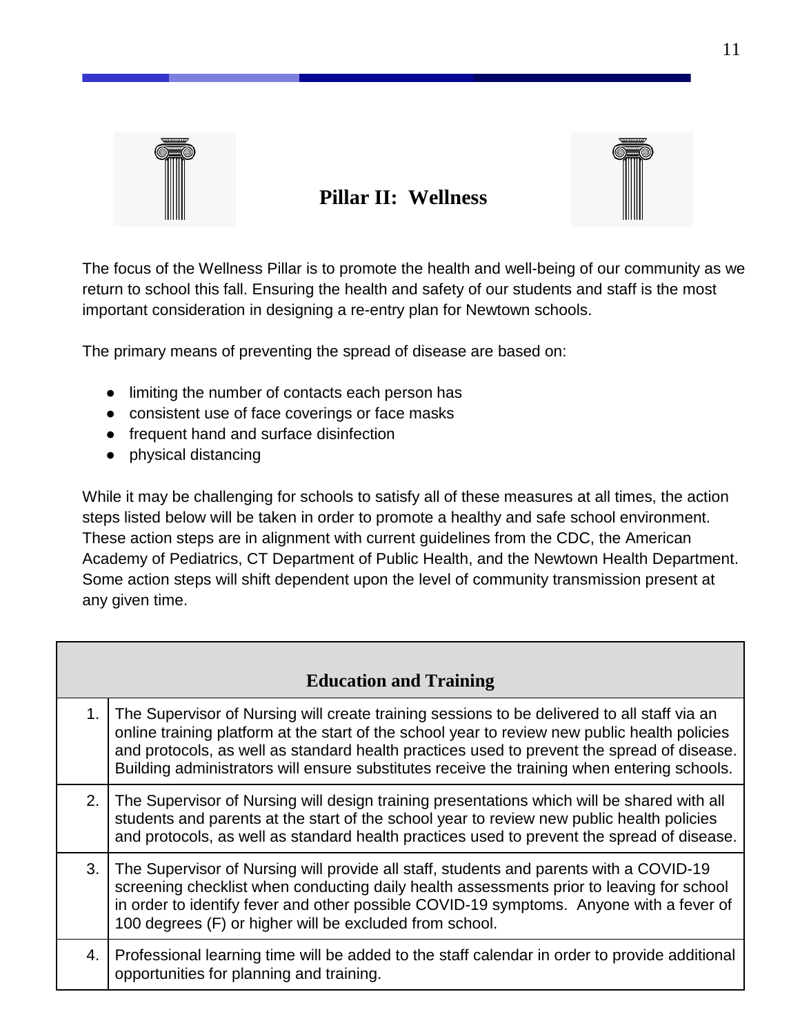## Pillar II: Wellness

The focus of the Wellness Pillar is to promote the health and well-being of our community as we return to school this fall. Ensuring the health and safety of our students and staff is the most important consideration in designing a re-entry plan for Newtown schools.

The primary means of preventing the spread of disease are based on:

- limiting the number of contacts each person has
- consistent use of face coverings or face masks
- frequent hand and surface disinfection
- physical distancing

While it may be challenging for schools to satisfy all of these measures at all times, the action steps listed below will be taken in order to promote a healthy and safe school environment. These action steps are in alignment with current guidelines from the CDC, the American Academy of Pediatrics, CT Department of Public Health, and the Newtown Health Department. Some action steps will shift dependent upon the level of community transmission present at any given time.

| | **Education and Training** |
|---|---|
| 1. | The Supervisor of Nursing will create training sessions to be delivered to all staff via an online training platform at the start of the school year to review new public health policies and protocols, as well as standard health practices used to prevent the spread of disease. Building administrators will ensure substitutes receive the training when entering schools. |
| 2. | The Supervisor of Nursing will design training presentations which will be shared with all students and parents at the start of the school year to review new public health policies and protocols, as well as standard health practices used to prevent the spread of disease. |
| 3. | The Supervisor of Nursing will provide all staff, students and parents with a COVID-19 screening checklist when conducting daily health assessments prior to leaving for school in order to identify fever and other possible COVID-19 symptoms. Anyone with a fever of 100 degrees (F) or higher will be excluded from school. |
| 4. | Professional learning time will be added to the staff calendar in order to provide additional opportunities for planning and training. |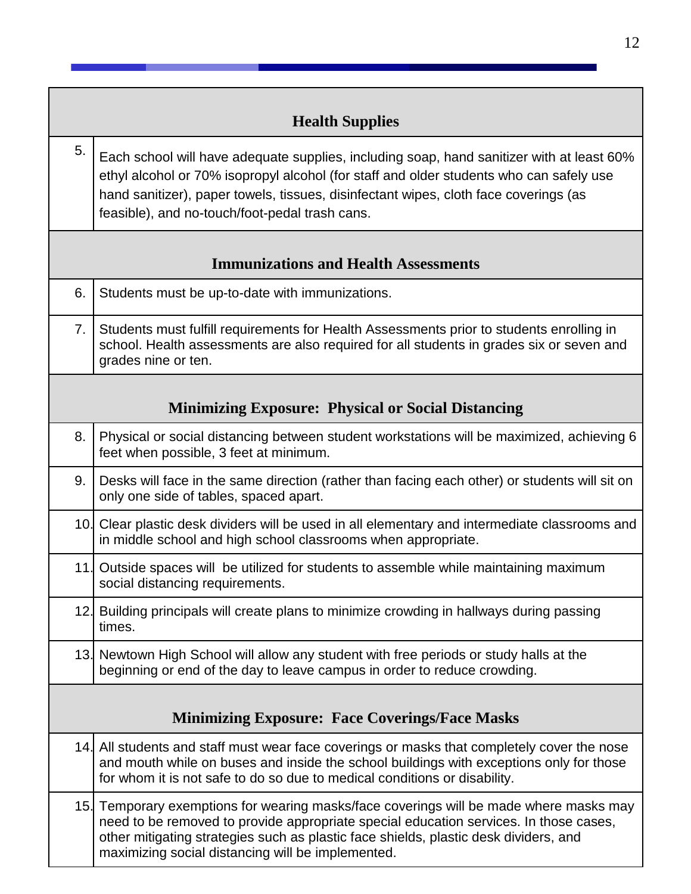| | Health Supplies |
|---|---|
| 5. | Each school will have adequate supplies, including soap, hand sanitizer with at least 60% ethyl alcohol or 70% isopropyl alcohol (for staff and older students who can safely use hand sanitizer), paper towels, tissues, disinfectant wipes, cloth face coverings (as feasible), and no-touch/foot-pedal trash cans. |
| | **Immunizations and Health Assessments** |
| 6. | Students must be up-to-date with immunizations. |
| 7. | Students must fulfill requirements for Health Assessments prior to students enrolling in school. Health assessments are also required for all students in grades six or seven and grades nine or ten. |
| | **Minimizing Exposure: Physical or Social Distancing** |
| 8. | Physical or social distancing between student workstations will be maximized, achieving 6 feet when possible, 3 feet at minimum. |
| 9. | Desks will face in the same direction (rather than facing each other) or students will sit on only one side of tables, spaced apart. |
| 10. | Clear plastic desk dividers will be used in all elementary and intermediate classrooms and in middle school and high school classrooms when appropriate. |
| 11. | Outside spaces will be utilized for students to assemble while maintaining maximum social distancing requirements. |
| 12. | Building principals will create plans to minimize crowding in hallways during passing times. |
| 13. | Newtown High School will allow any student with free periods or study halls at the beginning or end of the day to leave campus in order to reduce crowding. |
| | **Minimizing Exposure: Face Coverings/Face Masks** |
| 14. | All students and staff must wear face coverings or masks that completely cover the nose and mouth while on buses and inside the school buildings with exceptions only for those for whom it is not safe to do so due to medical conditions or disability. |
| 15. | Temporary exemptions for wearing masks/face coverings will be made where masks may need to be removed to provide appropriate special education services. In those cases, other mitigating strategies such as plastic face shields, plastic desk dividers, and maximizing social distancing will be implemented. |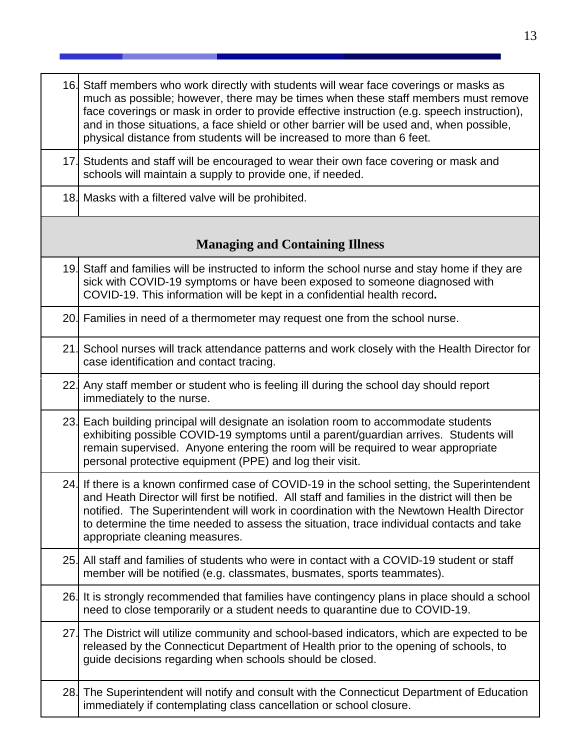| | |
|---|---|
| 16. | Staff members who work directly with students will wear face coverings or masks as much as possible; however, there may be times when these staff members must remove face coverings or mask in order to provide effective instruction (e.g. speech instruction), and in those situations, a face shield or other barrier will be used and, when possible, physical distance from students will be increased to more than 6 feet. |
| 17. | Students and staff will be encouraged to wear their own face covering or mask and schools will maintain a supply to provide one, if needed. |
| 18. | Masks with a filtered valve will be prohibited. |
| | **Managing and Containing Illness** |
| 19. | Staff and families will be instructed to inform the school nurse and stay home if they are sick with COVID-19 symptoms or have been exposed to someone diagnosed with COVID-19. This information will be kept in a confidential health record**.** |
| 20. | Families in need of a thermometer may request one from the school nurse. |
| 21. | School nurses will track attendance patterns and work closely with the Health Director for case identification and contact tracing. |
| 22. | Any staff member or student who is feeling ill during the school day should report immediately to the nurse. |
| 23. | Each building principal will designate an isolation room to accommodate students exhibiting possible COVID-19 symptoms until a parent/guardian arrives. Students will remain supervised. Anyone entering the room will be required to wear appropriate personal protective equipment (PPE) and log their visit. |
| 24. | If there is a known confirmed case of COVID-19 in the school setting, the Superintendent and Heath Director will first be notified. All staff and families in the district will then be notified. The Superintendent will work in coordination with the Newtown Health Director to determine the time needed to assess the situation, trace individual contacts and take appropriate cleaning measures. |
| 25. | All staff and families of students who were in contact with a COVID-19 student or staff member will be notified (e.g. classmates, busmates, sports teammates). |
| 26. | It is strongly recommended that families have contingency plans in place should a school need to close temporarily or a student needs to quarantine due to COVID-19. |
| 27. | The District will utilize community and school-based indicators, which are expected to be released by the Connecticut Department of Health prior to the opening of schools, to guide decisions regarding when schools should be closed. |
| 28. | The Superintendent will notify and consult with the Connecticut Department of Education immediately if contemplating class cancellation or school closure. |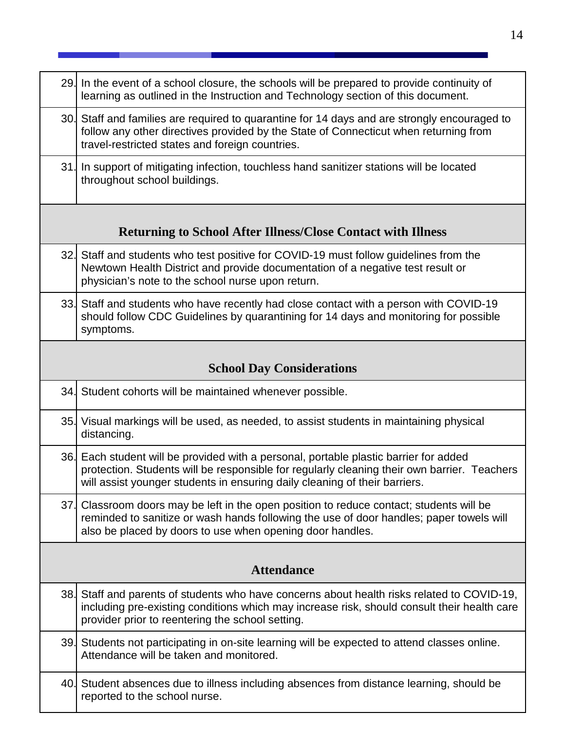| | |
|---|---|
| 29. | In the event of a school closure, the schools will be prepared to provide continuity of learning as outlined in the Instruction and Technology section of this document. |
| 30. | Staff and families are required to quarantine for 14 days and are strongly encouraged to follow any other directives provided by the State of Connecticut when returning from travel-restricted states and foreign countries. |
| 31. | In support of mitigating infection, touchless hand sanitizer stations will be located throughout school buildings. |
| **Returning to School After Illness/Close Contact with Illness** | |
| 32. | Staff and students who test positive for COVID-19 must follow guidelines from the Newtown Health District and provide documentation of a negative test result or physician's note to the school nurse upon return. |
| 33. | Staff and students who have recently had close contact with a person with COVID-19 should follow CDC Guidelines by quarantining for 14 days and monitoring for possible symptoms. |
| **School Day Considerations** | |
| 34. | Student cohorts will be maintained whenever possible. |
| 35. | Visual markings will be used, as needed, to assist students in maintaining physical distancing. |
| 36. | Each student will be provided with a personal, portable plastic barrier for added protection. Students will be responsible for regularly cleaning their own barrier. Teachers will assist younger students in ensuring daily cleaning of their barriers. |
| 37. | Classroom doors may be left in the open position to reduce contact; students will be reminded to sanitize or wash hands following the use of door handles; paper towels will also be placed by doors to use when opening door handles. |
| **Attendance** | |
| 38. | Staff and parents of students who have concerns about health risks related to COVID-19, including pre-existing conditions which may increase risk, should consult their health care provider prior to reentering the school setting. |
| 39. | Students not participating in on-site learning will be expected to attend classes online. Attendance will be taken and monitored. |
| 40. | Student absences due to illness including absences from distance learning, should be reported to the school nurse. |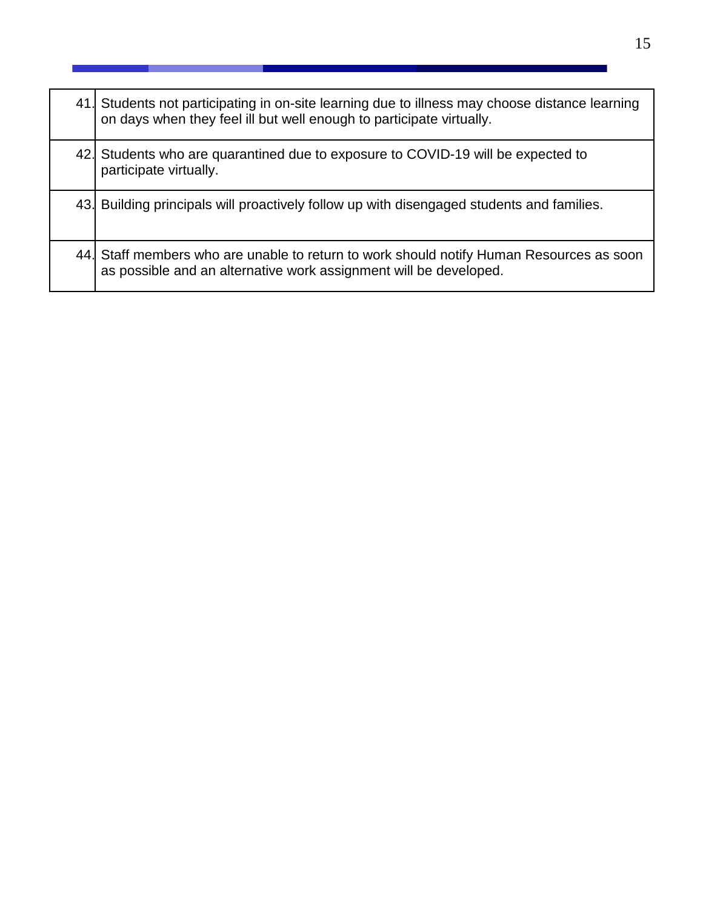| | |
|---|---|
| 41. | Students not participating in on-site learning due to illness may choose distance learning on days when they feel ill but well enough to participate virtually. |
| 42. | Students who are quarantined due to exposure to COVID-19 will be expected to participate virtually. |
| 43. | Building principals will proactively follow up with disengaged students and families. |
| 44. | Staff members who are unable to return to work should notify Human Resources as soon as possible and an alternative work assignment will be developed. |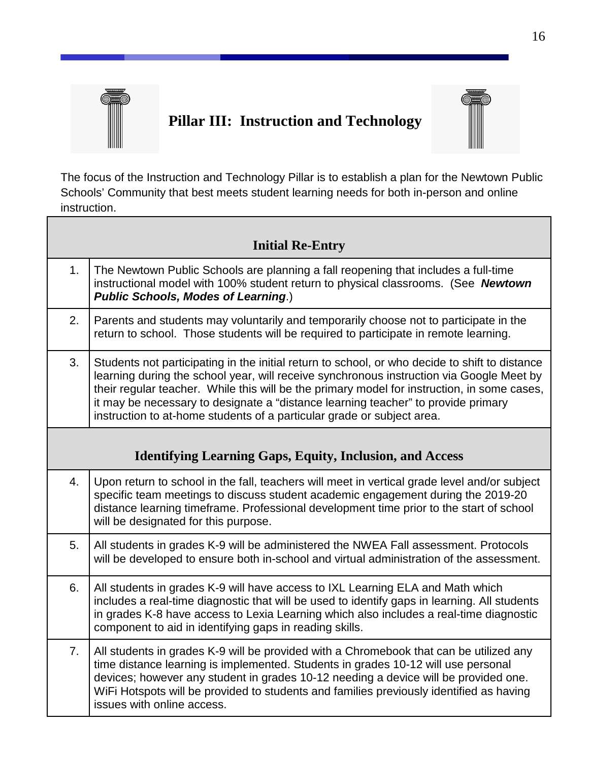## Pillar III: Instruction and Technology

The focus of the Instruction and Technology Pillar is to establish a plan for the Newtown Public Schools' Community that best meets student learning needs for both in-person and online instruction.

| | **Initial Re-Entry** |
|---|---|
| 1. | The Newtown Public Schools are planning a fall reopening that includes a full-time instructional model with 100% student return to physical classrooms. (See ***Newtown Public Schools, Modes of Learning***.) |
| 2. | Parents and students may voluntarily and temporarily choose not to participate in the return to school. Those students will be required to participate in remote learning. |
| 3. | Students not participating in the initial return to school, or who decide to shift to distance learning during the school year, will receive synchronous instruction via Google Meet by their regular teacher. While this will be the primary model for instruction, in some cases, it may be necessary to designate a "distance learning teacher" to provide primary instruction to at-home students of a particular grade or subject area. |
| | **Identifying Learning Gaps, Equity, Inclusion, and Access** |
| 4. | Upon return to school in the fall, teachers will meet in vertical grade level and/or subject specific team meetings to discuss student academic engagement during the 2019-20 distance learning timeframe. Professional development time prior to the start of school will be designated for this purpose. |
| 5. | All students in grades K-9 will be administered the NWEA Fall assessment. Protocols will be developed to ensure both in-school and virtual administration of the assessment. |
| 6. | All students in grades K-9 will have access to IXL Learning ELA and Math which includes a real-time diagnostic that will be used to identify gaps in learning. All students in grades K-8 have access to Lexia Learning which also includes a real-time diagnostic component to aid in identifying gaps in reading skills. |
| 7. | All students in grades K-9 will be provided with a Chromebook that can be utilized any time distance learning is implemented. Students in grades 10-12 will use personal devices; however any student in grades 10-12 needing a device will be provided one. WiFi Hotspots will be provided to students and families previously identified as having issues with online access. |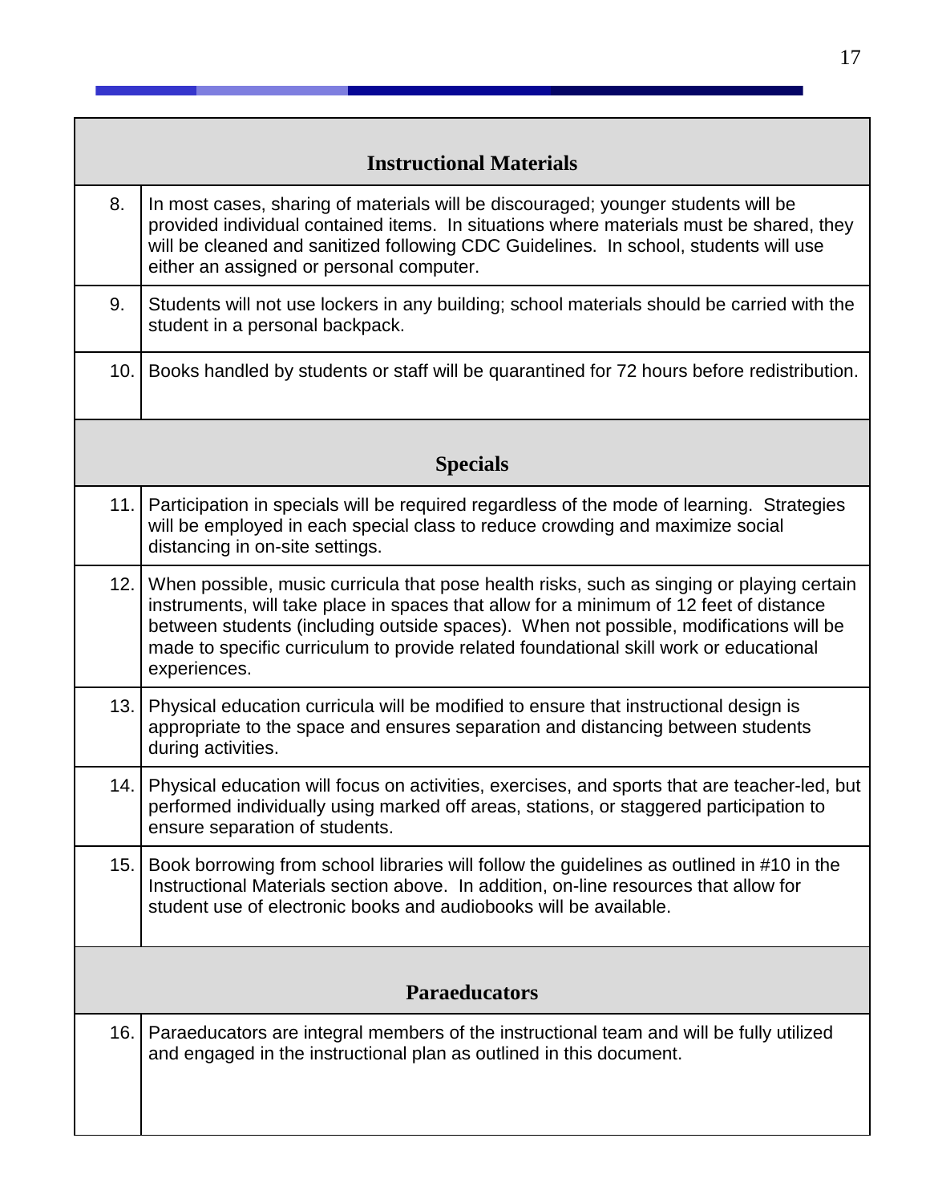| | Instructional Materials |
|---|---|
| 8. | In most cases, sharing of materials will be discouraged; younger students will be provided individual contained items. In situations where materials must be shared, they will be cleaned and sanitized following CDC Guidelines. In school, students will use either an assigned or personal computer. |
| 9. | Students will not use lockers in any building; school materials should be carried with the student in a personal backpack. |
| 10. | Books handled by students or staff will be quarantined for 72 hours before redistribution. |

| | Specials |
|---|---|
| 11. | Participation in specials will be required regardless of the mode of learning. Strategies will be employed in each special class to reduce crowding and maximize social distancing in on-site settings. |
| 12. | When possible, music curricula that pose health risks, such as singing or playing certain instruments, will take place in spaces that allow for a minimum of 12 feet of distance between students (including outside spaces). When not possible, modifications will be made to specific curriculum to provide related foundational skill work or educational experiences. |
| 13. | Physical education curricula will be modified to ensure that instructional design is appropriate to the space and ensures separation and distancing between students during activities. |
| 14. | Physical education will focus on activities, exercises, and sports that are teacher-led, but performed individually using marked off areas, stations, or staggered participation to ensure separation of students. |
| 15. | Book borrowing from school libraries will follow the guidelines as outlined in #10 in the Instructional Materials section above. In addition, on-line resources that allow for student use of electronic books and audiobooks will be available. |

| | Paraeducators |
|---|---|
| 16. | Paraeducators are integral members of the instructional team and will be fully utilized and engaged in the instructional plan as outlined in this document. |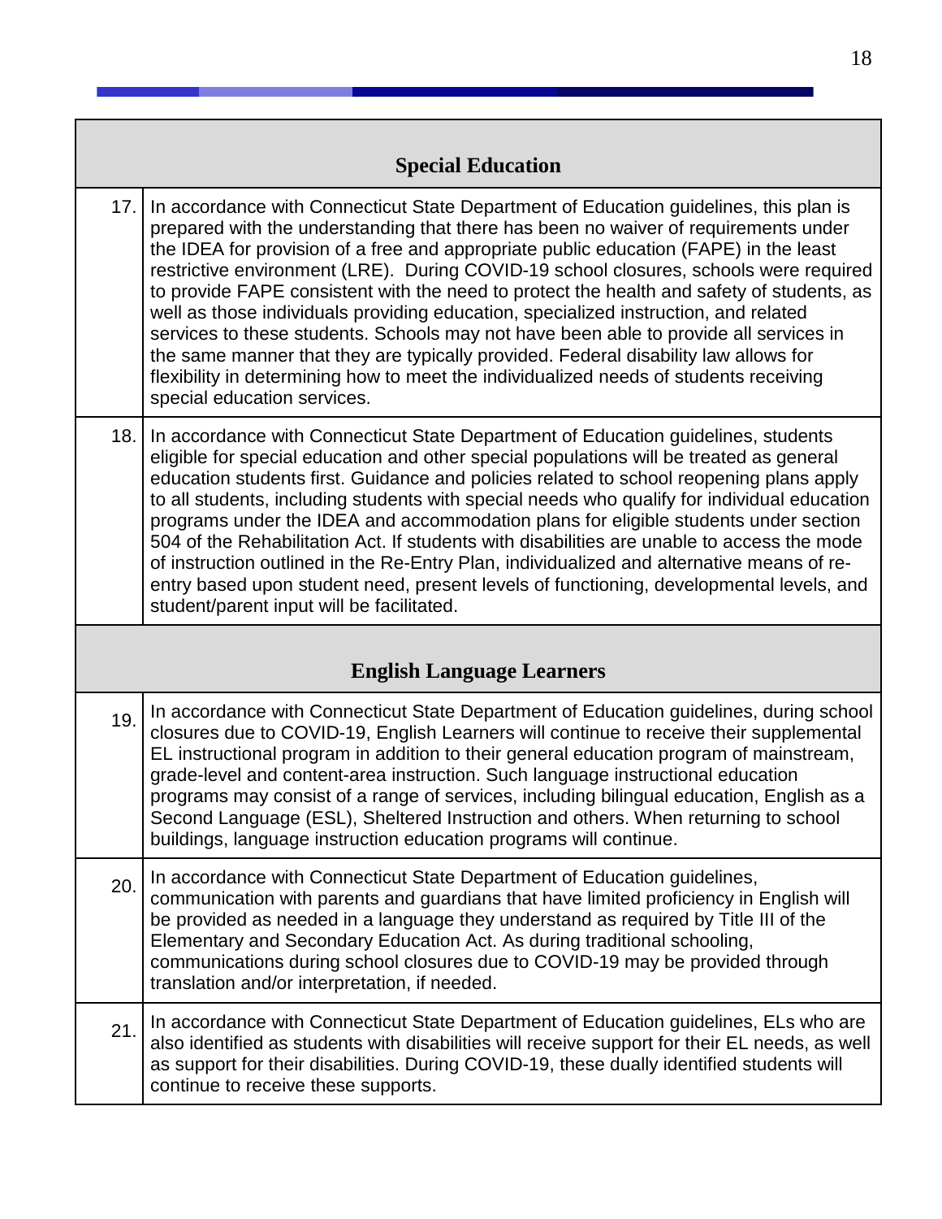| | Special Education |
|---|---|
| 17. | In accordance with Connecticut State Department of Education guidelines, this plan is prepared with the understanding that there has been no waiver of requirements under the IDEA for provision of a free and appropriate public education (FAPE) in the least restrictive environment (LRE). During COVID-19 school closures, schools were required to provide FAPE consistent with the need to protect the health and safety of students, as well as those individuals providing education, specialized instruction, and related services to these students. Schools may not have been able to provide all services in the same manner that they are typically provided. Federal disability law allows for flexibility in determining how to meet the individualized needs of students receiving special education services. |
| 18. | In accordance with Connecticut State Department of Education guidelines, students eligible for special education and other special populations will be treated as general education students first. Guidance and policies related to school reopening plans apply to all students, including students with special needs who qualify for individual education programs under the IDEA and accommodation plans for eligible students under section 504 of the Rehabilitation Act. If students with disabilities are unable to access the mode of instruction outlined in the Re-Entry Plan, individualized and alternative means of re-entry based upon student need, present levels of functioning, developmental levels, and student/parent input will be facilitated. |
| | **English Language Learners** |
| 19. | In accordance with Connecticut State Department of Education guidelines, during school closures due to COVID-19, English Learners will continue to receive their supplemental EL instructional program in addition to their general education program of mainstream, grade-level and content-area instruction. Such language instructional education programs may consist of a range of services, including bilingual education, English as a Second Language (ESL), Sheltered Instruction and others. When returning to school buildings, language instruction education programs will continue. |
| 20. | In accordance with Connecticut State Department of Education guidelines, communication with parents and guardians that have limited proficiency in English will be provided as needed in a language they understand as required by Title III of the Elementary and Secondary Education Act. As during traditional schooling, communications during school closures due to COVID-19 may be provided through translation and/or interpretation, if needed. |
| 21. | In accordance with Connecticut State Department of Education guidelines, ELs who are also identified as students with disabilities will receive support for their EL needs, as well as support for their disabilities. During COVID-19, these dually identified students will continue to receive these supports. |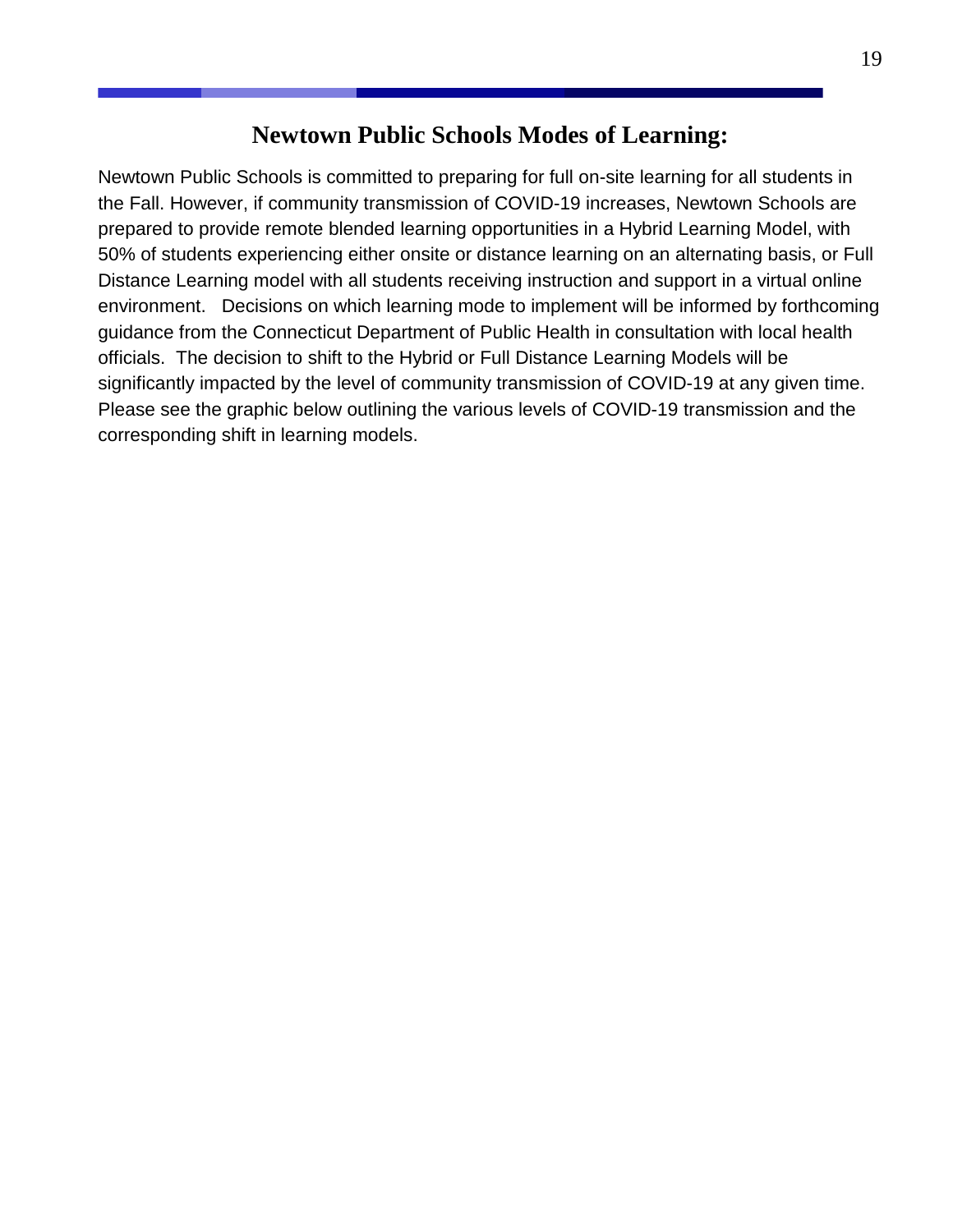## Newtown Public Schools Modes of Learning:

Newtown Public Schools is committed to preparing for full on-site learning for all students in the Fall. However, if community transmission of COVID-19 increases, Newtown Schools are prepared to provide remote blended learning opportunities in a Hybrid Learning Model, with 50% of students experiencing either onsite or distance learning on an alternating basis, or Full Distance Learning model with all students receiving instruction and support in a virtual online environment. Decisions on which learning mode to implement will be informed by forthcoming guidance from the Connecticut Department of Public Health in consultation with local health officials. The decision to shift to the Hybrid or Full Distance Learning Models will be significantly impacted by the level of community transmission of COVID-19 at any given time. Please see the graphic below outlining the various levels of COVID-19 transmission and the corresponding shift in learning models.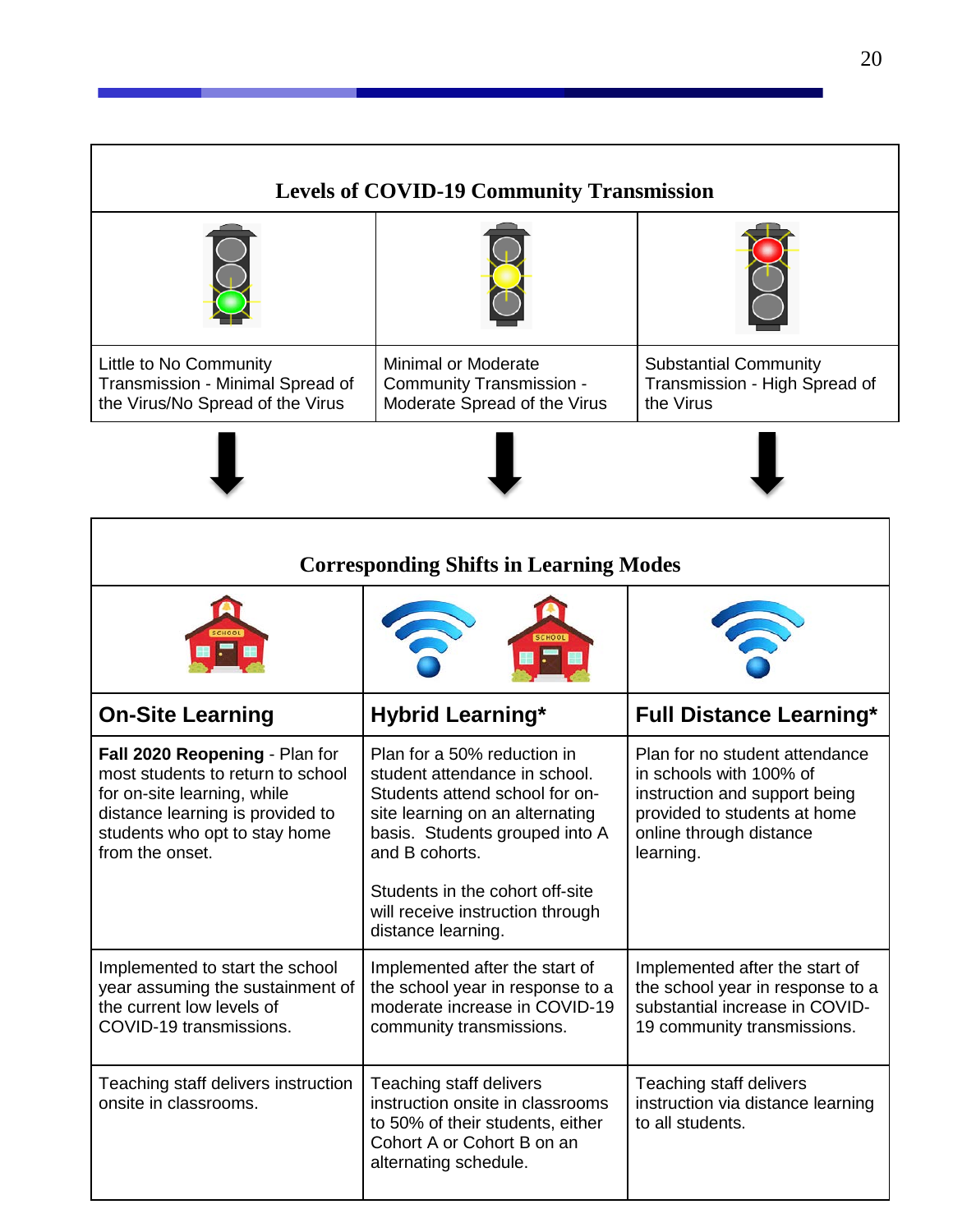| Levels of COVID-19 Community Transmission | | |
|---|---|---|
| Little to No Community Transmission - Minimal Spread of the Virus/No Spread of the Virus | Minimal or Moderate Community Transmission - Moderate Spread of the Virus | Substantial Community Transmission - High Spread of the Virus |

| Corresponding Shifts in Learning Modes | | |
|---|---|---|
| **On-Site Learning** | **Hybrid Learning*** | **Full Distance Learning*** |
| **Fall 2020 Reopening** - Plan for most students to return to school for on-site learning, while distance learning is provided to students who opt to stay home from the onset. | Plan for a 50% reduction in student attendance in school. Students attend school for on-site learning on an alternating basis. Students grouped into A and B cohorts.<br><br>Students in the cohort off-site will receive instruction through distance learning. | Plan for no student attendance in schools with 100% of instruction and support being provided to students at home online through distance learning. |
| Implemented to start the school year assuming the sustainment of the current low levels of COVID-19 transmissions. | Implemented after the start of the school year in response to a moderate increase in COVID-19 community transmissions. | Implemented after the start of the school year in response to a substantial increase in COVID-19 community transmissions. |
| Teaching staff delivers instruction onsite in classrooms. | Teaching staff delivers instruction onsite in classrooms to 50% of their students, either Cohort A or Cohort B on an alternating schedule. | Teaching staff delivers instruction via distance learning to all students. |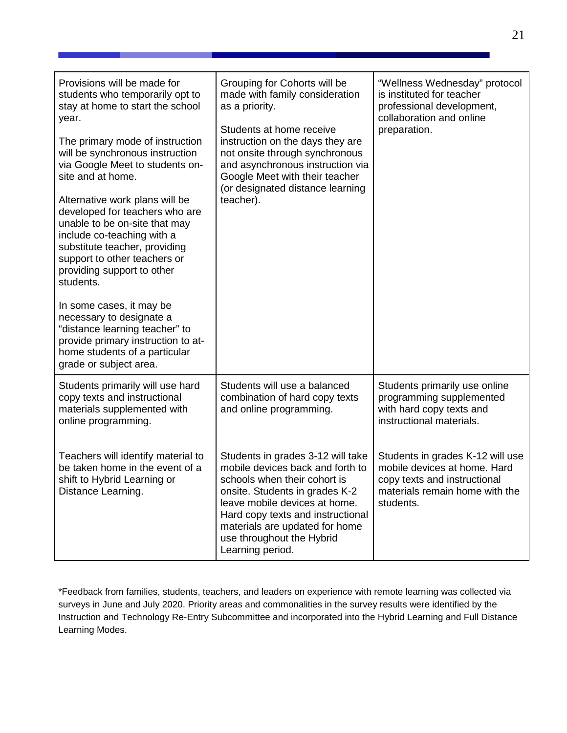| | | |
|---|---|---|
| Provisions will be made for students who temporarily opt to stay at home to start the school year.<br><br>The primary mode of instruction will be synchronous instruction via Google Meet to students on-site and at home.<br><br>Alternative work plans will be developed for teachers who are unable to be on-site that may include co-teaching with a substitute teacher, providing support to other teachers or providing support to other students.<br><br>In some cases, it may be necessary to designate a "distance learning teacher" to provide primary instruction to at-home students of a particular grade or subject area. | Grouping for Cohorts will be made with family consideration as a priority.<br><br>Students at home receive instruction on the days they are not onsite through synchronous and asynchronous instruction via Google Meet with their teacher (or designated distance learning teacher). | "Wellness Wednesday" protocol is instituted for teacher professional development, collaboration and online preparation. |
| Students primarily will use hard copy texts and instructional materials supplemented with online programming.<br><br>Teachers will identify material to be taken home in the event of a shift to Hybrid Learning or Distance Learning. | Students will use a balanced combination of hard copy texts and online programming.<br><br>Students in grades 3-12 will take mobile devices back and forth to schools when their cohort is onsite. Students in grades K-2 leave mobile devices at home. Hard copy texts and instructional materials are updated for home use throughout the Hybrid Learning period. | Students primarily use online programming supplemented with hard copy texts and instructional materials.<br><br>Students in grades K-12 will use mobile devices at home. Hard copy texts and instructional materials remain home with the students. |

*Feedback from families, students, teachers, and leaders on experience with remote learning was collected via surveys in June and July 2020. Priority areas and commonalities in the survey results were identified by the Instruction and Technology Re-Entry Subcommittee and incorporated into the Hybrid Learning and Full Distance Learning Modes.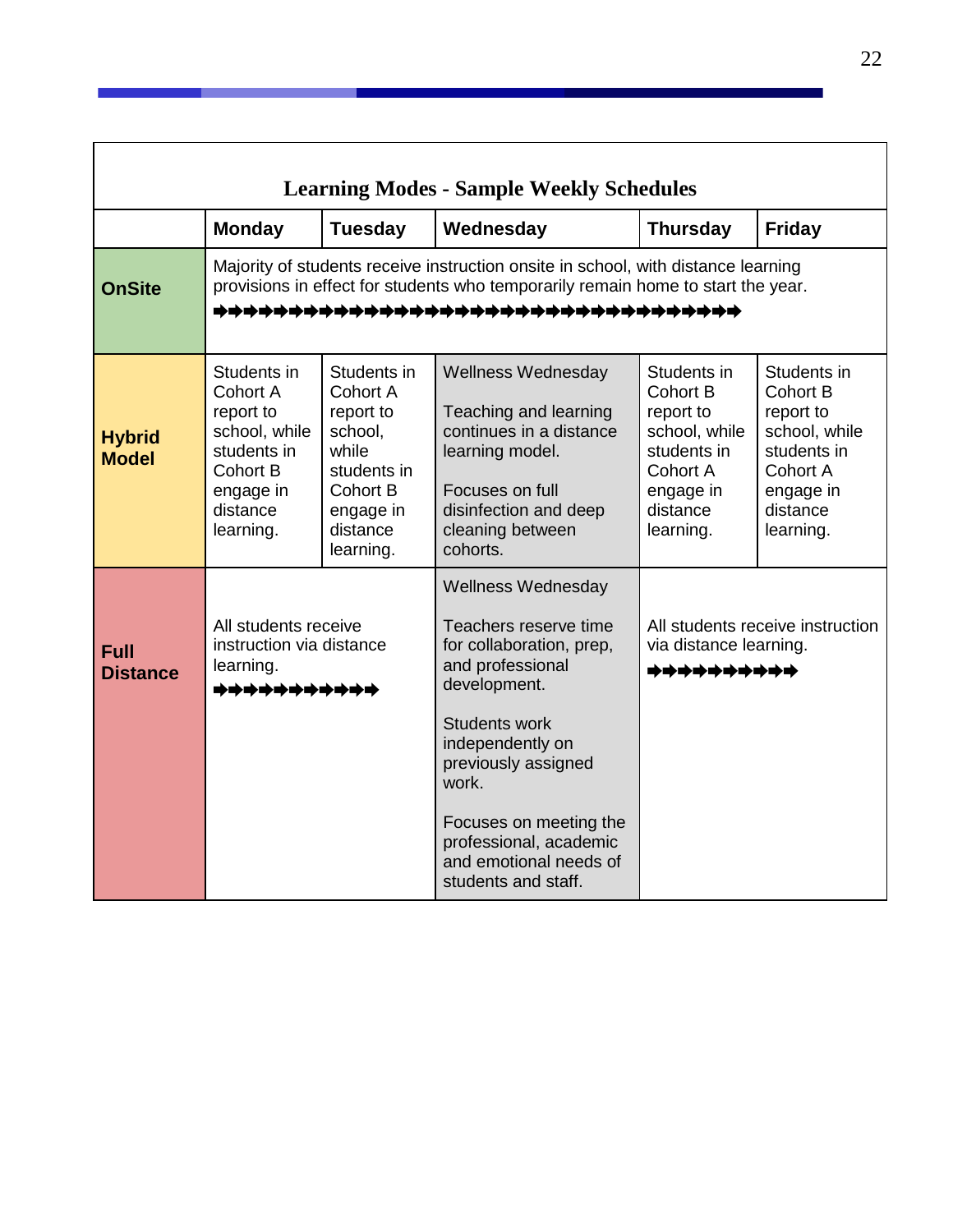| Learning Modes - Sample Weekly Schedules | | | | | |
|---|---|---|---|---|---|
| | **Monday** | **Tuesday** | **Wednesday** | **Thursday** | **Friday** |
| **OnSite** | Majority of students receive instruction onsite in school, with distance learning provisions in effect for students who temporarily remain home to start the year. ➡➡➡➡➡➡➡➡➡➡➡➡➡➡➡➡➡➡➡➡➡➡➡➡➡➡➡➡➡➡➡➡➡➡➡ | | | | |
| **Hybrid Model** | Students in Cohort A report to school, while students in Cohort B engage in distance learning. | Students in Cohort A report to school, while students in Cohort B engage in distance learning. | Wellness Wednesday<br><br>Teaching and learning continues in a distance learning model.<br><br>Focuses on full disinfection and deep cleaning between cohorts. | Students in Cohort B report to school, while students in Cohort A engage in distance learning. | Students in Cohort B report to school, while students in Cohort A engage in distance learning. |
| **Full Distance** | All students receive instruction via distance learning. ➡➡➡➡➡➡➡➡➡➡➡ | | Wellness Wednesday<br><br>Teachers reserve time for collaboration, prep, and professional development.<br><br>Students work independently on previously assigned work.<br><br>Focuses on meeting the professional, academic and emotional needs of students and staff. | All students receive instruction via distance learning. ➡➡➡➡➡➡➡➡➡➡ | |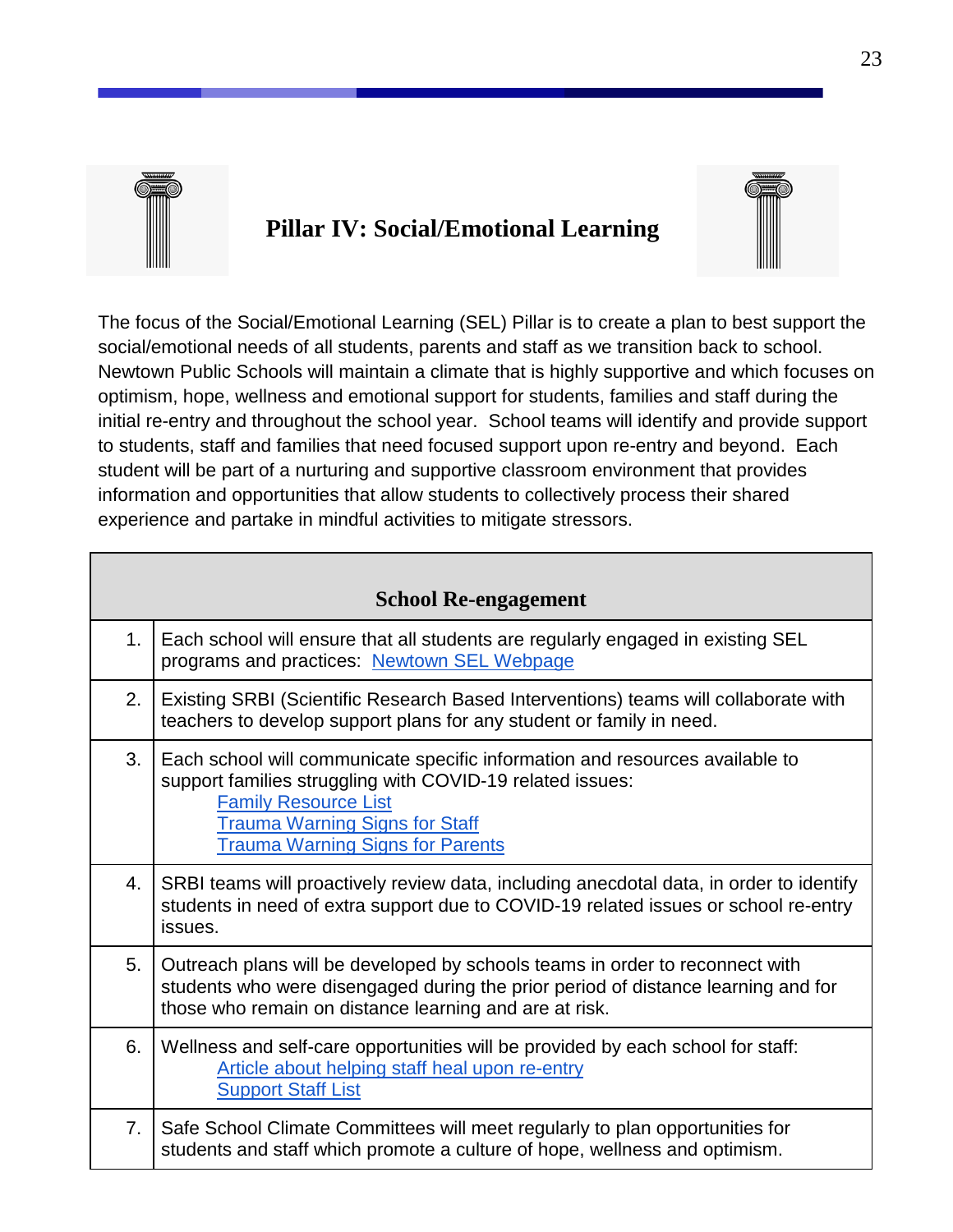# Pillar IV: Social/Emotional Learning

The focus of the Social/Emotional Learning (SEL) Pillar is to create a plan to best support the social/emotional needs of all students, parents and staff as we transition back to school. Newtown Public Schools will maintain a climate that is highly supportive and which focuses on optimism, hope, wellness and emotional support for students, families and staff during the initial re-entry and throughout the school year. School teams will identify and provide support to students, staff and families that need focused support upon re-entry and beyond. Each student will be part of a nurturing and supportive classroom environment that provides information and opportunities that allow students to collectively process their shared experience and partake in mindful activities to mitigate stressors.

| School Re-engagement | |
|---|---|
| 1. | Each school will ensure that all students are regularly engaged in existing SEL programs and practices: Newtown SEL Webpage |
| 2. | Existing SRBI (Scientific Research Based Interventions) teams will collaborate with teachers to develop support plans for any student or family in need. |
| 3. | Each school will communicate specific information and resources available to support families struggling with COVID-19 related issues:<br>Family Resource List<br>Trauma Warning Signs for Staff<br>Trauma Warning Signs for Parents |
| 4. | SRBI teams will proactively review data, including anecdotal data, in order to identify students in need of extra support due to COVID-19 related issues or school re-entry issues. |
| 5. | Outreach plans will be developed by schools teams in order to reconnect with students who were disengaged during the prior period of distance learning and for those who remain on distance learning and are at risk. |
| 6. | Wellness and self-care opportunities will be provided by each school for staff:<br>Article about helping staff heal upon re-entry<br>Support Staff List |
| 7. | Safe School Climate Committees will meet regularly to plan opportunities for students and staff which promote a culture of hope, wellness and optimism. |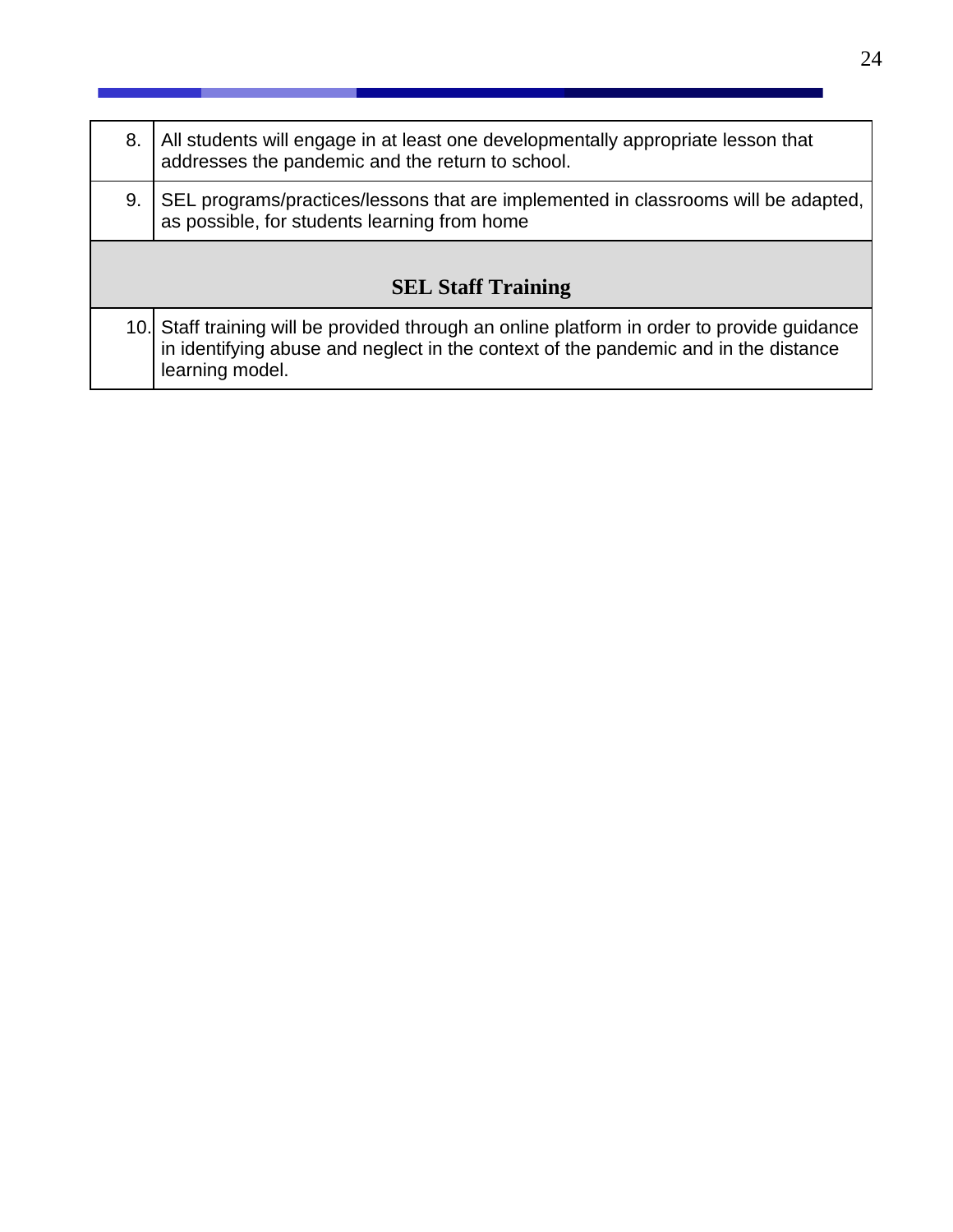| | |
|---|---|
| 8. | All students will engage in at least one developmentally appropriate lesson that addresses the pandemic and the return to school. |
| 9. | SEL programs/practices/lessons that are implemented in classrooms will be adapted, as possible, for students learning from home |
| **SEL Staff Training** | |
| 10. | Staff training will be provided through an online platform in order to provide guidance in identifying abuse and neglect in the context of the pandemic and in the distance learning model. |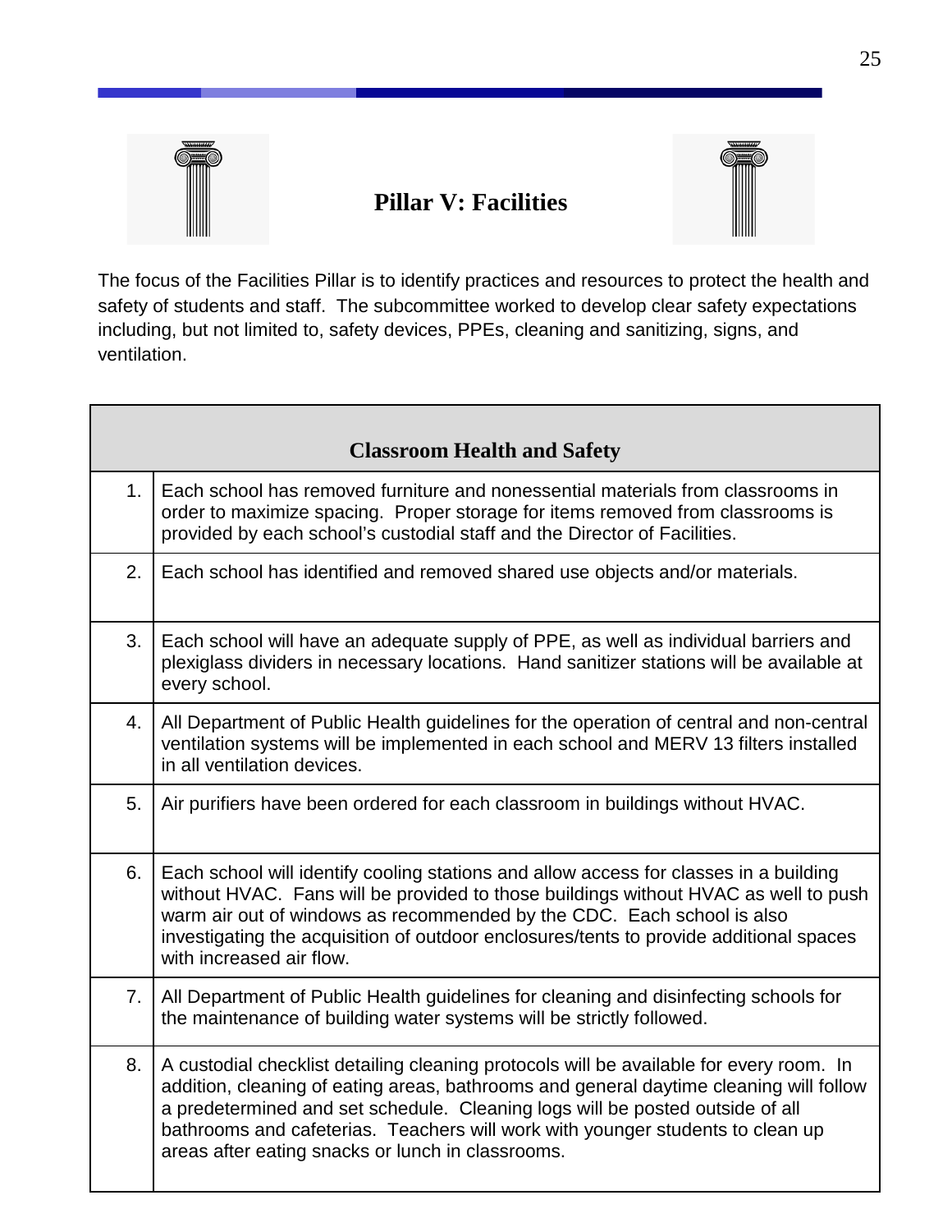# Pillar V: Facilities

The focus of the Facilities Pillar is to identify practices and resources to protect the health and safety of students and staff. The subcommittee worked to develop clear safety expectations including, but not limited to, safety devices, PPEs, cleaning and sanitizing, signs, and ventilation.

| | Classroom Health and Safety |
|---|---|
| 1. | Each school has removed furniture and nonessential materials from classrooms in order to maximize spacing. Proper storage for items removed from classrooms is provided by each school's custodial staff and the Director of Facilities. |
| 2. | Each school has identified and removed shared use objects and/or materials. |
| 3. | Each school will have an adequate supply of PPE, as well as individual barriers and plexiglass dividers in necessary locations. Hand sanitizer stations will be available at every school. |
| 4. | All Department of Public Health guidelines for the operation of central and non-central ventilation systems will be implemented in each school and MERV 13 filters installed in all ventilation devices. |
| 5. | Air purifiers have been ordered for each classroom in buildings without HVAC. |
| 6. | Each school will identify cooling stations and allow access for classes in a building without HVAC. Fans will be provided to those buildings without HVAC as well to push warm air out of windows as recommended by the CDC. Each school is also investigating the acquisition of outdoor enclosures/tents to provide additional spaces with increased air flow. |
| 7. | All Department of Public Health guidelines for cleaning and disinfecting schools for the maintenance of building water systems will be strictly followed. |
| 8. | A custodial checklist detailing cleaning protocols will be available for every room. In addition, cleaning of eating areas, bathrooms and general daytime cleaning will follow a predetermined and set schedule. Cleaning logs will be posted outside of all bathrooms and cafeterias. Teachers will work with younger students to clean up areas after eating snacks or lunch in classrooms. |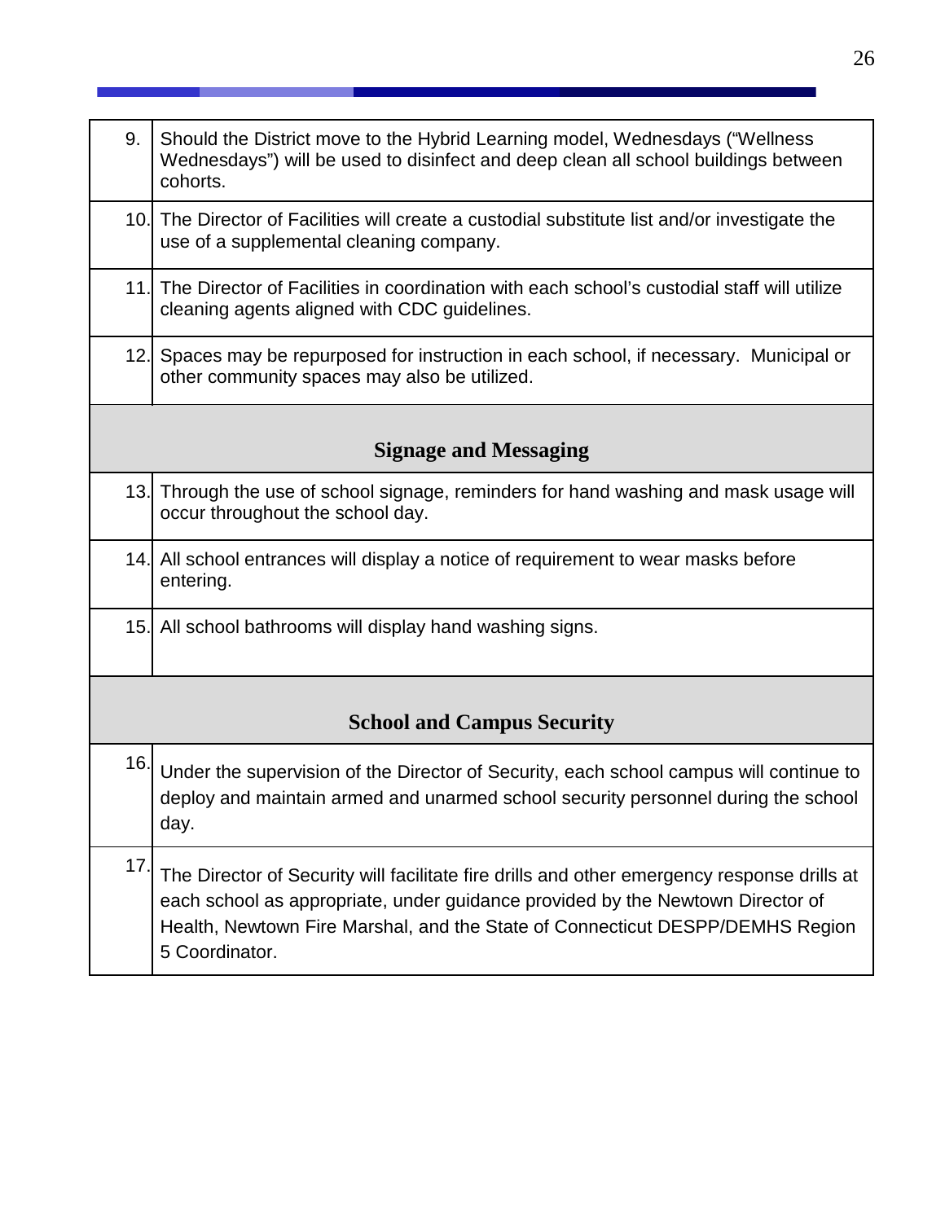| | |
|---|---|
| 9. | Should the District move to the Hybrid Learning model, Wednesdays ("Wellness Wednesdays") will be used to disinfect and deep clean all school buildings between cohorts. |
| 10. | The Director of Facilities will create a custodial substitute list and/or investigate the use of a supplemental cleaning company. |
| 11. | The Director of Facilities in coordination with each school's custodial staff will utilize cleaning agents aligned with CDC guidelines. |
| 12. | Spaces may be repurposed for instruction in each school, if necessary. Municipal or other community spaces may also be utilized. |
| **Signage and Messaging** | |
| 13. | Through the use of school signage, reminders for hand washing and mask usage will occur throughout the school day. |
| 14. | All school entrances will display a notice of requirement to wear masks before entering. |
| 15. | All school bathrooms will display hand washing signs. |
| **School and Campus Security** | |
| 16. | Under the supervision of the Director of Security, each school campus will continue to deploy and maintain armed and unarmed school security personnel during the school day. |
| 17. | The Director of Security will facilitate fire drills and other emergency response drills at each school as appropriate, under guidance provided by the Newtown Director of Health, Newtown Fire Marshal, and the State of Connecticut DESPP/DEMHS Region 5 Coordinator. |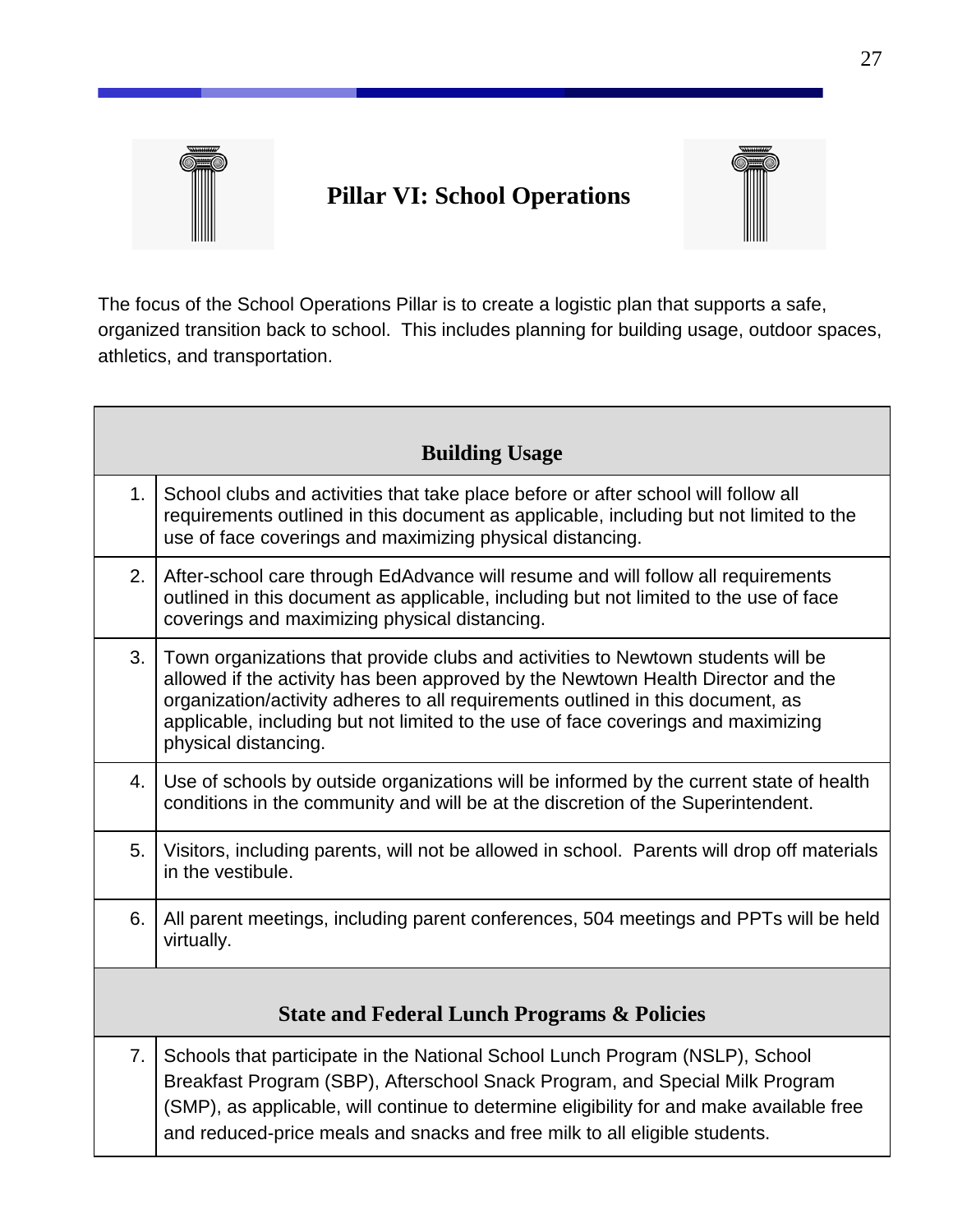# Pillar VI: School Operations

The focus of the School Operations Pillar is to create a logistic plan that supports a safe, organized transition back to school. This includes planning for building usage, outdoor spaces, athletics, and transportation.

| | Building Usage |
|---|---|
| 1. | School clubs and activities that take place before or after school will follow all requirements outlined in this document as applicable, including but not limited to the use of face coverings and maximizing physical distancing. |
| 2. | After-school care through EdAdvance will resume and will follow all requirements outlined in this document as applicable, including but not limited to the use of face coverings and maximizing physical distancing. |
| 3. | Town organizations that provide clubs and activities to Newtown students will be allowed if the activity has been approved by the Newtown Health Director and the organization/activity adheres to all requirements outlined in this document, as applicable, including but not limited to the use of face coverings and maximizing physical distancing. |
| 4. | Use of schools by outside organizations will be informed by the current state of health conditions in the community and will be at the discretion of the Superintendent. |
| 5. | Visitors, including parents, will not be allowed in school. Parents will drop off materials in the vestibule. |
| 6. | All parent meetings, including parent conferences, 504 meetings and PPTs will be held virtually. |
| | **State and Federal Lunch Programs & Policies** |
| 7. | Schools that participate in the National School Lunch Program (NSLP), School Breakfast Program (SBP), Afterschool Snack Program, and Special Milk Program (SMP), as applicable, will continue to determine eligibility for and make available free and reduced-price meals and snacks and free milk to all eligible students. |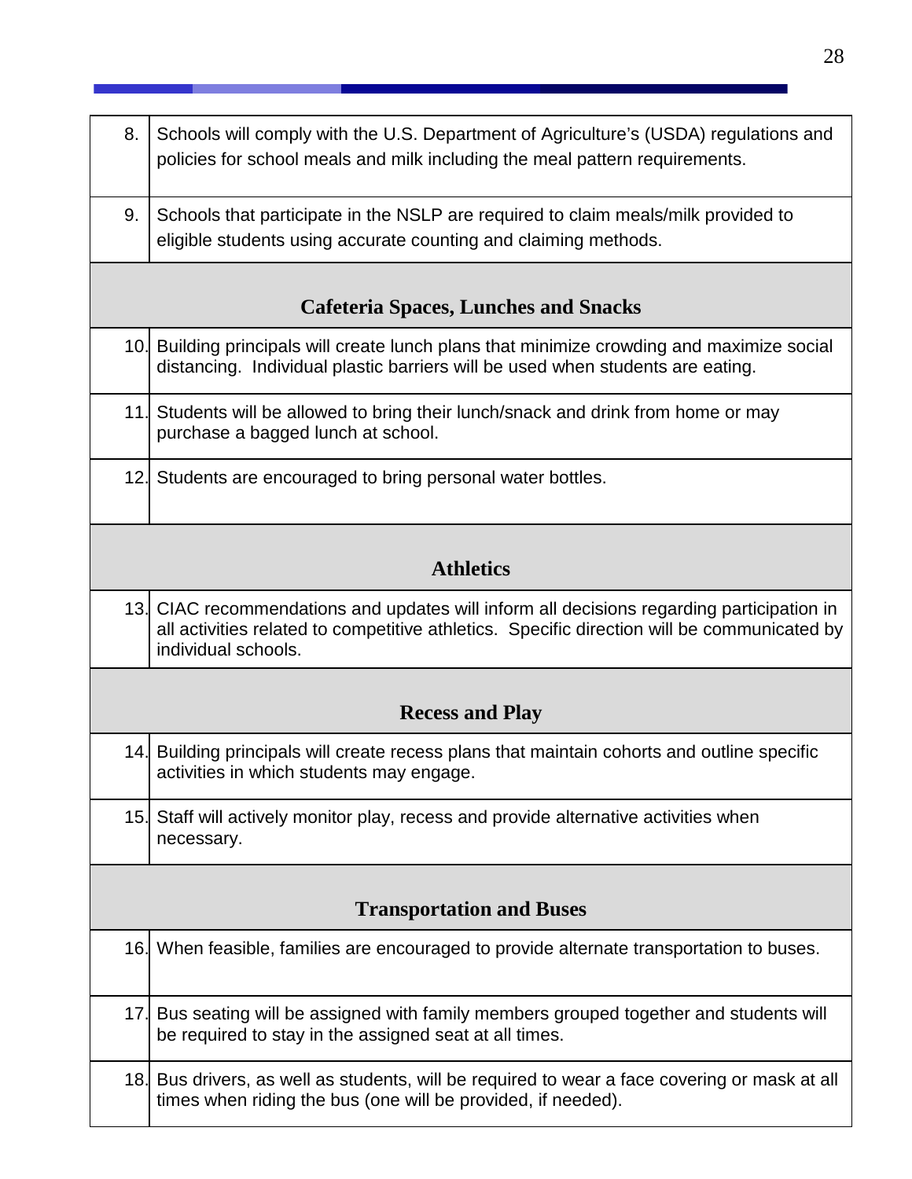| | |
|---|---|
| 8. | Schools will comply with the U.S. Department of Agriculture's (USDA) regulations and policies for school meals and milk including the meal pattern requirements. |
| 9. | Schools that participate in the NSLP are required to claim meals/milk provided to eligible students using accurate counting and claiming methods. |
| **Cafeteria Spaces, Lunches and Snacks** | |
| 10. | Building principals will create lunch plans that minimize crowding and maximize social distancing. Individual plastic barriers will be used when students are eating. |
| 11. | Students will be allowed to bring their lunch/snack and drink from home or may purchase a bagged lunch at school. |
| 12. | Students are encouraged to bring personal water bottles. |
| **Athletics** | |
| 13. | CIAC recommendations and updates will inform all decisions regarding participation in all activities related to competitive athletics. Specific direction will be communicated by individual schools. |
| **Recess and Play** | |
| 14. | Building principals will create recess plans that maintain cohorts and outline specific activities in which students may engage. |
| 15. | Staff will actively monitor play, recess and provide alternative activities when necessary. |
| **Transportation and Buses** | |
| 16. | When feasible, families are encouraged to provide alternate transportation to buses. |
| 17. | Bus seating will be assigned with family members grouped together and students will be required to stay in the assigned seat at all times. |
| 18. | Bus drivers, as well as students, will be required to wear a face covering or mask at all times when riding the bus (one will be provided, if needed). |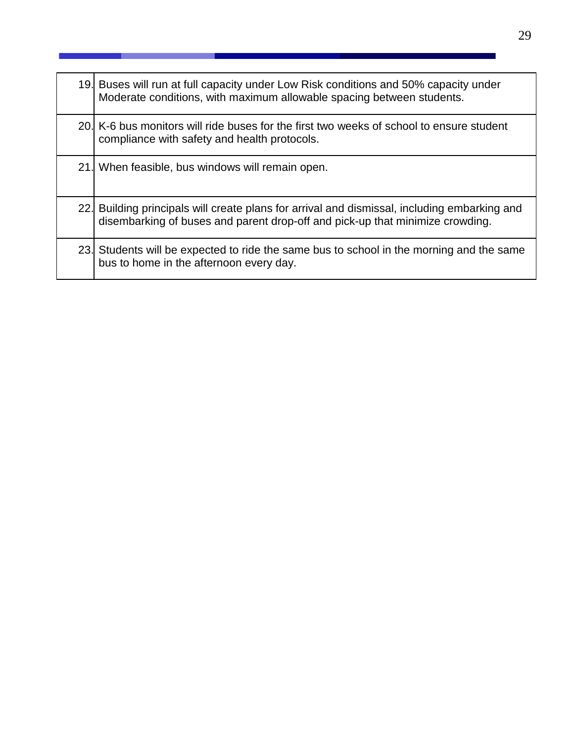| | |
|---|---|
| 19. | Buses will run at full capacity under Low Risk conditions and 50% capacity under Moderate conditions, with maximum allowable spacing between students. |
| 20. | K-6 bus monitors will ride buses for the first two weeks of school to ensure student compliance with safety and health protocols. |
| 21. | When feasible, bus windows will remain open. |
| 22. | Building principals will create plans for arrival and dismissal, including embarking and disembarking of buses and parent drop-off and pick-up that minimize crowding. |
| 23. | Students will be expected to ride the same bus to school in the morning and the same bus to home in the afternoon every day. |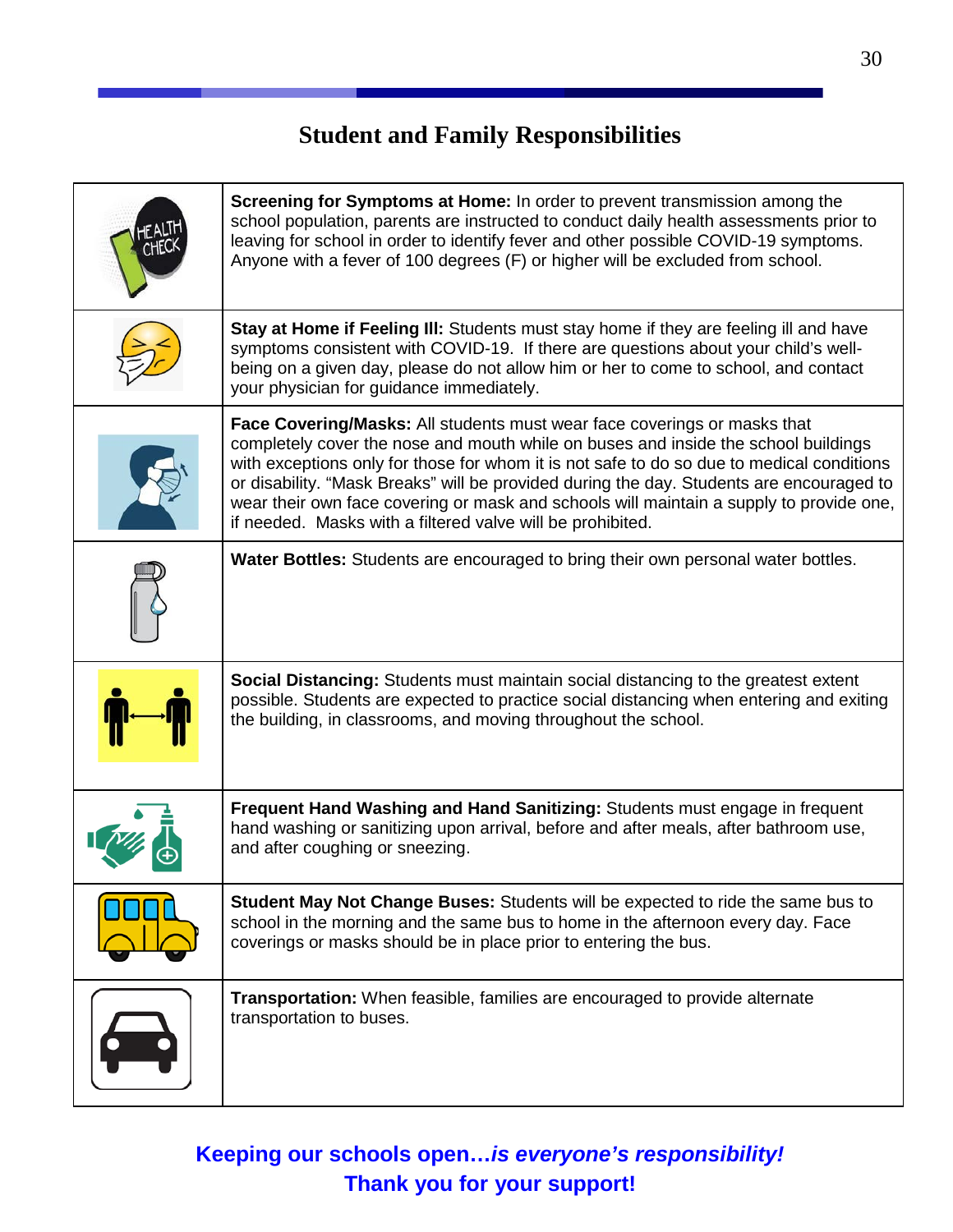## Student and Family Responsibilities

| | |
|---|---|
| | **Screening for Symptoms at Home:** In order to prevent transmission among the school population, parents are instructed to conduct daily health assessments prior to leaving for school in order to identify fever and other possible COVID-19 symptoms. Anyone with a fever of 100 degrees (F) or higher will be excluded from school. |
| | **Stay at Home if Feeling Ill:** Students must stay home if they are feeling ill and have symptoms consistent with COVID-19. If there are questions about your child's well-being on a given day, please do not allow him or her to come to school, and contact your physician for guidance immediately. |
| | **Face Covering/Masks:** All students must wear face coverings or masks that completely cover the nose and mouth while on buses and inside the school buildings with exceptions only for those for whom it is not safe to do so due to medical conditions or disability. "Mask Breaks" will be provided during the day. Students are encouraged to wear their own face covering or mask and schools will maintain a supply to provide one, if needed. Masks with a filtered valve will be prohibited. |
| | **Water Bottles:** Students are encouraged to bring their own personal water bottles. |
| | **Social Distancing:** Students must maintain social distancing to the greatest extent possible. Students are expected to practice social distancing when entering and exiting the building, in classrooms, and moving throughout the school. |
| | **Frequent Hand Washing and Hand Sanitizing:** Students must engage in frequent hand washing or sanitizing upon arrival, before and after meals, after bathroom use, and after coughing or sneezing. |
| | **Student May Not Change Buses:** Students will be expected to ride the same bus to school in the morning and the same bus to home in the afternoon every day. Face coverings or masks should be in place prior to entering the bus. |
| | **Transportation:** When feasible, families are encouraged to provide alternate transportation to buses. |

**Keeping our schools open…*is everyone's responsibility!***

**Thank you for your support!**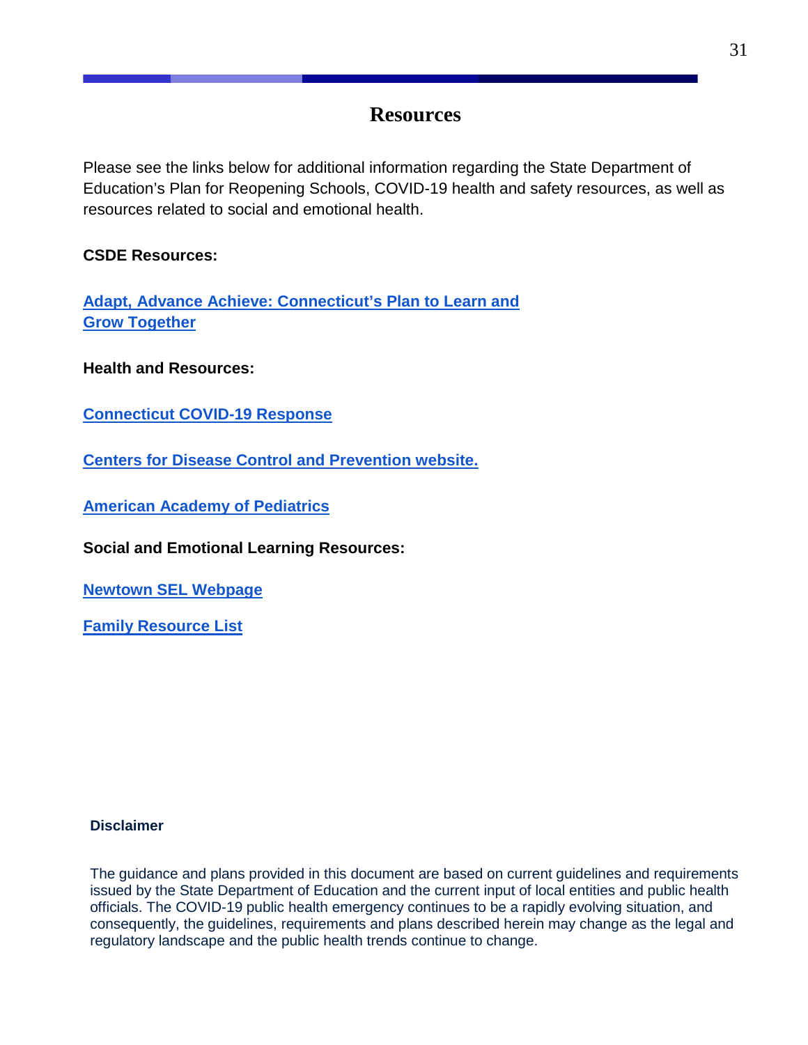# Resources

Please see the links below for additional information regarding the State Department of Education's Plan for Reopening Schools, COVID-19 health and safety resources, as well as resources related to social and emotional health.

**CSDE Resources:**

**Adapt, Advance Achieve: Connecticut's Plan to Learn and Grow Together**

**Health and Resources:**

**Connecticut COVID-19 Response**

**Centers for Disease Control and Prevention website.**

**American Academy of Pediatrics**

**Social and Emotional Learning Resources:**

**Newtown SEL Webpage**

**Family Resource List**

**Disclaimer**

The guidance and plans provided in this document are based on current guidelines and requirements issued by the State Department of Education and the current input of local entities and public health officials. The COVID-19 public health emergency continues to be a rapidly evolving situation, and consequently, the guidelines, requirements and plans described herein may change as the legal and regulatory landscape and the public health trends continue to change.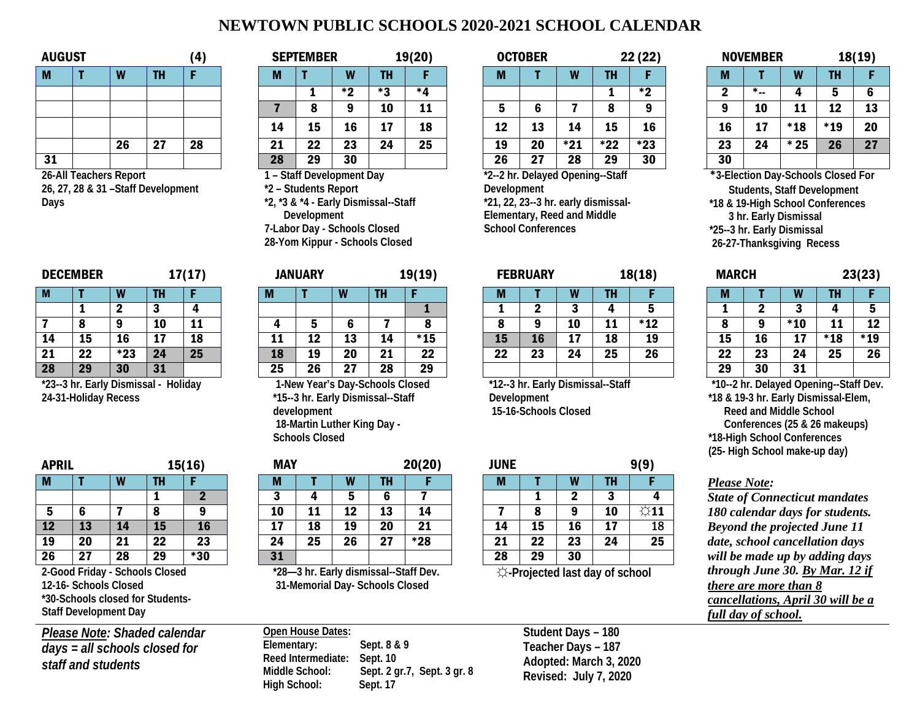# NEWTOWN PUBLIC SCHOOLS 2020-2021 SCHOOL CALENDAR

**AUGUST (4)**

| M | T | W | TH | F |
|---|---|---|---|---|
| | | | | |
| | | | | |
| | | | | |
| | | 26 | 27 | 28 |
| 31 | | | | |

26-All Teachers Report
26, 27, 28 & 31 –Staff Development Days

**SEPTEMBER 19(20)**

| M | T | W | TH | F |
|---|---|---|---|---|
| | 1 | *2 | *3 | *4 |
| 7 | 8 | 9 | 10 | 11 |
| 14 | 15 | 16 | 17 | 18 |
| 21 | 22 | 23 | 24 | 25 |
| 28 | 29 | 30 | | |

1 – Staff Development Day
*2 – Students Report
*2, *3 & *4 - Early Dismissal--Staff Development
7-Labor Day - Schools Closed
28-Yom Kippur - Schools Closed

**OCTOBER 22 (22)**

| M | T | W | TH | F |
|---|---|---|---|---|
| | | | 1 | *2 |
| 5 | 6 | 7 | 8 | 9 |
| 12 | 13 | 14 | 15 | 16 |
| 19 | 20 | *21 | *22 | *23 |
| 26 | 27 | 28 | 29 | 30 |

*2--2 hr. Delayed Opening--Staff Development
*21, 22, 23--3 hr. early dismissal-Elementary, Reed and Middle School Conferences

**NOVEMBER 18(19)**

| M | T | W | TH | F |
|---|---|---|---|---|
| 2 | *-- | 4 | 5 | 6 |
| 9 | 10 | 11 | 12 | 13 |
| 16 | 17 | *18 | *19 | 20 |
| 23 | 24 | * 25 | 26 | 27 |
| 30 | | | | |

*3-Election Day-Schools Closed For Students, Staff Development
*18 & 19-High School Conferences 3 hr. Early Dismissal
*25--3 hr. Early Dismissal
26-27-Thanksgiving Recess

**DECEMBER 17(17)**

| M | T | W | TH | F |
|---|---|---|---|---|
| | 1 | 2 | 3 | 4 |
| 7 | 8 | 9 | 10 | 11 |
| 14 | 15 | 16 | 17 | 18 |
| 21 | 22 | *23 | 24 | 25 |
| 28 | 29 | 30 | 31 | |

*23--3 hr. Early Dismissal - Holiday
24-31-Holiday Recess

**JANUARY 19(19)**

| M | T | W | TH | F |
|---|---|---|---|---|
| | | | | 1 |
| 4 | 5 | 6 | 7 | 8 |
| 11 | 12 | 13 | 14 | *15 |
| 18 | 19 | 20 | 21 | 22 |
| 25 | 26 | 27 | 28 | 29 |

1-New Year's Day-Schools Closed
*15--3 hr. Early Dismissal--Staff development
18-Martin Luther King Day - Schools Closed

**FEBRUARY 18(18)**

| M | T | W | TH | F |
|---|---|---|---|---|
| 1 | 2 | 3 | 4 | 5 |
| 8 | 9 | 10 | 11 | *12 |
| 15 | 16 | 17 | 18 | 19 |
| 22 | 23 | 24 | 25 | 26 |
| | | | | |

*12--3 hr. Early Dismissal--Staff Development
15-16-Schools Closed

**MARCH 23(23)**

| M | T | W | TH | F |
|---|---|---|---|---|
| 1 | 2 | 3 | 4 | 5 |
| 8 | 9 | *10 | 11 | 12 |
| 15 | 16 | 17 | *18 | *19 |
| 22 | 23 | 24 | 25 | 26 |
| 29 | 30 | 31 | | |

*10--2 hr. Delayed Opening--Staff Dev.
*18 & 19-3 hr. Early Dismissal-Elem, Reed and Middle School Conferences (25 & 26 makeups)
*18-High School Conferences
(25- High School make-up day)

**APRIL 15(16)**

| M | T | W | TH | F |
|---|---|---|---|---|
| | | | 1 | 2 |
| 5 | 6 | 7 | 8 | 9 |
| 12 | 13 | 14 | 15 | 16 |
| 19 | 20 | 21 | 22 | 23 |
| 26 | 27 | 28 | 29 | *30 |

2-Good Friday - Schools Closed
12-16- Schools Closed
*30-Schools closed for Students-Staff Development Day

**MAY 20(20)**

| M | T | W | TH | F |
|---|---|---|---|---|
| 3 | 4 | 5 | 6 | 7 |
| 10 | 11 | 12 | 13 | 14 |
| 17 | 18 | 19 | 20 | 21 |
| 24 | 25 | 26 | 27 | *28 |
| 31 | | | | |

*28—3 hr. Early dismissal--Staff Dev.
31-Memorial Day- Schools Closed

**JUNE 9(9)**

| M | T | W | TH | F |
|---|---|---|---|---|
| | 1 | 2 | 3 | 4 |
| 7 | 8 | 9 | 10 | ☼11 |
| 14 | 15 | 16 | 17 | 18 |
| 21 | 22 | 23 | 24 | 25 |
| 28 | 29 | 30 | | |

☼-Projected last day of school

***Please Note:* State of Connecticut mandates 180 calendar days for students. Beyond the projected June 11 date, school cancellation days will be made up by adding days through June 30. *By Mar. 12 if there are more than 8 cancellations, April 30 will be a full day of school.***

***Please Note:* Shaded calendar days = all schools closed for staff and students**

**Open House Dates:**
Elementary: Sept. 8 & 9
Reed Intermediate: Sept. 10
Middle School: Sept. 2 gr.7, Sept. 3 gr. 8
High School: Sept. 17

Student Days – 180
Teacher Days – 187
Adopted: March 3, 2020
Revised: July 7, 2020